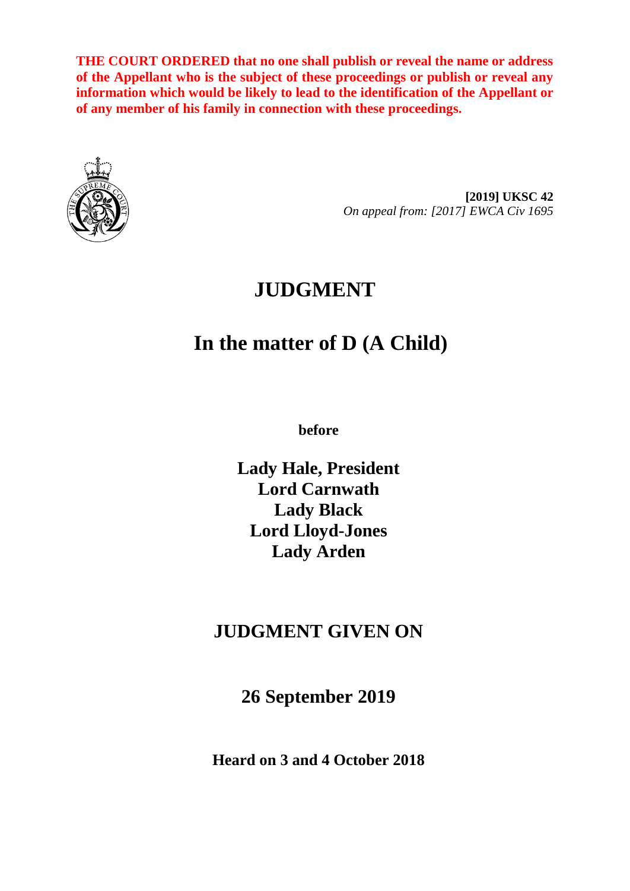**THE COURT ORDERED that no one shall publish or reveal the name or address of the Appellant who is the subject of these proceedings or publish or reveal any information which would be likely to lead to the identification of the Appellant or of any member of his family in connection with these proceedings.**

**[2019] UKSC 42**
*On appeal from: [2017] EWCA Civ 1695*

# JUDGMENT

# In the matter of D (A Child)

**before**

**Lady Hale, President**
**Lord Carnwath**
**Lady Black**
**Lord Lloyd-Jones**
**Lady Arden**

## JUDGMENT GIVEN ON

## 26 September 2019

**Heard on 3 and 4 October 2018**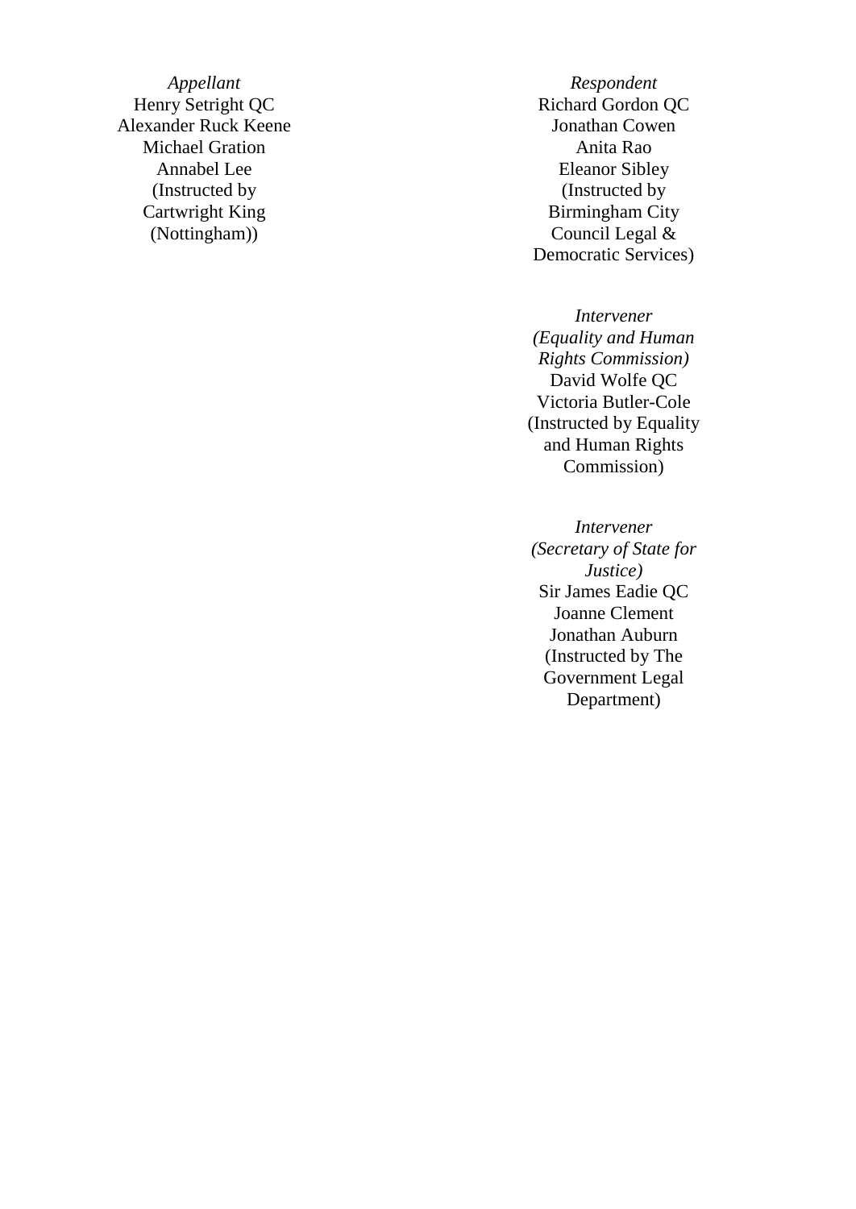*Appellant*
Henry Setright QC
Alexander Ruck Keene
Michael Gration
Annabel Lee
(Instructed by
Cartwright King
(Nottingham))

*Respondent*
Richard Gordon QC
Jonathan Cowen
Anita Rao
Eleanor Sibley
(Instructed by
Birmingham City
Council Legal &
Democratic Services)

*Intervener*
*(Equality and Human Rights Commission)*
David Wolfe QC
Victoria Butler-Cole
(Instructed by Equality and Human Rights Commission)

*Intervener*
*(Secretary of State for Justice)*
Sir James Eadie QC
Joanne Clement
Jonathan Auburn
(Instructed by The Government Legal Department)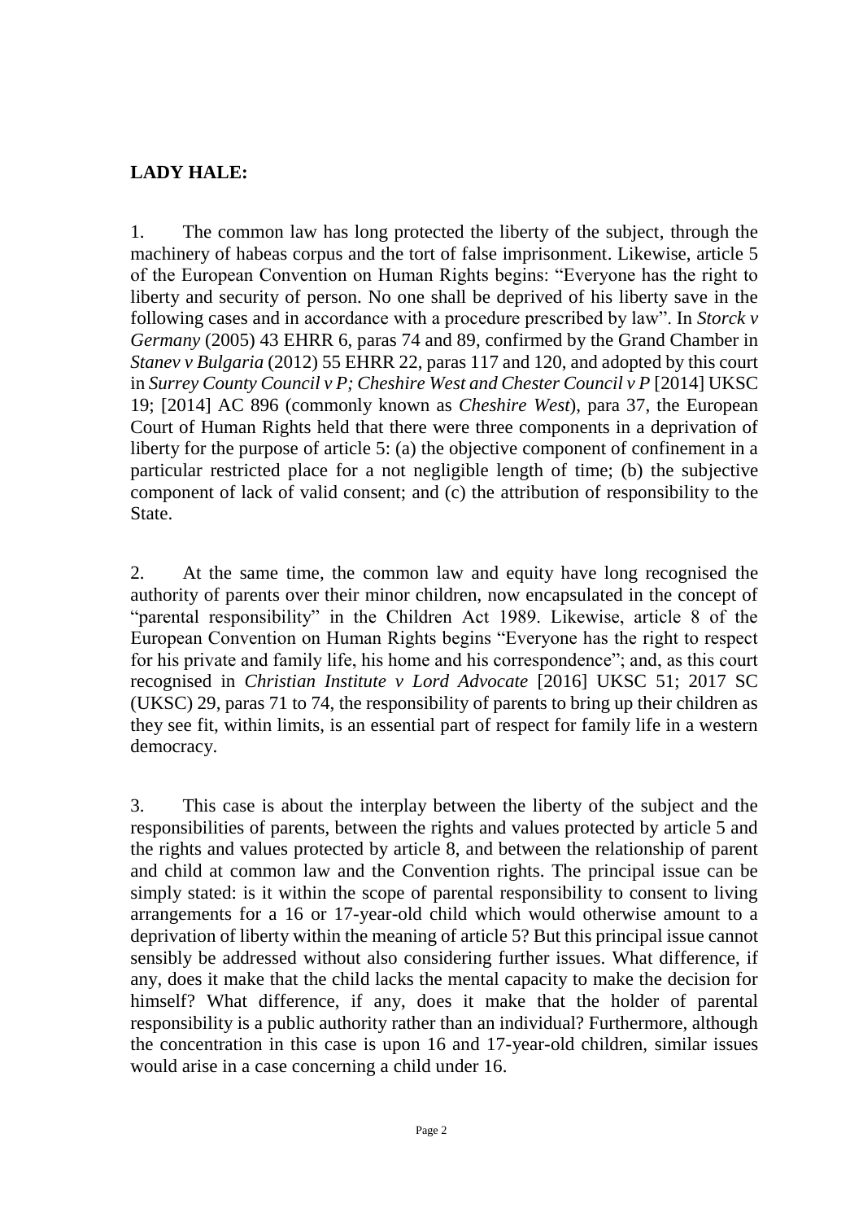**LADY HALE:**

1. The common law has long protected the liberty of the subject, through the machinery of habeas corpus and the tort of false imprisonment. Likewise, article 5 of the European Convention on Human Rights begins: "Everyone has the right to liberty and security of person. No one shall be deprived of his liberty save in the following cases and in accordance with a procedure prescribed by law". In *Storck v Germany* (2005) 43 EHRR 6, paras 74 and 89, confirmed by the Grand Chamber in *Stanev v Bulgaria* (2012) 55 EHRR 22, paras 117 and 120, and adopted by this court in *Surrey County Council v P; Cheshire West and Chester Council v P* [2014] UKSC 19; [2014] AC 896 (commonly known as *Cheshire West*), para 37, the European Court of Human Rights held that there were three components in a deprivation of liberty for the purpose of article 5: (a) the objective component of confinement in a particular restricted place for a not negligible length of time; (b) the subjective component of lack of valid consent; and (c) the attribution of responsibility to the State.

2. At the same time, the common law and equity have long recognised the authority of parents over their minor children, now encapsulated in the concept of "parental responsibility" in the Children Act 1989. Likewise, article 8 of the European Convention on Human Rights begins "Everyone has the right to respect for his private and family life, his home and his correspondence"; and, as this court recognised in *Christian Institute v Lord Advocate* [2016] UKSC 51; 2017 SC (UKSC) 29, paras 71 to 74, the responsibility of parents to bring up their children as they see fit, within limits, is an essential part of respect for family life in a western democracy.

3. This case is about the interplay between the liberty of the subject and the responsibilities of parents, between the rights and values protected by article 5 and the rights and values protected by article 8, and between the relationship of parent and child at common law and the Convention rights. The principal issue can be simply stated: is it within the scope of parental responsibility to consent to living arrangements for a 16 or 17-year-old child which would otherwise amount to a deprivation of liberty within the meaning of article 5? But this principal issue cannot sensibly be addressed without also considering further issues. What difference, if any, does it make that the child lacks the mental capacity to make the decision for himself? What difference, if any, does it make that the holder of parental responsibility is a public authority rather than an individual? Furthermore, although the concentration in this case is upon 16 and 17-year-old children, similar issues would arise in a case concerning a child under 16.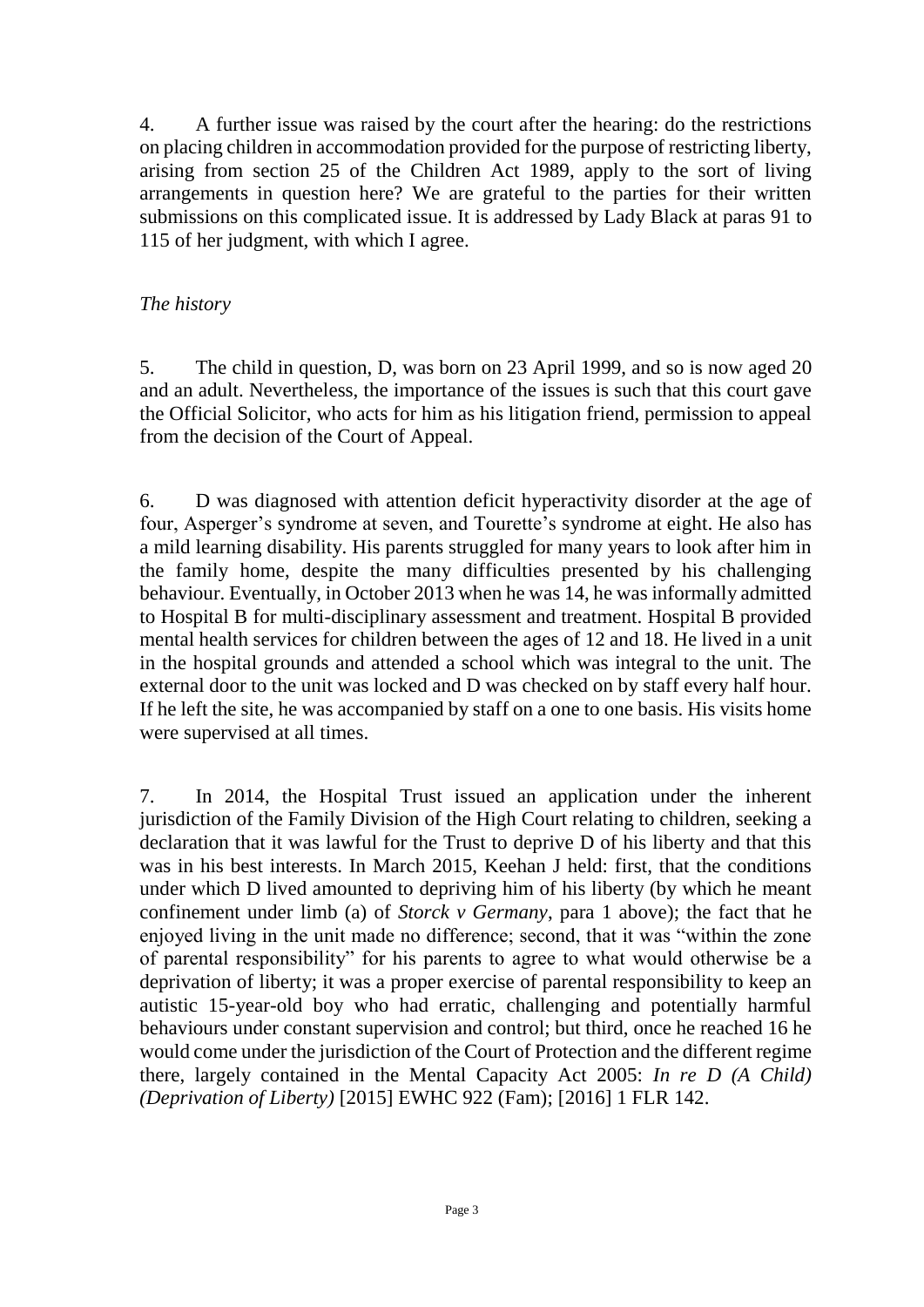4. A further issue was raised by the court after the hearing: do the restrictions on placing children in accommodation provided for the purpose of restricting liberty, arising from section 25 of the Children Act 1989, apply to the sort of living arrangements in question here? We are grateful to the parties for their written submissions on this complicated issue. It is addressed by Lady Black at paras 91 to 115 of her judgment, with which I agree.

*The history*

5. The child in question, D, was born on 23 April 1999, and so is now aged 20 and an adult. Nevertheless, the importance of the issues is such that this court gave the Official Solicitor, who acts for him as his litigation friend, permission to appeal from the decision of the Court of Appeal.

6. D was diagnosed with attention deficit hyperactivity disorder at the age of four, Asperger's syndrome at seven, and Tourette's syndrome at eight. He also has a mild learning disability. His parents struggled for many years to look after him in the family home, despite the many difficulties presented by his challenging behaviour. Eventually, in October 2013 when he was 14, he was informally admitted to Hospital B for multi-disciplinary assessment and treatment. Hospital B provided mental health services for children between the ages of 12 and 18. He lived in a unit in the hospital grounds and attended a school which was integral to the unit. The external door to the unit was locked and D was checked on by staff every half hour. If he left the site, he was accompanied by staff on a one to one basis. His visits home were supervised at all times.

7. In 2014, the Hospital Trust issued an application under the inherent jurisdiction of the Family Division of the High Court relating to children, seeking a declaration that it was lawful for the Trust to deprive D of his liberty and that this was in his best interests. In March 2015, Keehan J held: first, that the conditions under which D lived amounted to depriving him of his liberty (by which he meant confinement under limb (a) of *Storck v Germany*, para 1 above); the fact that he enjoyed living in the unit made no difference; second, that it was "within the zone of parental responsibility" for his parents to agree to what would otherwise be a deprivation of liberty; it was a proper exercise of parental responsibility to keep an autistic 15-year-old boy who had erratic, challenging and potentially harmful behaviours under constant supervision and control; but third, once he reached 16 he would come under the jurisdiction of the Court of Protection and the different regime there, largely contained in the Mental Capacity Act 2005: *In re D (A Child) (Deprivation of Liberty)* [2015] EWHC 922 (Fam); [2016] 1 FLR 142.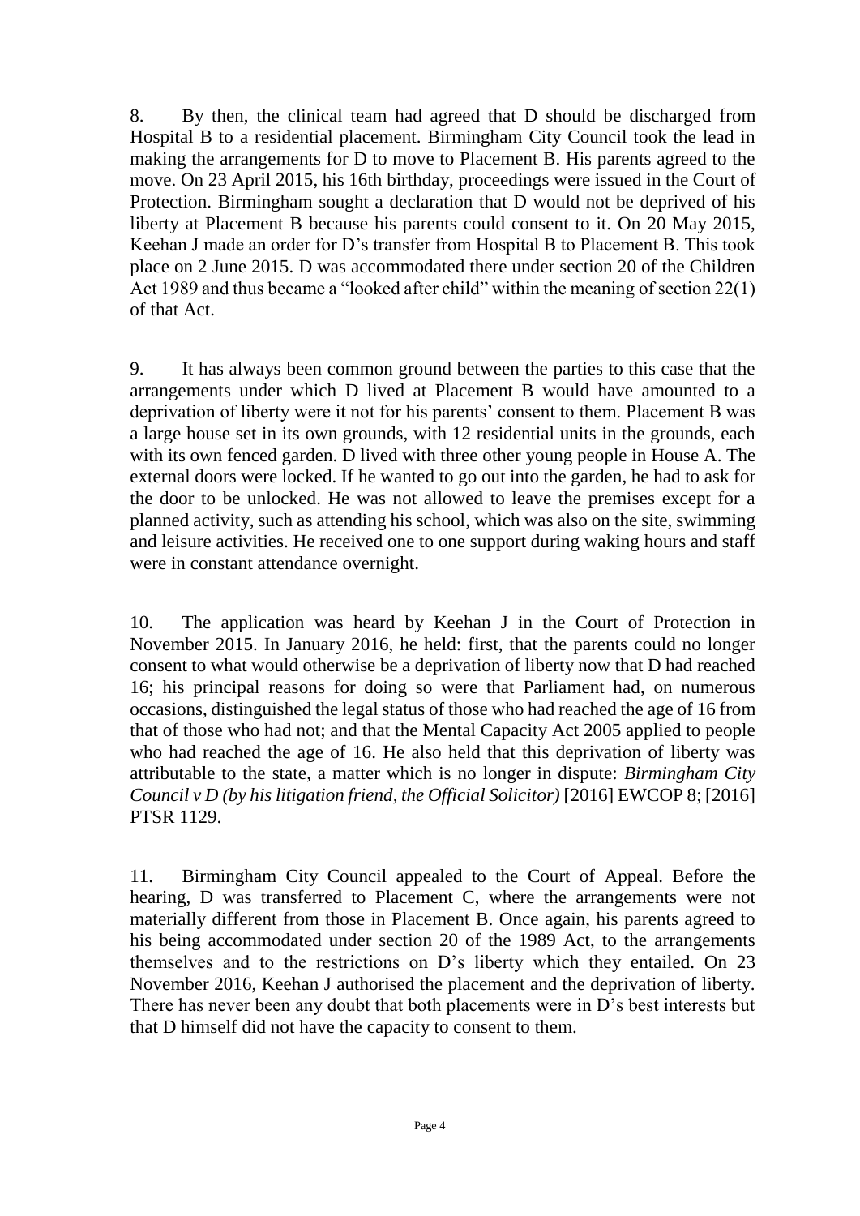8. By then, the clinical team had agreed that D should be discharged from Hospital B to a residential placement. Birmingham City Council took the lead in making the arrangements for D to move to Placement B. His parents agreed to the move. On 23 April 2015, his 16th birthday, proceedings were issued in the Court of Protection. Birmingham sought a declaration that D would not be deprived of his liberty at Placement B because his parents could consent to it. On 20 May 2015, Keehan J made an order for D's transfer from Hospital B to Placement B. This took place on 2 June 2015. D was accommodated there under section 20 of the Children Act 1989 and thus became a "looked after child" within the meaning of section 22(1) of that Act.

9. It has always been common ground between the parties to this case that the arrangements under which D lived at Placement B would have amounted to a deprivation of liberty were it not for his parents' consent to them. Placement B was a large house set in its own grounds, with 12 residential units in the grounds, each with its own fenced garden. D lived with three other young people in House A. The external doors were locked. If he wanted to go out into the garden, he had to ask for the door to be unlocked. He was not allowed to leave the premises except for a planned activity, such as attending his school, which was also on the site, swimming and leisure activities. He received one to one support during waking hours and staff were in constant attendance overnight.

10. The application was heard by Keehan J in the Court of Protection in November 2015. In January 2016, he held: first, that the parents could no longer consent to what would otherwise be a deprivation of liberty now that D had reached 16; his principal reasons for doing so were that Parliament had, on numerous occasions, distinguished the legal status of those who had reached the age of 16 from that of those who had not; and that the Mental Capacity Act 2005 applied to people who had reached the age of 16. He also held that this deprivation of liberty was attributable to the state, a matter which is no longer in dispute: *Birmingham City Council v D (by his litigation friend, the Official Solicitor)* [2016] EWCOP 8; [2016] PTSR 1129.

11. Birmingham City Council appealed to the Court of Appeal. Before the hearing, D was transferred to Placement C, where the arrangements were not materially different from those in Placement B. Once again, his parents agreed to his being accommodated under section 20 of the 1989 Act, to the arrangements themselves and to the restrictions on D's liberty which they entailed. On 23 November 2016, Keehan J authorised the placement and the deprivation of liberty. There has never been any doubt that both placements were in D's best interests but that D himself did not have the capacity to consent to them.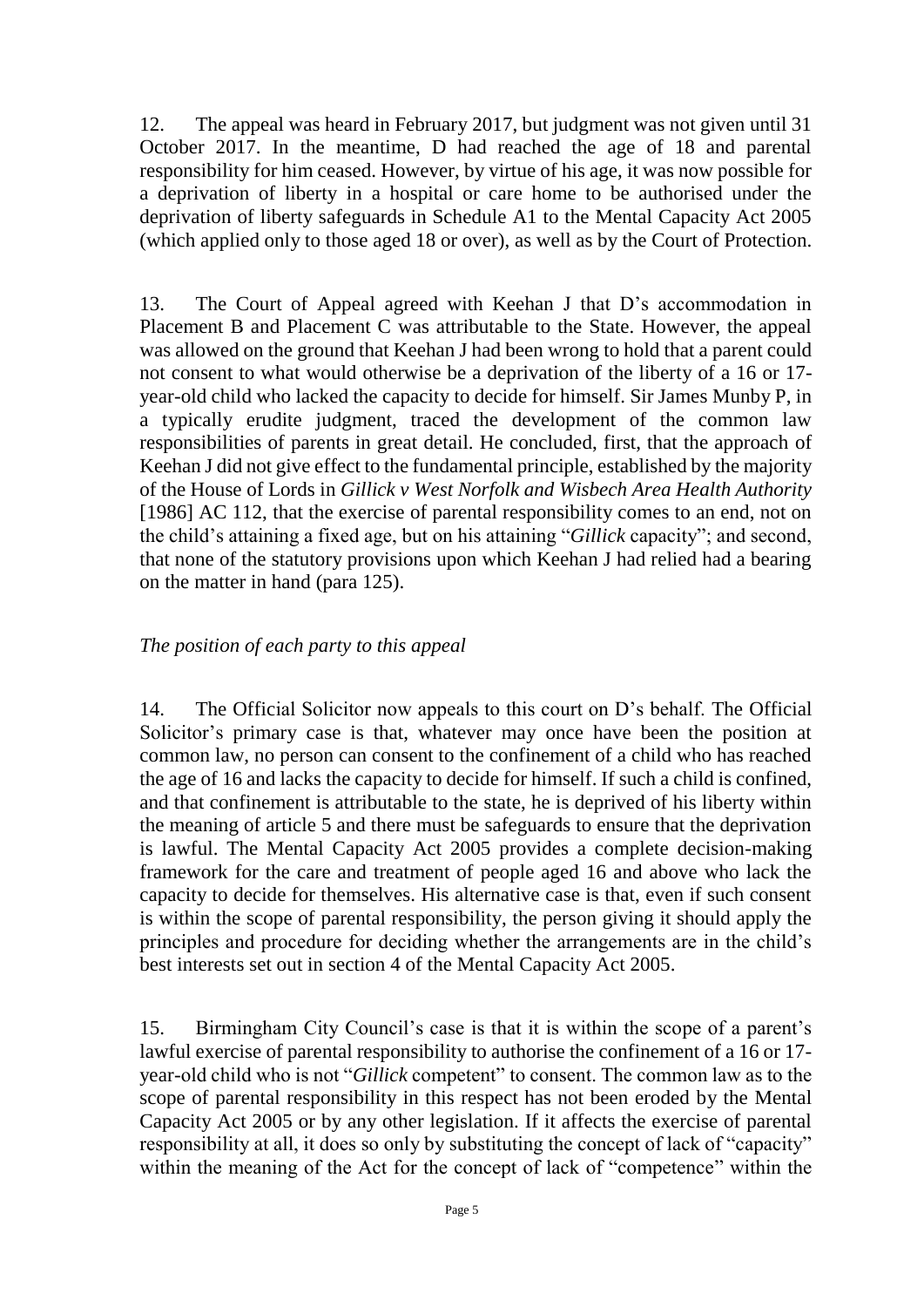12. The appeal was heard in February 2017, but judgment was not given until 31 October 2017. In the meantime, D had reached the age of 18 and parental responsibility for him ceased. However, by virtue of his age, it was now possible for a deprivation of liberty in a hospital or care home to be authorised under the deprivation of liberty safeguards in Schedule A1 to the Mental Capacity Act 2005 (which applied only to those aged 18 or over), as well as by the Court of Protection.

13. The Court of Appeal agreed with Keehan J that D's accommodation in Placement B and Placement C was attributable to the State. However, the appeal was allowed on the ground that Keehan J had been wrong to hold that a parent could not consent to what would otherwise be a deprivation of the liberty of a 16 or 17-year-old child who lacked the capacity to decide for himself. Sir James Munby P, in a typically erudite judgment, traced the development of the common law responsibilities of parents in great detail. He concluded, first, that the approach of Keehan J did not give effect to the fundamental principle, established by the majority of the House of Lords in *Gillick v West Norfolk and Wisbech Area Health Authority* [1986] AC 112, that the exercise of parental responsibility comes to an end, not on the child's attaining a fixed age, but on his attaining "*Gillick* capacity"; and second, that none of the statutory provisions upon which Keehan J had relied had a bearing on the matter in hand (para 125).

*The position of each party to this appeal*

14. The Official Solicitor now appeals to this court on D's behalf. The Official Solicitor's primary case is that, whatever may once have been the position at common law, no person can consent to the confinement of a child who has reached the age of 16 and lacks the capacity to decide for himself. If such a child is confined, and that confinement is attributable to the state, he is deprived of his liberty within the meaning of article 5 and there must be safeguards to ensure that the deprivation is lawful. The Mental Capacity Act 2005 provides a complete decision-making framework for the care and treatment of people aged 16 and above who lack the capacity to decide for themselves. His alternative case is that, even if such consent is within the scope of parental responsibility, the person giving it should apply the principles and procedure for deciding whether the arrangements are in the child's best interests set out in section 4 of the Mental Capacity Act 2005.

15. Birmingham City Council's case is that it is within the scope of a parent's lawful exercise of parental responsibility to authorise the confinement of a 16 or 17-year-old child who is not "*Gillick* competent" to consent. The common law as to the scope of parental responsibility in this respect has not been eroded by the Mental Capacity Act 2005 or by any other legislation. If it affects the exercise of parental responsibility at all, it does so only by substituting the concept of lack of "capacity" within the meaning of the Act for the concept of lack of "competence" within the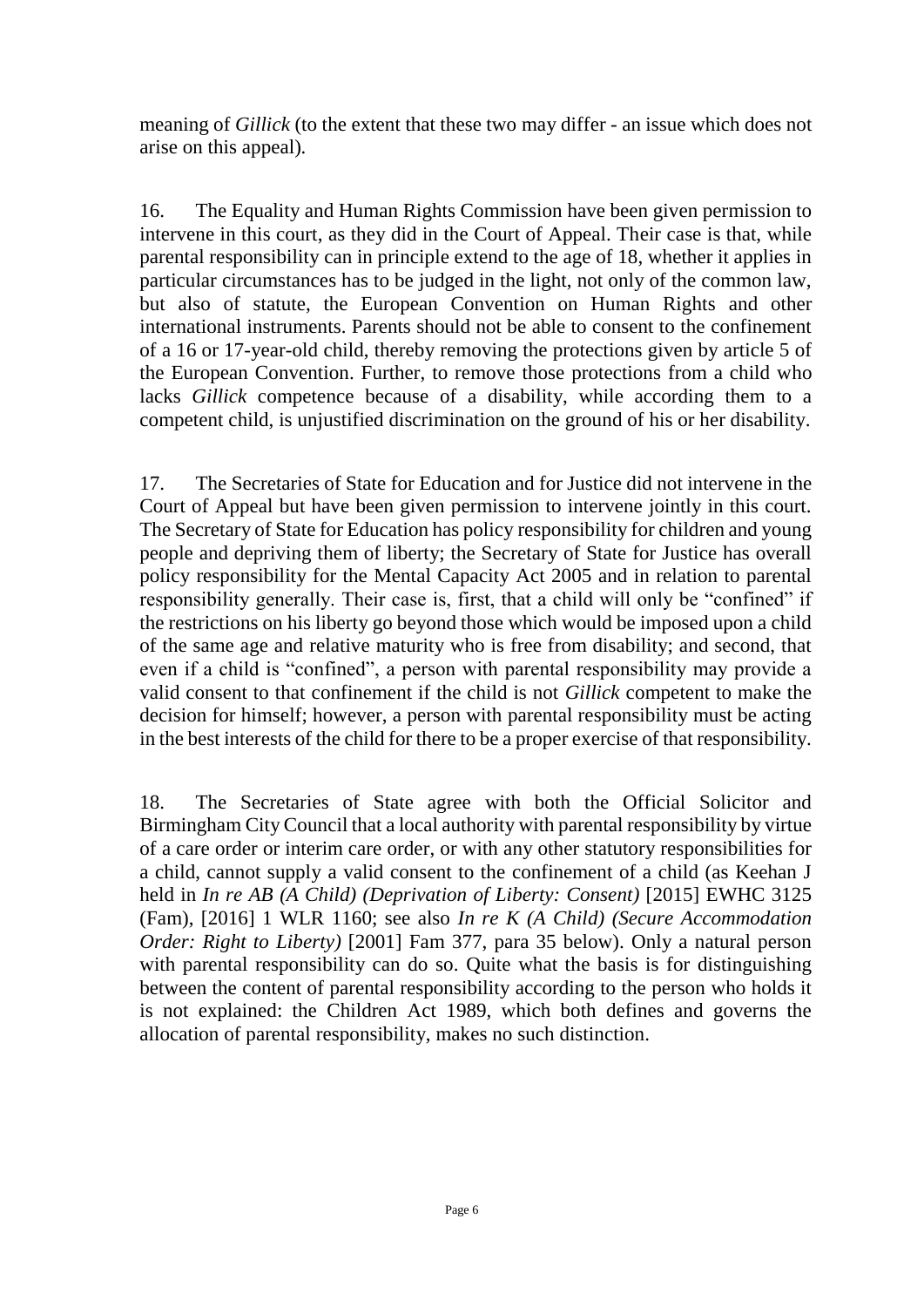meaning of *Gillick* (to the extent that these two may differ - an issue which does not arise on this appeal).

16. The Equality and Human Rights Commission have been given permission to intervene in this court, as they did in the Court of Appeal. Their case is that, while parental responsibility can in principle extend to the age of 18, whether it applies in particular circumstances has to be judged in the light, not only of the common law, but also of statute, the European Convention on Human Rights and other international instruments. Parents should not be able to consent to the confinement of a 16 or 17-year-old child, thereby removing the protections given by article 5 of the European Convention. Further, to remove those protections from a child who lacks *Gillick* competence because of a disability, while according them to a competent child, is unjustified discrimination on the ground of his or her disability.

17. The Secretaries of State for Education and for Justice did not intervene in the Court of Appeal but have been given permission to intervene jointly in this court. The Secretary of State for Education has policy responsibility for children and young people and depriving them of liberty; the Secretary of State for Justice has overall policy responsibility for the Mental Capacity Act 2005 and in relation to parental responsibility generally. Their case is, first, that a child will only be "confined" if the restrictions on his liberty go beyond those which would be imposed upon a child of the same age and relative maturity who is free from disability; and second, that even if a child is "confined", a person with parental responsibility may provide a valid consent to that confinement if the child is not *Gillick* competent to make the decision for himself; however, a person with parental responsibility must be acting in the best interests of the child for there to be a proper exercise of that responsibility.

18. The Secretaries of State agree with both the Official Solicitor and Birmingham City Council that a local authority with parental responsibility by virtue of a care order or interim care order, or with any other statutory responsibilities for a child, cannot supply a valid consent to the confinement of a child (as Keehan J held in *In re AB (A Child) (Deprivation of Liberty: Consent)* [2015] EWHC 3125 (Fam), [2016] 1 WLR 1160; see also *In re K (A Child) (Secure Accommodation Order: Right to Liberty)* [2001] Fam 377, para 35 below). Only a natural person with parental responsibility can do so. Quite what the basis is for distinguishing between the content of parental responsibility according to the person who holds it is not explained: the Children Act 1989, which both defines and governs the allocation of parental responsibility, makes no such distinction.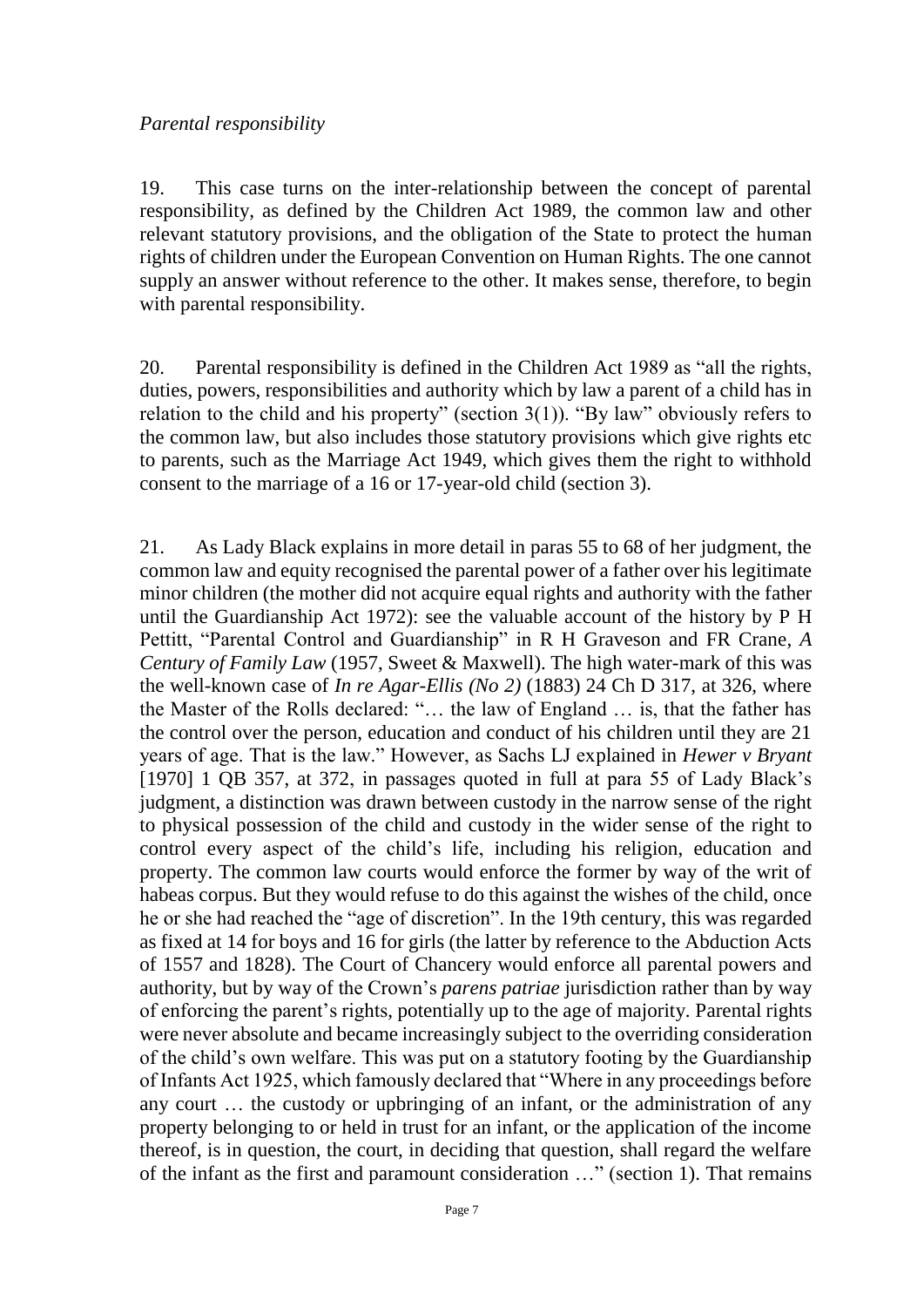*Parental responsibility*

19. This case turns on the inter-relationship between the concept of parental responsibility, as defined by the Children Act 1989, the common law and other relevant statutory provisions, and the obligation of the State to protect the human rights of children under the European Convention on Human Rights. The one cannot supply an answer without reference to the other. It makes sense, therefore, to begin with parental responsibility.

20. Parental responsibility is defined in the Children Act 1989 as "all the rights, duties, powers, responsibilities and authority which by law a parent of a child has in relation to the child and his property" (section 3(1)). "By law" obviously refers to the common law, but also includes those statutory provisions which give rights etc to parents, such as the Marriage Act 1949, which gives them the right to withhold consent to the marriage of a 16 or 17-year-old child (section 3).

21. As Lady Black explains in more detail in paras 55 to 68 of her judgment, the common law and equity recognised the parental power of a father over his legitimate minor children (the mother did not acquire equal rights and authority with the father until the Guardianship Act 1972): see the valuable account of the history by P H Pettitt, "Parental Control and Guardianship" in R H Graveson and FR Crane, *A Century of Family Law* (1957, Sweet & Maxwell). The high water-mark of this was the well-known case of *In re Agar-Ellis (No 2)* (1883) 24 Ch D 317, at 326, where the Master of the Rolls declared: "… the law of England … is, that the father has the control over the person, education and conduct of his children until they are 21 years of age. That is the law." However, as Sachs LJ explained in *Hewer v Bryant* [1970] 1 QB 357, at 372, in passages quoted in full at para 55 of Lady Black's judgment, a distinction was drawn between custody in the narrow sense of the right to physical possession of the child and custody in the wider sense of the right to control every aspect of the child's life, including his religion, education and property. The common law courts would enforce the former by way of the writ of habeas corpus. But they would refuse to do this against the wishes of the child, once he or she had reached the "age of discretion". In the 19th century, this was regarded as fixed at 14 for boys and 16 for girls (the latter by reference to the Abduction Acts of 1557 and 1828). The Court of Chancery would enforce all parental powers and authority, but by way of the Crown's *parens patriae* jurisdiction rather than by way of enforcing the parent's rights, potentially up to the age of majority. Parental rights were never absolute and became increasingly subject to the overriding consideration of the child's own welfare. This was put on a statutory footing by the Guardianship of Infants Act 1925, which famously declared that "Where in any proceedings before any court … the custody or upbringing of an infant, or the administration of any property belonging to or held in trust for an infant, or the application of the income thereof, is in question, the court, in deciding that question, shall regard the welfare of the infant as the first and paramount consideration …" (section 1). That remains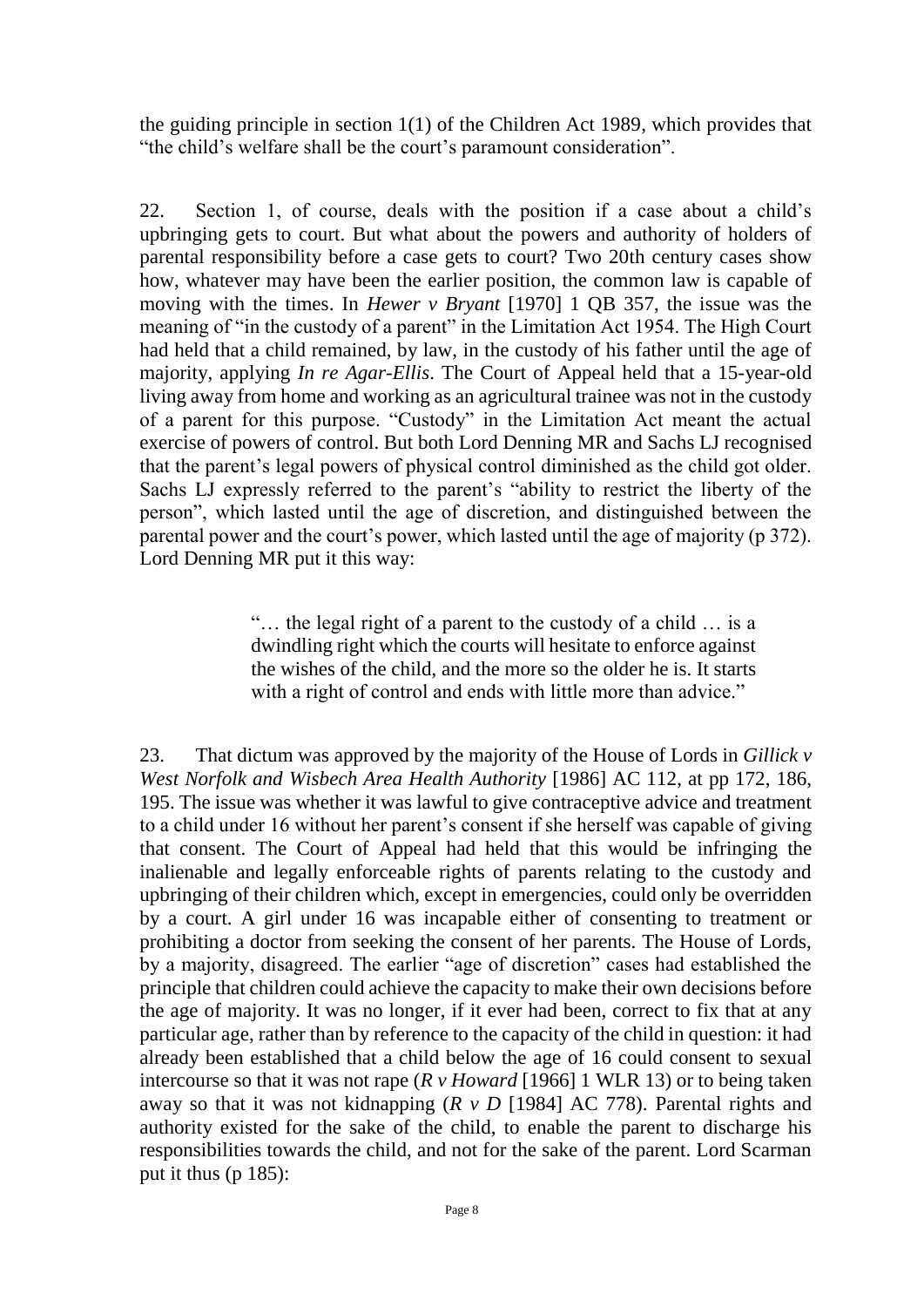the guiding principle in section 1(1) of the Children Act 1989, which provides that "the child's welfare shall be the court's paramount consideration".

22. Section 1, of course, deals with the position if a case about a child's upbringing gets to court. But what about the powers and authority of holders of parental responsibility before a case gets to court? Two 20th century cases show how, whatever may have been the earlier position, the common law is capable of moving with the times. In *Hewer v Bryant* [1970] 1 QB 357, the issue was the meaning of "in the custody of a parent" in the Limitation Act 1954. The High Court had held that a child remained, by law, in the custody of his father until the age of majority, applying *In re Agar-Ellis*. The Court of Appeal held that a 15-year-old living away from home and working as an agricultural trainee was not in the custody of a parent for this purpose. "Custody" in the Limitation Act meant the actual exercise of powers of control. But both Lord Denning MR and Sachs LJ recognised that the parent's legal powers of physical control diminished as the child got older. Sachs LJ expressly referred to the parent's "ability to restrict the liberty of the person", which lasted until the age of discretion, and distinguished between the parental power and the court's power, which lasted until the age of majority (p 372). Lord Denning MR put it this way:

> "… the legal right of a parent to the custody of a child … is a dwindling right which the courts will hesitate to enforce against the wishes of the child, and the more so the older he is. It starts with a right of control and ends with little more than advice."

23. That dictum was approved by the majority of the House of Lords in *Gillick v West Norfolk and Wisbech Area Health Authority* [1986] AC 112, at pp 172, 186, 195. The issue was whether it was lawful to give contraceptive advice and treatment to a child under 16 without her parent's consent if she herself was capable of giving that consent. The Court of Appeal had held that this would be infringing the inalienable and legally enforceable rights of parents relating to the custody and upbringing of their children which, except in emergencies, could only be overridden by a court. A girl under 16 was incapable either of consenting to treatment or prohibiting a doctor from seeking the consent of her parents. The House of Lords, by a majority, disagreed. The earlier "age of discretion" cases had established the principle that children could achieve the capacity to make their own decisions before the age of majority. It was no longer, if it ever had been, correct to fix that at any particular age, rather than by reference to the capacity of the child in question: it had already been established that a child below the age of 16 could consent to sexual intercourse so that it was not rape (*R v Howard* [1966] 1 WLR 13) or to being taken away so that it was not kidnapping (*R v D* [1984] AC 778). Parental rights and authority existed for the sake of the child, to enable the parent to discharge his responsibilities towards the child, and not for the sake of the parent. Lord Scarman put it thus (p 185):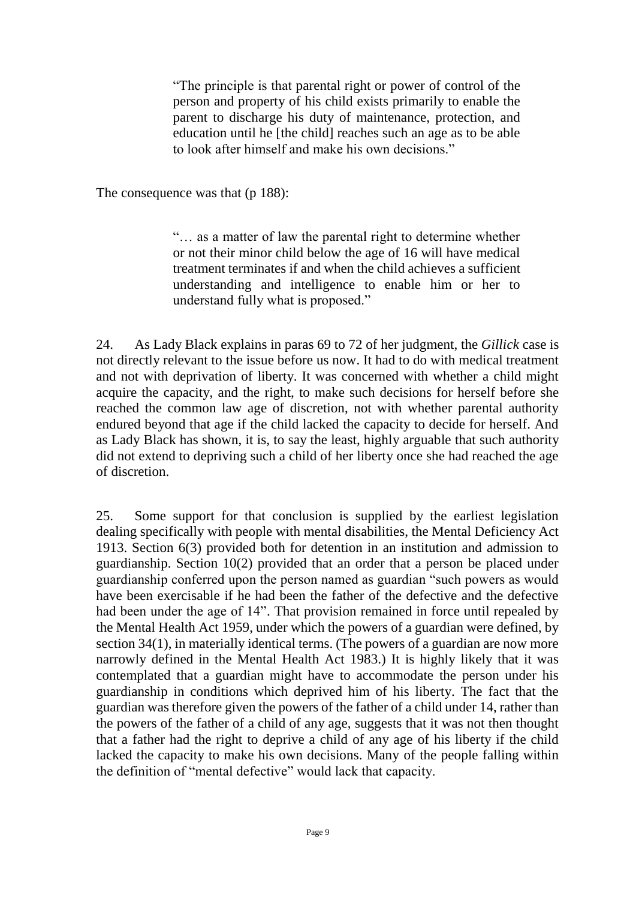> "The principle is that parental right or power of control of the person and property of his child exists primarily to enable the parent to discharge his duty of maintenance, protection, and education until he [the child] reaches such an age as to be able to look after himself and make his own decisions."

The consequence was that (p 188):

> "… as a matter of law the parental right to determine whether or not their minor child below the age of 16 will have medical treatment terminates if and when the child achieves a sufficient understanding and intelligence to enable him or her to understand fully what is proposed."

24. As Lady Black explains in paras 69 to 72 of her judgment, the *Gillick* case is not directly relevant to the issue before us now. It had to do with medical treatment and not with deprivation of liberty. It was concerned with whether a child might acquire the capacity, and the right, to make such decisions for herself before she reached the common law age of discretion, not with whether parental authority endured beyond that age if the child lacked the capacity to decide for herself. And as Lady Black has shown, it is, to say the least, highly arguable that such authority did not extend to depriving such a child of her liberty once she had reached the age of discretion.

25. Some support for that conclusion is supplied by the earliest legislation dealing specifically with people with mental disabilities, the Mental Deficiency Act 1913. Section 6(3) provided both for detention in an institution and admission to guardianship. Section 10(2) provided that an order that a person be placed under guardianship conferred upon the person named as guardian "such powers as would have been exercisable if he had been the father of the defective and the defective had been under the age of 14". That provision remained in force until repealed by the Mental Health Act 1959, under which the powers of a guardian were defined, by section 34(1), in materially identical terms. (The powers of a guardian are now more narrowly defined in the Mental Health Act 1983.) It is highly likely that it was contemplated that a guardian might have to accommodate the person under his guardianship in conditions which deprived him of his liberty. The fact that the guardian was therefore given the powers of the father of a child under 14, rather than the powers of the father of a child of any age, suggests that it was not then thought that a father had the right to deprive a child of any age of his liberty if the child lacked the capacity to make his own decisions. Many of the people falling within the definition of "mental defective" would lack that capacity.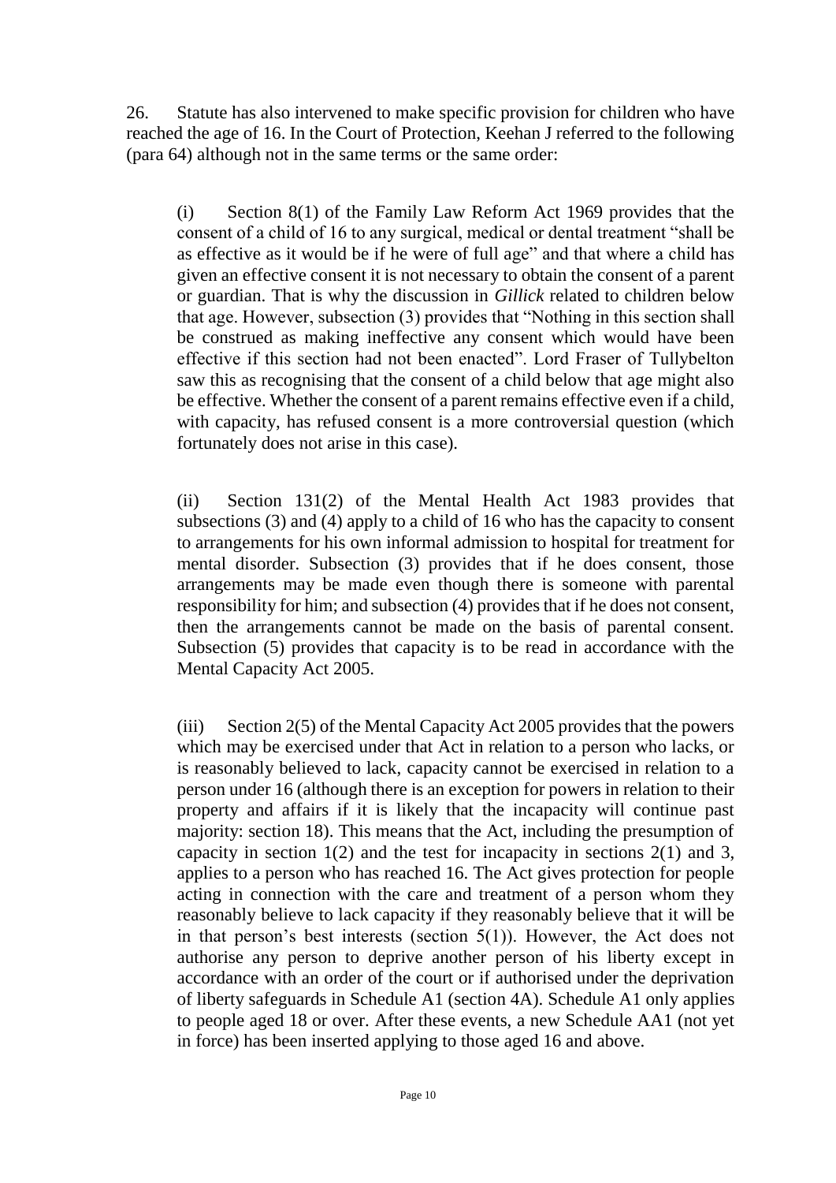26. Statute has also intervened to make specific provision for children who have reached the age of 16. In the Court of Protection, Keehan J referred to the following (para 64) although not in the same terms or the same order:

> (i) Section 8(1) of the Family Law Reform Act 1969 provides that the consent of a child of 16 to any surgical, medical or dental treatment "shall be as effective as it would be if he were of full age" and that where a child has given an effective consent it is not necessary to obtain the consent of a parent or guardian. That is why the discussion in *Gillick* related to children below that age. However, subsection (3) provides that "Nothing in this section shall be construed as making ineffective any consent which would have been effective if this section had not been enacted". Lord Fraser of Tullybelton saw this as recognising that the consent of a child below that age might also be effective. Whether the consent of a parent remains effective even if a child, with capacity, has refused consent is a more controversial question (which fortunately does not arise in this case).
>
> (ii) Section 131(2) of the Mental Health Act 1983 provides that subsections (3) and (4) apply to a child of 16 who has the capacity to consent to arrangements for his own informal admission to hospital for treatment for mental disorder. Subsection (3) provides that if he does consent, those arrangements may be made even though there is someone with parental responsibility for him; and subsection (4) provides that if he does not consent, then the arrangements cannot be made on the basis of parental consent. Subsection (5) provides that capacity is to be read in accordance with the Mental Capacity Act 2005.
>
> (iii) Section 2(5) of the Mental Capacity Act 2005 provides that the powers which may be exercised under that Act in relation to a person who lacks, or is reasonably believed to lack, capacity cannot be exercised in relation to a person under 16 (although there is an exception for powers in relation to their property and affairs if it is likely that the incapacity will continue past majority: section 18). This means that the Act, including the presumption of capacity in section 1(2) and the test for incapacity in sections 2(1) and 3, applies to a person who has reached 16. The Act gives protection for people acting in connection with the care and treatment of a person whom they reasonably believe to lack capacity if they reasonably believe that it will be in that person's best interests (section 5(1)). However, the Act does not authorise any person to deprive another person of his liberty except in accordance with an order of the court or if authorised under the deprivation of liberty safeguards in Schedule A1 (section 4A). Schedule A1 only applies to people aged 18 or over. After these events, a new Schedule AA1 (not yet in force) has been inserted applying to those aged 16 and above.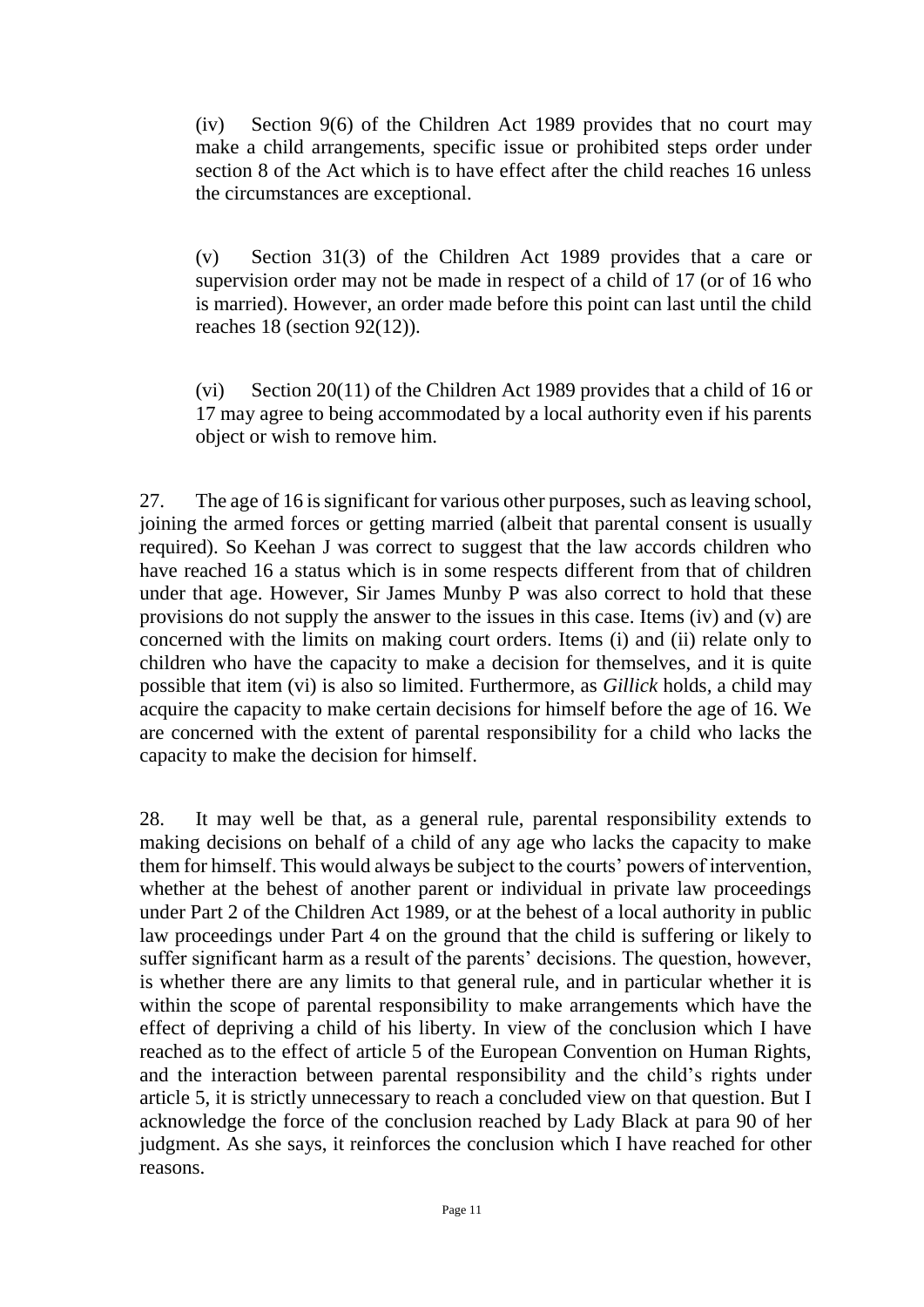(iv) Section 9(6) of the Children Act 1989 provides that no court may make a child arrangements, specific issue or prohibited steps order under section 8 of the Act which is to have effect after the child reaches 16 unless the circumstances are exceptional.

(v) Section 31(3) of the Children Act 1989 provides that a care or supervision order may not be made in respect of a child of 17 (or of 16 who is married). However, an order made before this point can last until the child reaches 18 (section 92(12)).

(vi) Section 20(11) of the Children Act 1989 provides that a child of 16 or 17 may agree to being accommodated by a local authority even if his parents object or wish to remove him.

27. The age of 16 is significant for various other purposes, such as leaving school, joining the armed forces or getting married (albeit that parental consent is usually required). So Keehan J was correct to suggest that the law accords children who have reached 16 a status which is in some respects different from that of children under that age. However, Sir James Munby P was also correct to hold that these provisions do not supply the answer to the issues in this case. Items (iv) and (v) are concerned with the limits on making court orders. Items (i) and (ii) relate only to children who have the capacity to make a decision for themselves, and it is quite possible that item (vi) is also so limited. Furthermore, as *Gillick* holds, a child may acquire the capacity to make certain decisions for himself before the age of 16. We are concerned with the extent of parental responsibility for a child who lacks the capacity to make the decision for himself.

28. It may well be that, as a general rule, parental responsibility extends to making decisions on behalf of a child of any age who lacks the capacity to make them for himself. This would always be subject to the courts' powers of intervention, whether at the behest of another parent or individual in private law proceedings under Part 2 of the Children Act 1989, or at the behest of a local authority in public law proceedings under Part 4 on the ground that the child is suffering or likely to suffer significant harm as a result of the parents' decisions. The question, however, is whether there are any limits to that general rule, and in particular whether it is within the scope of parental responsibility to make arrangements which have the effect of depriving a child of his liberty. In view of the conclusion which I have reached as to the effect of article 5 of the European Convention on Human Rights, and the interaction between parental responsibility and the child's rights under article 5, it is strictly unnecessary to reach a concluded view on that question. But I acknowledge the force of the conclusion reached by Lady Black at para 90 of her judgment. As she says, it reinforces the conclusion which I have reached for other reasons.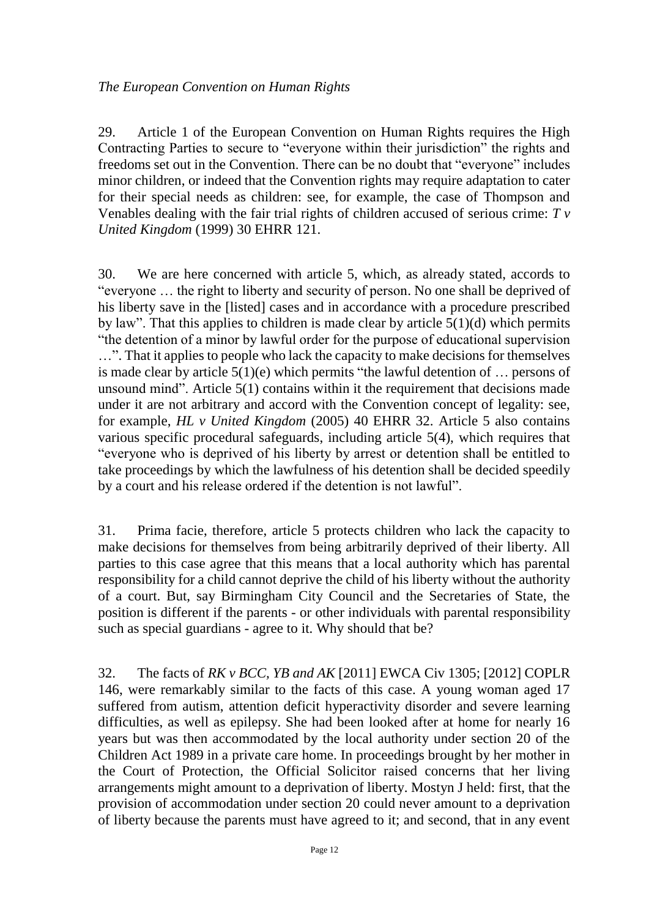*The European Convention on Human Rights*

29. Article 1 of the European Convention on Human Rights requires the High Contracting Parties to secure to "everyone within their jurisdiction" the rights and freedoms set out in the Convention. There can be no doubt that "everyone" includes minor children, or indeed that the Convention rights may require adaptation to cater for their special needs as children: see, for example, the case of Thompson and Venables dealing with the fair trial rights of children accused of serious crime: *T v United Kingdom* (1999) 30 EHRR 121.

30. We are here concerned with article 5, which, as already stated, accords to "everyone … the right to liberty and security of person. No one shall be deprived of his liberty save in the [listed] cases and in accordance with a procedure prescribed by law". That this applies to children is made clear by article 5(1)(d) which permits "the detention of a minor by lawful order for the purpose of educational supervision …". That it applies to people who lack the capacity to make decisions for themselves is made clear by article 5(1)(e) which permits "the lawful detention of … persons of unsound mind". Article 5(1) contains within it the requirement that decisions made under it are not arbitrary and accord with the Convention concept of legality: see, for example, *HL v United Kingdom* (2005) 40 EHRR 32. Article 5 also contains various specific procedural safeguards, including article 5(4), which requires that "everyone who is deprived of his liberty by arrest or detention shall be entitled to take proceedings by which the lawfulness of his detention shall be decided speedily by a court and his release ordered if the detention is not lawful".

31. Prima facie, therefore, article 5 protects children who lack the capacity to make decisions for themselves from being arbitrarily deprived of their liberty. All parties to this case agree that this means that a local authority which has parental responsibility for a child cannot deprive the child of his liberty without the authority of a court. But, say Birmingham City Council and the Secretaries of State, the position is different if the parents - or other individuals with parental responsibility such as special guardians - agree to it. Why should that be?

32. The facts of *RK v BCC, YB and AK* [2011] EWCA Civ 1305; [2012] COPLR 146, were remarkably similar to the facts of this case. A young woman aged 17 suffered from autism, attention deficit hyperactivity disorder and severe learning difficulties, as well as epilepsy. She had been looked after at home for nearly 16 years but was then accommodated by the local authority under section 20 of the Children Act 1989 in a private care home. In proceedings brought by her mother in the Court of Protection, the Official Solicitor raised concerns that her living arrangements might amount to a deprivation of liberty. Mostyn J held: first, that the provision of accommodation under section 20 could never amount to a deprivation of liberty because the parents must have agreed to it; and second, that in any event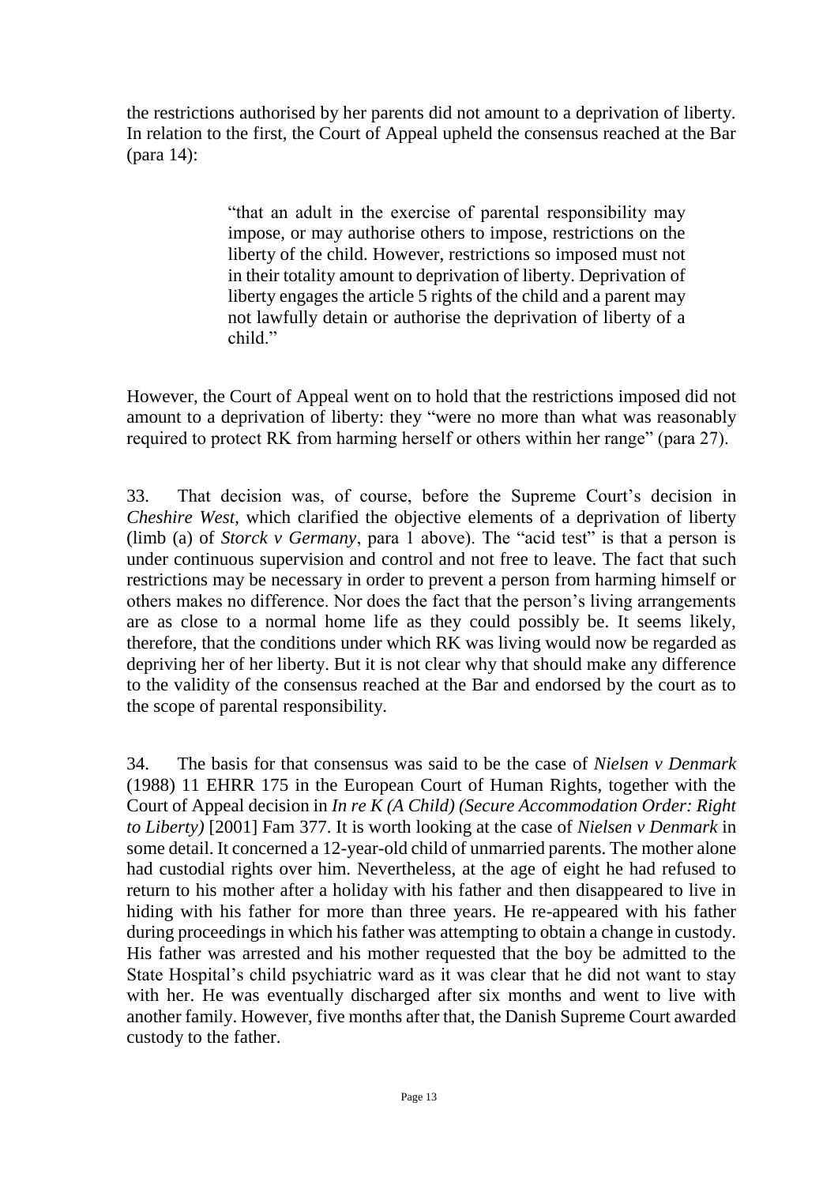the restrictions authorised by her parents did not amount to a deprivation of liberty. In relation to the first, the Court of Appeal upheld the consensus reached at the Bar (para 14):

> "that an adult in the exercise of parental responsibility may impose, or may authorise others to impose, restrictions on the liberty of the child. However, restrictions so imposed must not in their totality amount to deprivation of liberty. Deprivation of liberty engages the article 5 rights of the child and a parent may not lawfully detain or authorise the deprivation of liberty of a child."

However, the Court of Appeal went on to hold that the restrictions imposed did not amount to a deprivation of liberty: they "were no more than what was reasonably required to protect RK from harming herself or others within her range" (para 27).

33. That decision was, of course, before the Supreme Court's decision in *Cheshire West*, which clarified the objective elements of a deprivation of liberty (limb (a) of *Storck v Germany*, para 1 above). The "acid test" is that a person is under continuous supervision and control and not free to leave. The fact that such restrictions may be necessary in order to prevent a person from harming himself or others makes no difference. Nor does the fact that the person's living arrangements are as close to a normal home life as they could possibly be. It seems likely, therefore, that the conditions under which RK was living would now be regarded as depriving her of her liberty. But it is not clear why that should make any difference to the validity of the consensus reached at the Bar and endorsed by the court as to the scope of parental responsibility.

34. The basis for that consensus was said to be the case of *Nielsen v Denmark* (1988) 11 EHRR 175 in the European Court of Human Rights, together with the Court of Appeal decision in *In re K (A Child) (Secure Accommodation Order: Right to Liberty)* [2001] Fam 377. It is worth looking at the case of *Nielsen v Denmark* in some detail. It concerned a 12-year-old child of unmarried parents. The mother alone had custodial rights over him. Nevertheless, at the age of eight he had refused to return to his mother after a holiday with his father and then disappeared to live in hiding with his father for more than three years. He re-appeared with his father during proceedings in which his father was attempting to obtain a change in custody. His father was arrested and his mother requested that the boy be admitted to the State Hospital's child psychiatric ward as it was clear that he did not want to stay with her. He was eventually discharged after six months and went to live with another family. However, five months after that, the Danish Supreme Court awarded custody to the father.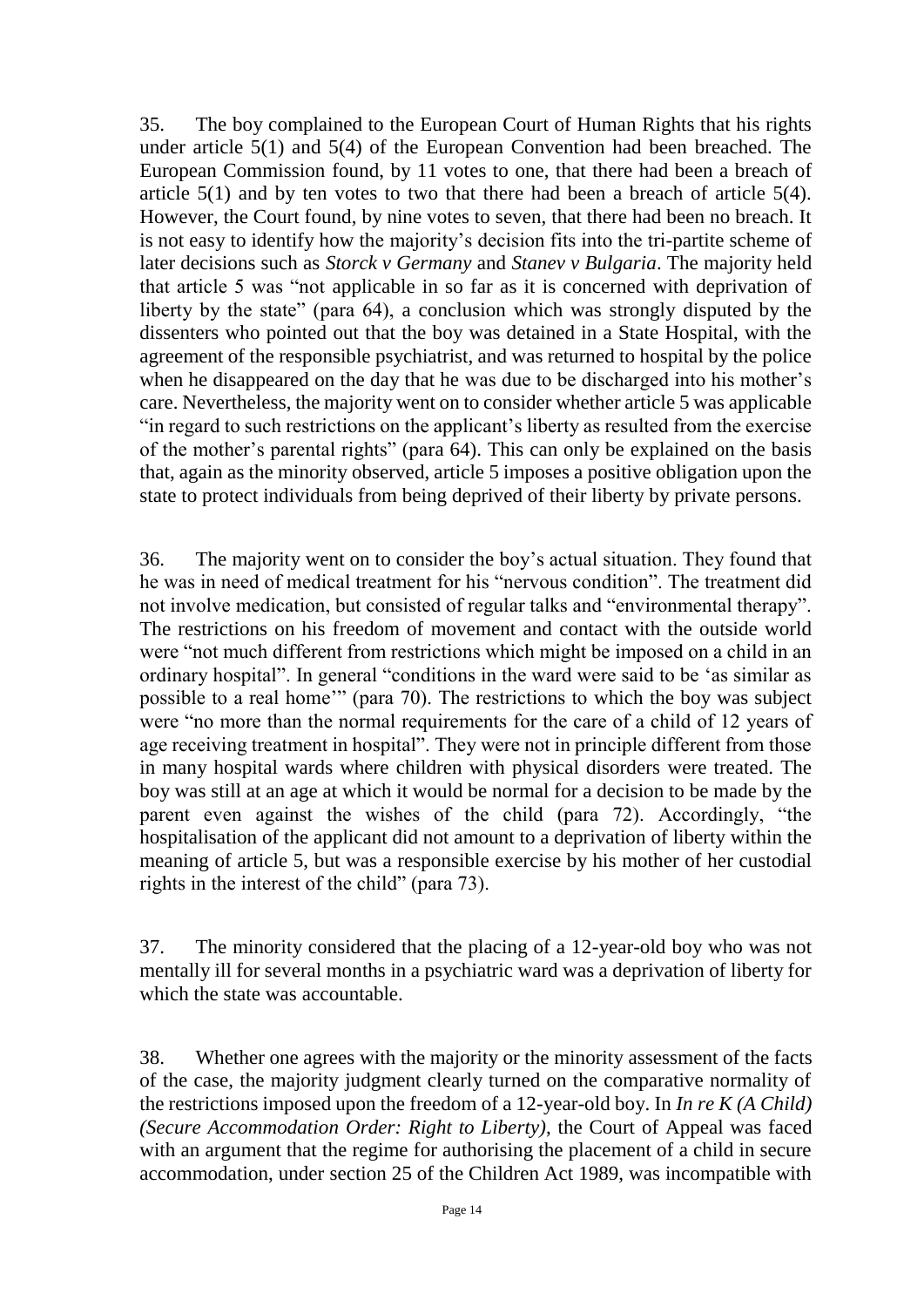35. The boy complained to the European Court of Human Rights that his rights under article 5(1) and 5(4) of the European Convention had been breached. The European Commission found, by 11 votes to one, that there had been a breach of article 5(1) and by ten votes to two that there had been a breach of article 5(4). However, the Court found, by nine votes to seven, that there had been no breach. It is not easy to identify how the majority's decision fits into the tri-partite scheme of later decisions such as *Storck v Germany* and *Stanev v Bulgaria*. The majority held that article 5 was "not applicable in so far as it is concerned with deprivation of liberty by the state" (para 64), a conclusion which was strongly disputed by the dissenters who pointed out that the boy was detained in a State Hospital, with the agreement of the responsible psychiatrist, and was returned to hospital by the police when he disappeared on the day that he was due to be discharged into his mother's care. Nevertheless, the majority went on to consider whether article 5 was applicable "in regard to such restrictions on the applicant's liberty as resulted from the exercise of the mother's parental rights" (para 64). This can only be explained on the basis that, again as the minority observed, article 5 imposes a positive obligation upon the state to protect individuals from being deprived of their liberty by private persons.

36. The majority went on to consider the boy's actual situation. They found that he was in need of medical treatment for his "nervous condition". The treatment did not involve medication, but consisted of regular talks and "environmental therapy". The restrictions on his freedom of movement and contact with the outside world were "not much different from restrictions which might be imposed on a child in an ordinary hospital". In general "conditions in the ward were said to be 'as similar as possible to a real home'" (para 70). The restrictions to which the boy was subject were "no more than the normal requirements for the care of a child of 12 years of age receiving treatment in hospital". They were not in principle different from those in many hospital wards where children with physical disorders were treated. The boy was still at an age at which it would be normal for a decision to be made by the parent even against the wishes of the child (para 72). Accordingly, "the hospitalisation of the applicant did not amount to a deprivation of liberty within the meaning of article 5, but was a responsible exercise by his mother of her custodial rights in the interest of the child" (para 73).

37. The minority considered that the placing of a 12-year-old boy who was not mentally ill for several months in a psychiatric ward was a deprivation of liberty for which the state was accountable.

38. Whether one agrees with the majority or the minority assessment of the facts of the case, the majority judgment clearly turned on the comparative normality of the restrictions imposed upon the freedom of a 12-year-old boy. In *In re K (A Child) (Secure Accommodation Order: Right to Liberty)*, the Court of Appeal was faced with an argument that the regime for authorising the placement of a child in secure accommodation, under section 25 of the Children Act 1989, was incompatible with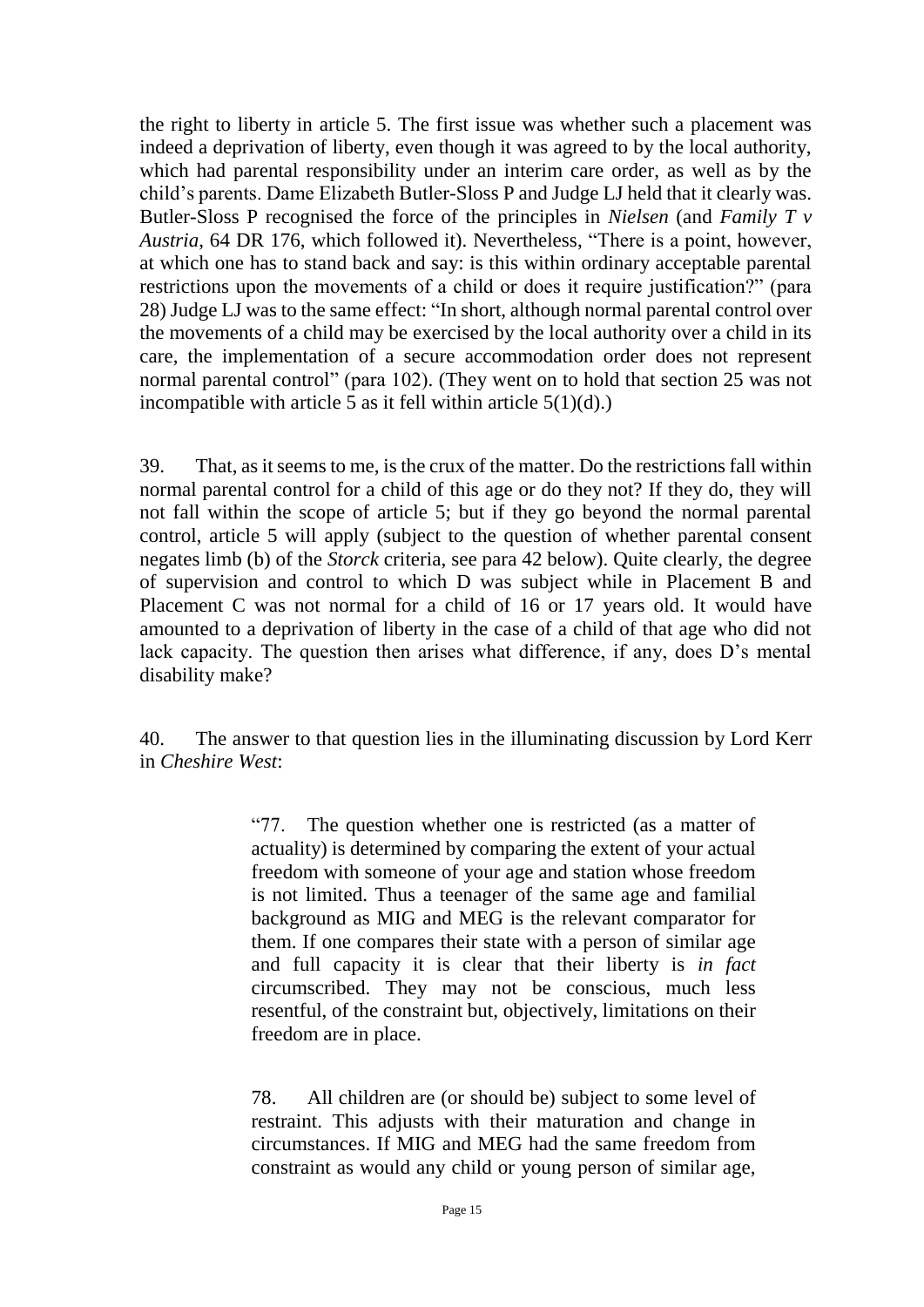the right to liberty in article 5. The first issue was whether such a placement was indeed a deprivation of liberty, even though it was agreed to by the local authority, which had parental responsibility under an interim care order, as well as by the child's parents. Dame Elizabeth Butler-Sloss P and Judge LJ held that it clearly was. Butler-Sloss P recognised the force of the principles in *Nielsen* (and *Family T v Austria*, 64 DR 176, which followed it). Nevertheless, "There is a point, however, at which one has to stand back and say: is this within ordinary acceptable parental restrictions upon the movements of a child or does it require justification?" (para 28) Judge LJ was to the same effect: "In short, although normal parental control over the movements of a child may be exercised by the local authority over a child in its care, the implementation of a secure accommodation order does not represent normal parental control" (para 102). (They went on to hold that section 25 was not incompatible with article 5 as it fell within article 5(1)(d).)

39. That, as it seems to me, is the crux of the matter. Do the restrictions fall within normal parental control for a child of this age or do they not? If they do, they will not fall within the scope of article 5; but if they go beyond the normal parental control, article 5 will apply (subject to the question of whether parental consent negates limb (b) of the *Storck* criteria, see para 42 below). Quite clearly, the degree of supervision and control to which D was subject while in Placement B and Placement C was not normal for a child of 16 or 17 years old. It would have amounted to a deprivation of liberty in the case of a child of that age who did not lack capacity. The question then arises what difference, if any, does D's mental disability make?

40. The answer to that question lies in the illuminating discussion by Lord Kerr in *Cheshire West*:

> "77. The question whether one is restricted (as a matter of actuality) is determined by comparing the extent of your actual freedom with someone of your age and station whose freedom is not limited. Thus a teenager of the same age and familial background as MIG and MEG is the relevant comparator for them. If one compares their state with a person of similar age and full capacity it is clear that their liberty is *in fact* circumscribed. They may not be conscious, much less resentful, of the constraint but, objectively, limitations on their freedom are in place.
>
> 78. All children are (or should be) subject to some level of restraint. This adjusts with their maturation and change in circumstances. If MIG and MEG had the same freedom from constraint as would any child or young person of similar age,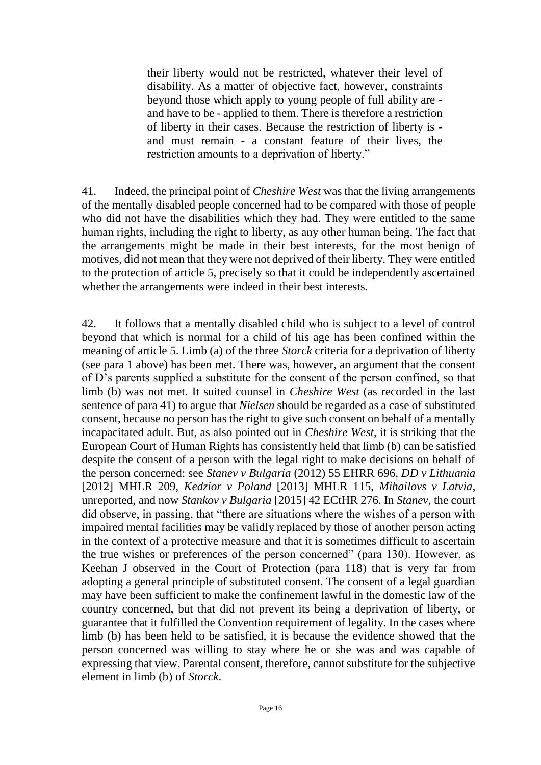> their liberty would not be restricted, whatever their level of disability. As a matter of objective fact, however, constraints beyond those which apply to young people of full ability are - and have to be - applied to them. There is therefore a restriction of liberty in their cases. Because the restriction of liberty is - and must remain - a constant feature of their lives, the restriction amounts to a deprivation of liberty."

41. Indeed, the principal point of *Cheshire West* was that the living arrangements of the mentally disabled people concerned had to be compared with those of people who did not have the disabilities which they had. They were entitled to the same human rights, including the right to liberty, as any other human being. The fact that the arrangements might be made in their best interests, for the most benign of motives, did not mean that they were not deprived of their liberty. They were entitled to the protection of article 5, precisely so that it could be independently ascertained whether the arrangements were indeed in their best interests.

42. It follows that a mentally disabled child who is subject to a level of control beyond that which is normal for a child of his age has been confined within the meaning of article 5. Limb (a) of the three *Storck* criteria for a deprivation of liberty (see para 1 above) has been met. There was, however, an argument that the consent of D's parents supplied a substitute for the consent of the person confined, so that limb (b) was not met. It suited counsel in *Cheshire West* (as recorded in the last sentence of para 41) to argue that *Nielsen* should be regarded as a case of substituted consent, because no person has the right to give such consent on behalf of a mentally incapacitated adult. But, as also pointed out in *Cheshire West*, it is striking that the European Court of Human Rights has consistently held that limb (b) can be satisfied despite the consent of a person with the legal right to make decisions on behalf of the person concerned: see *Stanev v Bulgaria* (2012) 55 EHRR 696, *DD v Lithuania* [2012] MHLR 209, *Kedzior v Poland* [2013] MHLR 115, *Mihailovs v Latvia*, unreported, and now *Stankov v Bulgaria* [2015] 42 ECtHR 276. In *Stanev*, the court did observe, in passing, that "there are situations where the wishes of a person with impaired mental facilities may be validly replaced by those of another person acting in the context of a protective measure and that it is sometimes difficult to ascertain the true wishes or preferences of the person concerned" (para 130). However, as Keehan J observed in the Court of Protection (para 118) that is very far from adopting a general principle of substituted consent. The consent of a legal guardian may have been sufficient to make the confinement lawful in the domestic law of the country concerned, but that did not prevent its being a deprivation of liberty, or guarantee that it fulfilled the Convention requirement of legality. In the cases where limb (b) has been held to be satisfied, it is because the evidence showed that the person concerned was willing to stay where he or she was and was capable of expressing that view. Parental consent, therefore, cannot substitute for the subjective element in limb (b) of *Storck*.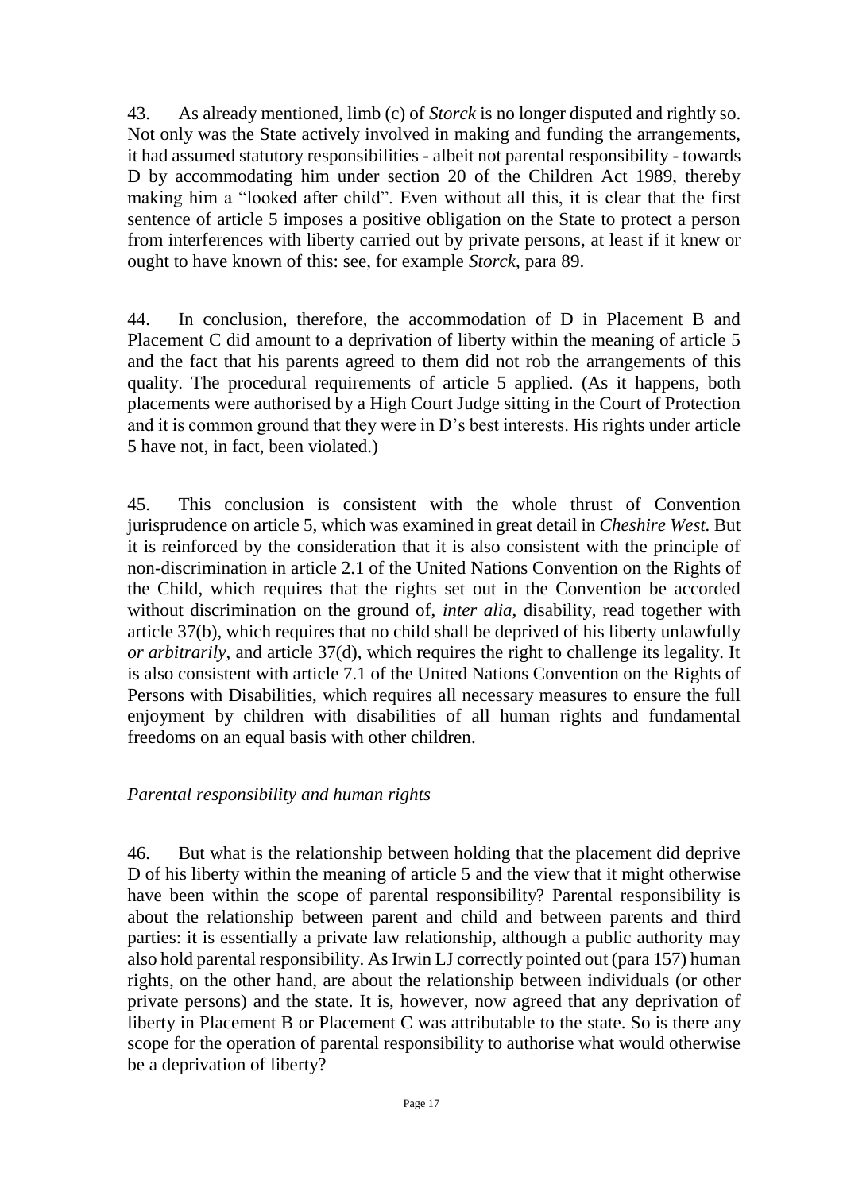43. As already mentioned, limb (c) of *Storck* is no longer disputed and rightly so. Not only was the State actively involved in making and funding the arrangements, it had assumed statutory responsibilities - albeit not parental responsibility - towards D by accommodating him under section 20 of the Children Act 1989, thereby making him a "looked after child". Even without all this, it is clear that the first sentence of article 5 imposes a positive obligation on the State to protect a person from interferences with liberty carried out by private persons, at least if it knew or ought to have known of this: see, for example *Storck*, para 89.

44. In conclusion, therefore, the accommodation of D in Placement B and Placement C did amount to a deprivation of liberty within the meaning of article 5 and the fact that his parents agreed to them did not rob the arrangements of this quality. The procedural requirements of article 5 applied. (As it happens, both placements were authorised by a High Court Judge sitting in the Court of Protection and it is common ground that they were in D's best interests. His rights under article 5 have not, in fact, been violated.)

45. This conclusion is consistent with the whole thrust of Convention jurisprudence on article 5, which was examined in great detail in *Cheshire West.* But it is reinforced by the consideration that it is also consistent with the principle of non-discrimination in article 2.1 of the United Nations Convention on the Rights of the Child, which requires that the rights set out in the Convention be accorded without discrimination on the ground of, *inter alia*, disability, read together with article 37(b), which requires that no child shall be deprived of his liberty unlawfully *or arbitrarily*, and article 37(d), which requires the right to challenge its legality. It is also consistent with article 7.1 of the United Nations Convention on the Rights of Persons with Disabilities, which requires all necessary measures to ensure the full enjoyment by children with disabilities of all human rights and fundamental freedoms on an equal basis with other children.

*Parental responsibility and human rights*

46. But what is the relationship between holding that the placement did deprive D of his liberty within the meaning of article 5 and the view that it might otherwise have been within the scope of parental responsibility? Parental responsibility is about the relationship between parent and child and between parents and third parties: it is essentially a private law relationship, although a public authority may also hold parental responsibility. As Irwin LJ correctly pointed out (para 157) human rights, on the other hand, are about the relationship between individuals (or other private persons) and the state. It is, however, now agreed that any deprivation of liberty in Placement B or Placement C was attributable to the state. So is there any scope for the operation of parental responsibility to authorise what would otherwise be a deprivation of liberty?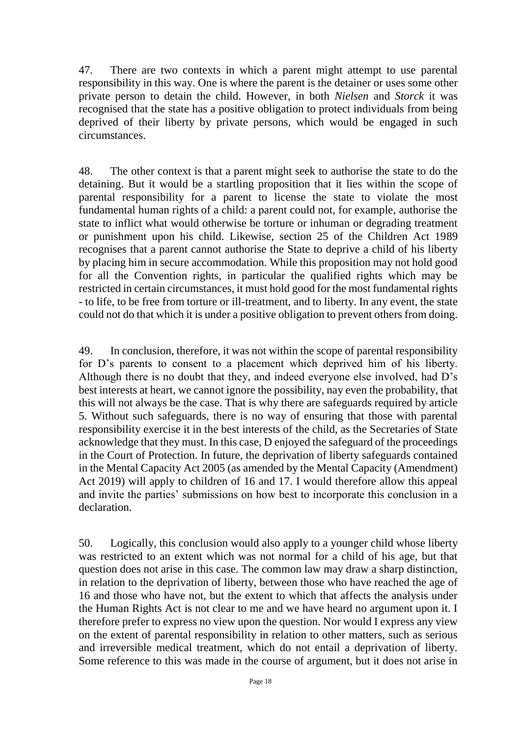47. There are two contexts in which a parent might attempt to use parental responsibility in this way. One is where the parent is the detainer or uses some other private person to detain the child. However, in both *Nielsen* and *Storck* it was recognised that the state has a positive obligation to protect individuals from being deprived of their liberty by private persons, which would be engaged in such circumstances.

48. The other context is that a parent might seek to authorise the state to do the detaining. But it would be a startling proposition that it lies within the scope of parental responsibility for a parent to license the state to violate the most fundamental human rights of a child: a parent could not, for example, authorise the state to inflict what would otherwise be torture or inhuman or degrading treatment or punishment upon his child. Likewise, section 25 of the Children Act 1989 recognises that a parent cannot authorise the State to deprive a child of his liberty by placing him in secure accommodation. While this proposition may not hold good for all the Convention rights, in particular the qualified rights which may be restricted in certain circumstances, it must hold good for the most fundamental rights - to life, to be free from torture or ill-treatment, and to liberty. In any event, the state could not do that which it is under a positive obligation to prevent others from doing.

49. In conclusion, therefore, it was not within the scope of parental responsibility for D's parents to consent to a placement which deprived him of his liberty. Although there is no doubt that they, and indeed everyone else involved, had D's best interests at heart, we cannot ignore the possibility, nay even the probability, that this will not always be the case. That is why there are safeguards required by article 5. Without such safeguards, there is no way of ensuring that those with parental responsibility exercise it in the best interests of the child, as the Secretaries of State acknowledge that they must. In this case, D enjoyed the safeguard of the proceedings in the Court of Protection. In future, the deprivation of liberty safeguards contained in the Mental Capacity Act 2005 (as amended by the Mental Capacity (Amendment) Act 2019) will apply to children of 16 and 17. I would therefore allow this appeal and invite the parties' submissions on how best to incorporate this conclusion in a declaration.

50. Logically, this conclusion would also apply to a younger child whose liberty was restricted to an extent which was not normal for a child of his age, but that question does not arise in this case. The common law may draw a sharp distinction, in relation to the deprivation of liberty, between those who have reached the age of 16 and those who have not, but the extent to which that affects the analysis under the Human Rights Act is not clear to me and we have heard no argument upon it. I therefore prefer to express no view upon the question. Nor would I express any view on the extent of parental responsibility in relation to other matters, such as serious and irreversible medical treatment, which do not entail a deprivation of liberty. Some reference to this was made in the course of argument, but it does not arise in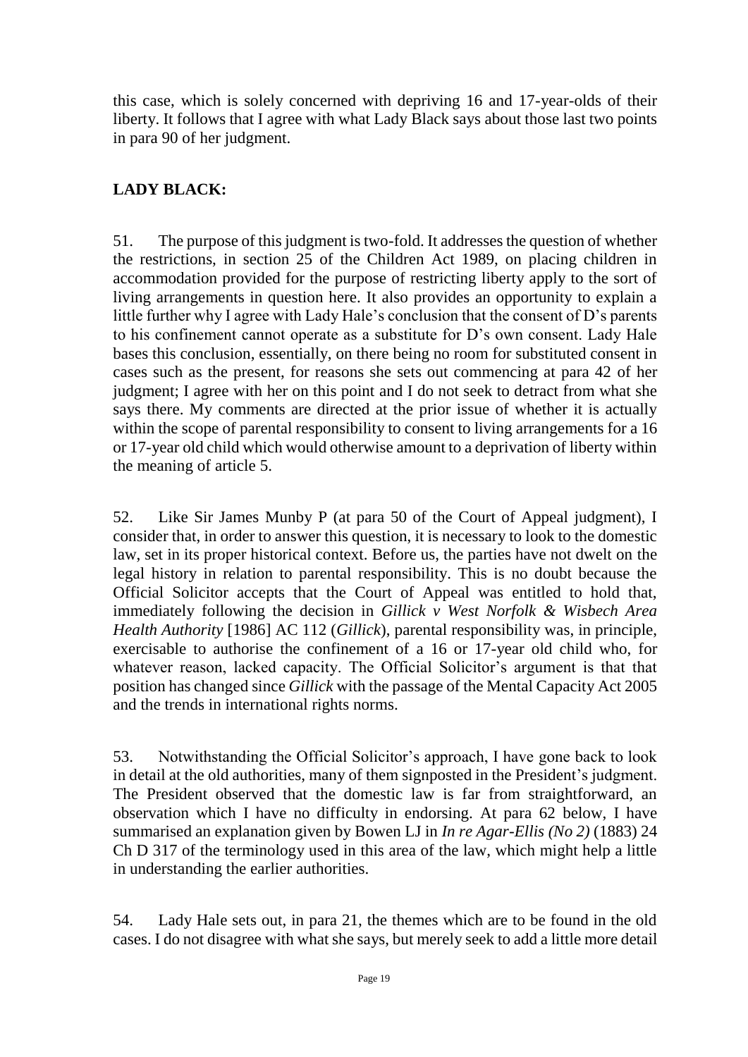this case, which is solely concerned with depriving 16 and 17-year-olds of their liberty. It follows that I agree with what Lady Black says about those last two points in para 90 of her judgment.

## LADY BLACK:

51. The purpose of this judgment is two-fold. It addresses the question of whether the restrictions, in section 25 of the Children Act 1989, on placing children in accommodation provided for the purpose of restricting liberty apply to the sort of living arrangements in question here. It also provides an opportunity to explain a little further why I agree with Lady Hale's conclusion that the consent of D's parents to his confinement cannot operate as a substitute for D's own consent. Lady Hale bases this conclusion, essentially, on there being no room for substituted consent in cases such as the present, for reasons she sets out commencing at para 42 of her judgment; I agree with her on this point and I do not seek to detract from what she says there. My comments are directed at the prior issue of whether it is actually within the scope of parental responsibility to consent to living arrangements for a 16 or 17-year old child which would otherwise amount to a deprivation of liberty within the meaning of article 5.

52. Like Sir James Munby P (at para 50 of the Court of Appeal judgment), I consider that, in order to answer this question, it is necessary to look to the domestic law, set in its proper historical context. Before us, the parties have not dwelt on the legal history in relation to parental responsibility. This is no doubt because the Official Solicitor accepts that the Court of Appeal was entitled to hold that, immediately following the decision in *Gillick v West Norfolk & Wisbech Area Health Authority* [1986] AC 112 (*Gillick*), parental responsibility was, in principle, exercisable to authorise the confinement of a 16 or 17-year old child who, for whatever reason, lacked capacity. The Official Solicitor's argument is that that position has changed since *Gillick* with the passage of the Mental Capacity Act 2005 and the trends in international rights norms.

53. Notwithstanding the Official Solicitor's approach, I have gone back to look in detail at the old authorities, many of them signposted in the President's judgment. The President observed that the domestic law is far from straightforward, an observation which I have no difficulty in endorsing. At para 62 below, I have summarised an explanation given by Bowen LJ in *In re Agar-Ellis (No 2)* (1883) 24 Ch D 317 of the terminology used in this area of the law, which might help a little in understanding the earlier authorities.

54. Lady Hale sets out, in para 21, the themes which are to be found in the old cases. I do not disagree with what she says, but merely seek to add a little more detail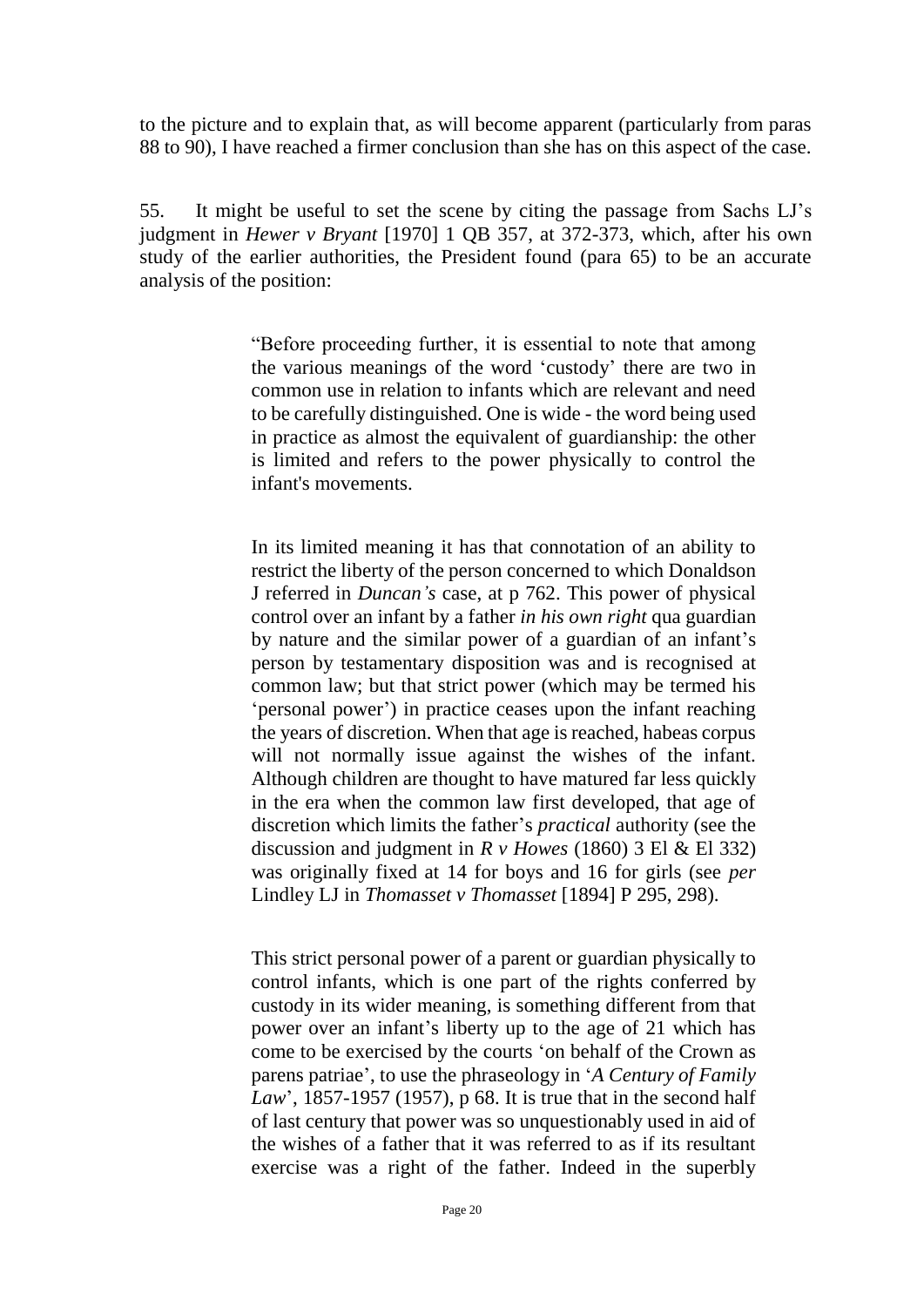to the picture and to explain that, as will become apparent (particularly from paras 88 to 90), I have reached a firmer conclusion than she has on this aspect of the case.

55. It might be useful to set the scene by citing the passage from Sachs LJ's judgment in *Hewer v Bryant* [1970] 1 QB 357, at 372-373, which, after his own study of the earlier authorities, the President found (para 65) to be an accurate analysis of the position:

> "Before proceeding further, it is essential to note that among the various meanings of the word 'custody' there are two in common use in relation to infants which are relevant and need to be carefully distinguished. One is wide - the word being used in practice as almost the equivalent of guardianship: the other is limited and refers to the power physically to control the infant's movements.
>
> In its limited meaning it has that connotation of an ability to restrict the liberty of the person concerned to which Donaldson J referred in *Duncan's* case, at p 762. This power of physical control over an infant by a father *in his own right* qua guardian by nature and the similar power of a guardian of an infant's person by testamentary disposition was and is recognised at common law; but that strict power (which may be termed his 'personal power') in practice ceases upon the infant reaching the years of discretion. When that age is reached, habeas corpus will not normally issue against the wishes of the infant. Although children are thought to have matured far less quickly in the era when the common law first developed, that age of discretion which limits the father's *practical* authority (see the discussion and judgment in *R v Howes* (1860) 3 El & El 332) was originally fixed at 14 for boys and 16 for girls (see *per* Lindley LJ in *Thomasset v Thomasset* [1894] P 295, 298).
>
> This strict personal power of a parent or guardian physically to control infants, which is one part of the rights conferred by custody in its wider meaning, is something different from that power over an infant's liberty up to the age of 21 which has come to be exercised by the courts 'on behalf of the Crown as parens patriae', to use the phraseology in '*A Century of Family Law*', 1857-1957 (1957), p 68. It is true that in the second half of last century that power was so unquestionably used in aid of the wishes of a father that it was referred to as if its resultant exercise was a right of the father. Indeed in the superbly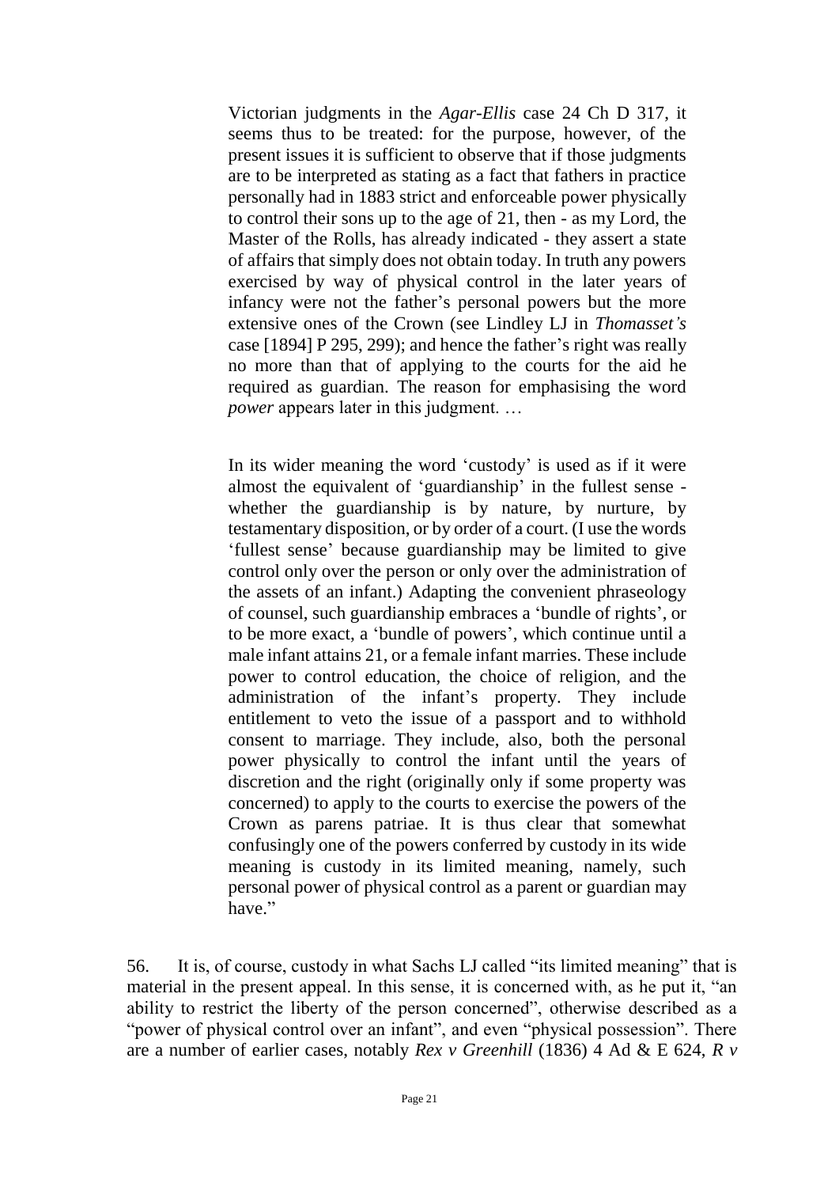> Victorian judgments in the *Agar-Ellis* case 24 Ch D 317, it seems thus to be treated: for the purpose, however, of the present issues it is sufficient to observe that if those judgments are to be interpreted as stating as a fact that fathers in practice personally had in 1883 strict and enforceable power physically to control their sons up to the age of 21, then - as my Lord, the Master of the Rolls, has already indicated - they assert a state of affairs that simply does not obtain today. In truth any powers exercised by way of physical control in the later years of infancy were not the father's personal powers but the more extensive ones of the Crown (see Lindley LJ in *Thomasset's* case [1894] P 295, 299); and hence the father's right was really no more than that of applying to the courts for the aid he required as guardian. The reason for emphasising the word *power* appears later in this judgment. …
>
> In its wider meaning the word 'custody' is used as if it were almost the equivalent of 'guardianship' in the fullest sense - whether the guardianship is by nature, by nurture, by testamentary disposition, or by order of a court. (I use the words 'fullest sense' because guardianship may be limited to give control only over the person or only over the administration of the assets of an infant.) Adapting the convenient phraseology of counsel, such guardianship embraces a 'bundle of rights', or to be more exact, a 'bundle of powers', which continue until a male infant attains 21, or a female infant marries. These include power to control education, the choice of religion, and the administration of the infant's property. They include entitlement to veto the issue of a passport and to withhold consent to marriage. They include, also, both the personal power physically to control the infant until the years of discretion and the right (originally only if some property was concerned) to apply to the courts to exercise the powers of the Crown as parens patriae. It is thus clear that somewhat confusingly one of the powers conferred by custody in its wide meaning is custody in its limited meaning, namely, such personal power of physical control as a parent or guardian may have."

56. It is, of course, custody in what Sachs LJ called "its limited meaning" that is material in the present appeal. In this sense, it is concerned with, as he put it, "an ability to restrict the liberty of the person concerned", otherwise described as a "power of physical control over an infant", and even "physical possession". There are a number of earlier cases, notably *Rex v Greenhill* (1836) 4 Ad & E 624, *R v*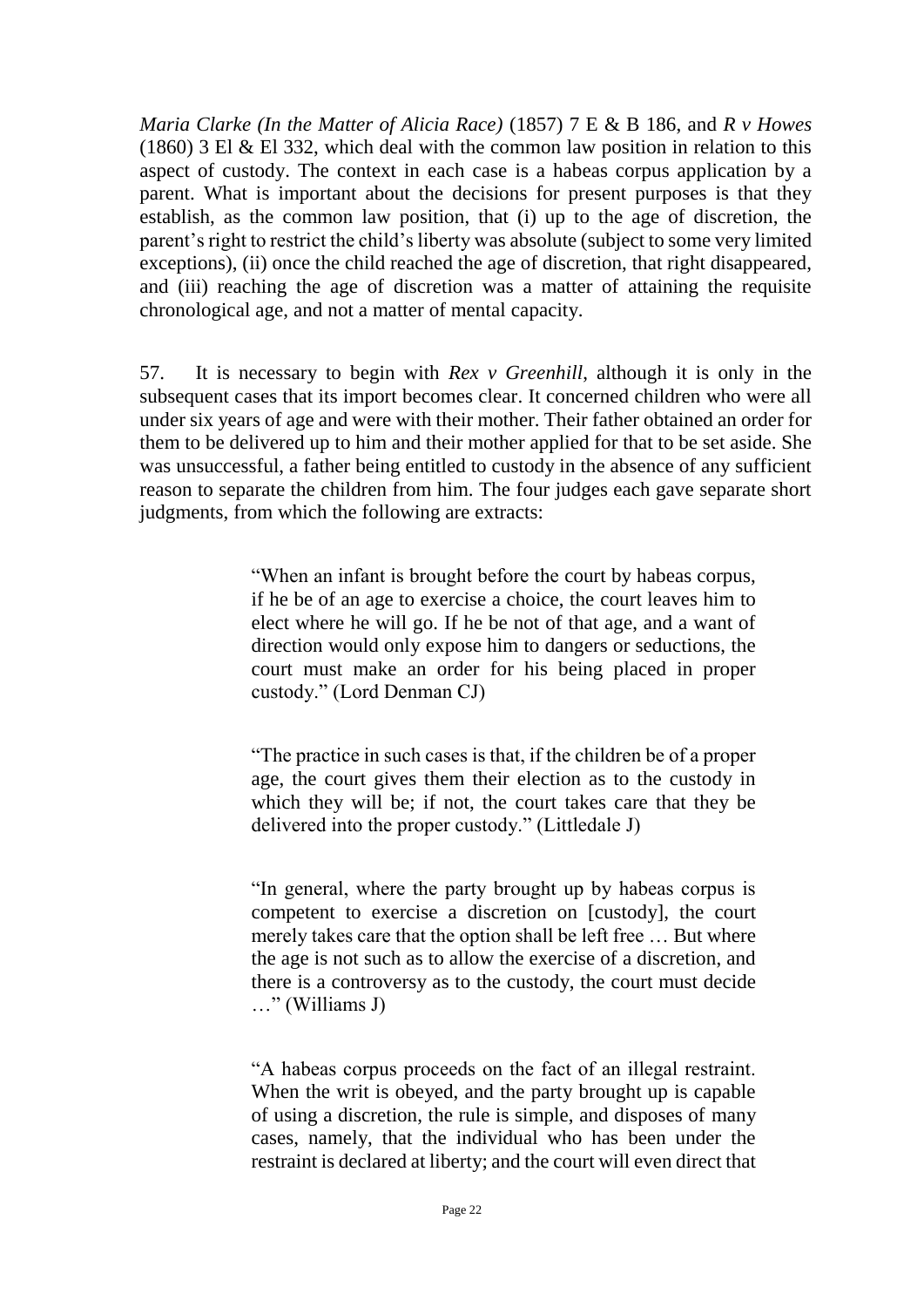*Maria Clarke (In the Matter of Alicia Race)* (1857) 7 E & B 186, and *R v Howes* (1860) 3 El & El 332, which deal with the common law position in relation to this aspect of custody. The context in each case is a habeas corpus application by a parent. What is important about the decisions for present purposes is that they establish, as the common law position, that (i) up to the age of discretion, the parent's right to restrict the child's liberty was absolute (subject to some very limited exceptions), (ii) once the child reached the age of discretion, that right disappeared, and (iii) reaching the age of discretion was a matter of attaining the requisite chronological age, and not a matter of mental capacity.

57. It is necessary to begin with *Rex v Greenhill*, although it is only in the subsequent cases that its import becomes clear. It concerned children who were all under six years of age and were with their mother. Their father obtained an order for them to be delivered up to him and their mother applied for that to be set aside. She was unsuccessful, a father being entitled to custody in the absence of any sufficient reason to separate the children from him. The four judges each gave separate short judgments, from which the following are extracts:

> "When an infant is brought before the court by habeas corpus, if he be of an age to exercise a choice, the court leaves him to elect where he will go. If he be not of that age, and a want of direction would only expose him to dangers or seductions, the court must make an order for his being placed in proper custody." (Lord Denman CJ)

> "The practice in such cases is that, if the children be of a proper age, the court gives them their election as to the custody in which they will be; if not, the court takes care that they be delivered into the proper custody." (Littledale J)

> "In general, where the party brought up by habeas corpus is competent to exercise a discretion on [custody], the court merely takes care that the option shall be left free … But where the age is not such as to allow the exercise of a discretion, and there is a controversy as to the custody, the court must decide …" (Williams J)

> "A habeas corpus proceeds on the fact of an illegal restraint. When the writ is obeyed, and the party brought up is capable of using a discretion, the rule is simple, and disposes of many cases, namely, that the individual who has been under the restraint is declared at liberty; and the court will even direct that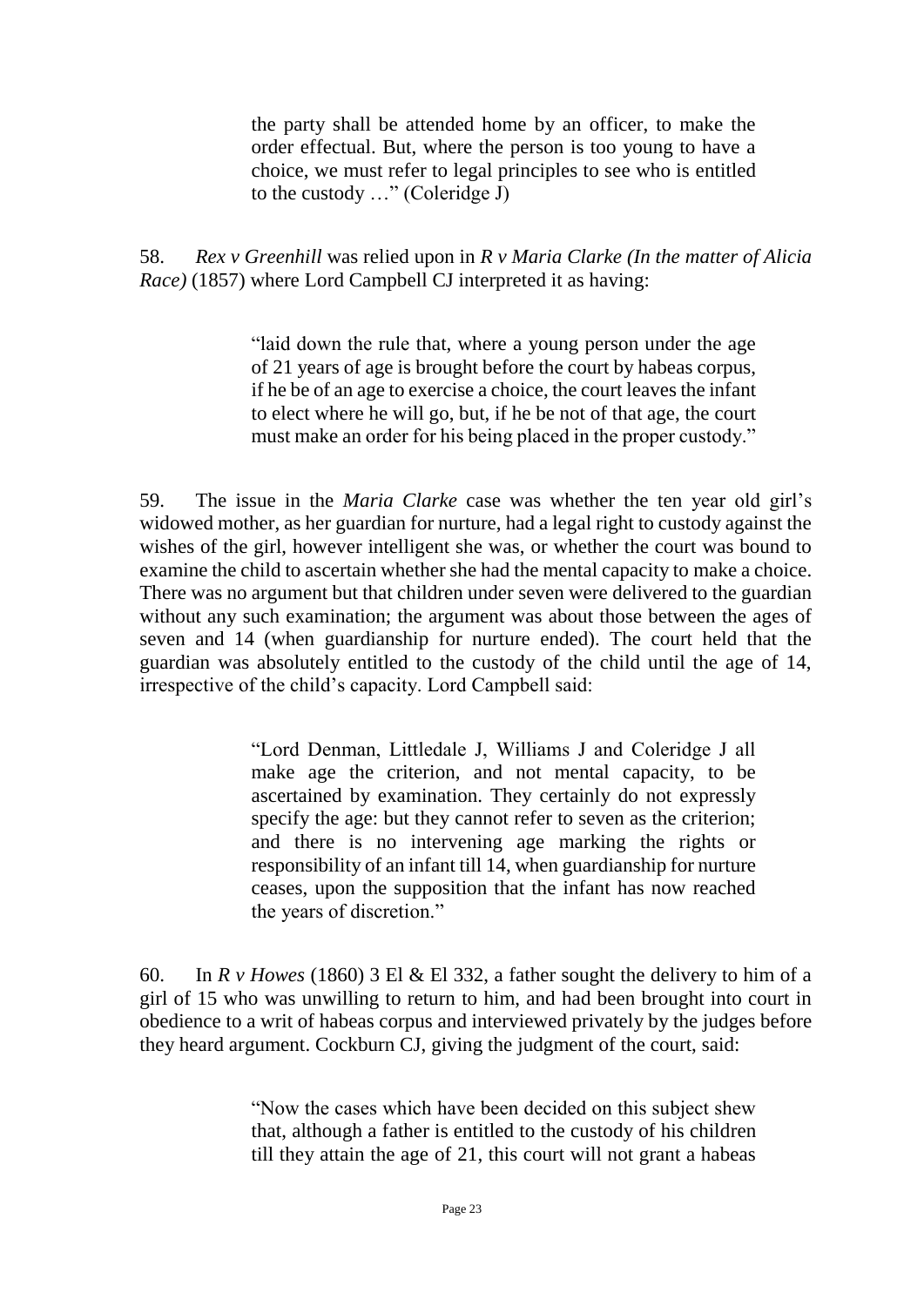> the party shall be attended home by an officer, to make the order effectual. But, where the person is too young to have a choice, we must refer to legal principles to see who is entitled to the custody …" (Coleridge J)

58. *Rex v Greenhill* was relied upon in *R v Maria Clarke (In the matter of Alicia Race)* (1857) where Lord Campbell CJ interpreted it as having:

> "laid down the rule that, where a young person under the age of 21 years of age is brought before the court by habeas corpus, if he be of an age to exercise a choice, the court leaves the infant to elect where he will go, but, if he be not of that age, the court must make an order for his being placed in the proper custody."

59. The issue in the *Maria Clarke* case was whether the ten year old girl's widowed mother, as her guardian for nurture, had a legal right to custody against the wishes of the girl, however intelligent she was, or whether the court was bound to examine the child to ascertain whether she had the mental capacity to make a choice. There was no argument but that children under seven were delivered to the guardian without any such examination; the argument was about those between the ages of seven and 14 (when guardianship for nurture ended). The court held that the guardian was absolutely entitled to the custody of the child until the age of 14, irrespective of the child's capacity. Lord Campbell said:

> "Lord Denman, Littledale J, Williams J and Coleridge J all make age the criterion, and not mental capacity, to be ascertained by examination. They certainly do not expressly specify the age: but they cannot refer to seven as the criterion; and there is no intervening age marking the rights or responsibility of an infant till 14, when guardianship for nurture ceases, upon the supposition that the infant has now reached the years of discretion."

60. In *R v Howes* (1860) 3 El & El 332, a father sought the delivery to him of a girl of 15 who was unwilling to return to him, and had been brought into court in obedience to a writ of habeas corpus and interviewed privately by the judges before they heard argument. Cockburn CJ, giving the judgment of the court, said:

> "Now the cases which have been decided on this subject shew that, although a father is entitled to the custody of his children till they attain the age of 21, this court will not grant a habeas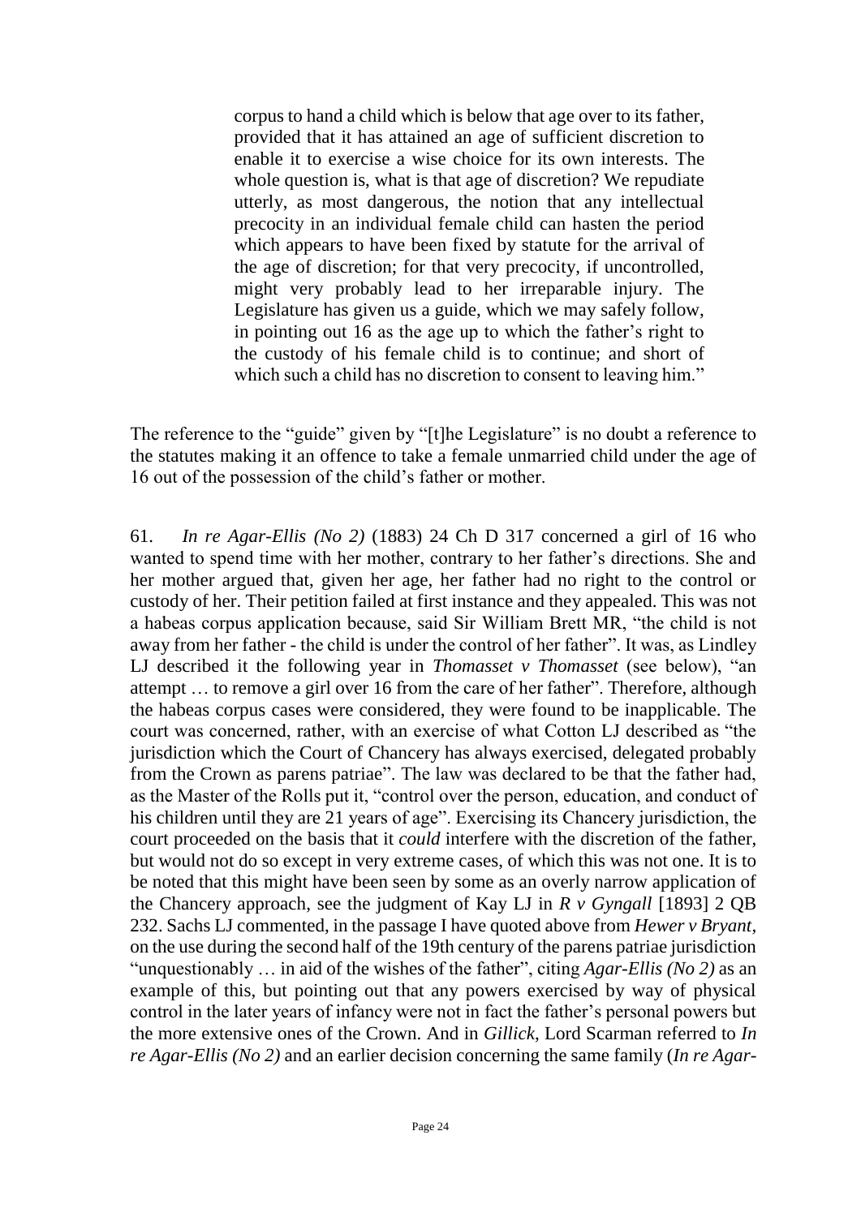> corpus to hand a child which is below that age over to its father, provided that it has attained an age of sufficient discretion to enable it to exercise a wise choice for its own interests. The whole question is, what is that age of discretion? We repudiate utterly, as most dangerous, the notion that any intellectual precocity in an individual female child can hasten the period which appears to have been fixed by statute for the arrival of the age of discretion; for that very precocity, if uncontrolled, might very probably lead to her irreparable injury. The Legislature has given us a guide, which we may safely follow, in pointing out 16 as the age up to which the father's right to the custody of his female child is to continue; and short of which such a child has no discretion to consent to leaving him."

The reference to the "guide" given by "[t]he Legislature" is no doubt a reference to the statutes making it an offence to take a female unmarried child under the age of 16 out of the possession of the child's father or mother.

61. *In re Agar-Ellis (No 2)* (1883) 24 Ch D 317 concerned a girl of 16 who wanted to spend time with her mother, contrary to her father's directions. She and her mother argued that, given her age, her father had no right to the control or custody of her. Their petition failed at first instance and they appealed. This was not a habeas corpus application because, said Sir William Brett MR, "the child is not away from her father - the child is under the control of her father". It was, as Lindley LJ described it the following year in *Thomasset v Thomasset* (see below), "an attempt … to remove a girl over 16 from the care of her father". Therefore, although the habeas corpus cases were considered, they were found to be inapplicable. The court was concerned, rather, with an exercise of what Cotton LJ described as "the jurisdiction which the Court of Chancery has always exercised, delegated probably from the Crown as parens patriae". The law was declared to be that the father had, as the Master of the Rolls put it, "control over the person, education, and conduct of his children until they are 21 years of age". Exercising its Chancery jurisdiction, the court proceeded on the basis that it *could* interfere with the discretion of the father, but would not do so except in very extreme cases, of which this was not one. It is to be noted that this might have been seen by some as an overly narrow application of the Chancery approach, see the judgment of Kay LJ in *R v Gyngall* [1893] 2 QB 232. Sachs LJ commented, in the passage I have quoted above from *Hewer v Bryant*, on the use during the second half of the 19th century of the parens patriae jurisdiction "unquestionably … in aid of the wishes of the father", citing *Agar-Ellis (No 2)* as an example of this, but pointing out that any powers exercised by way of physical control in the later years of infancy were not in fact the father's personal powers but the more extensive ones of the Crown. And in *Gillick*, Lord Scarman referred to *In re Agar-Ellis (No 2)* and an earlier decision concerning the same family (*In re Agar-*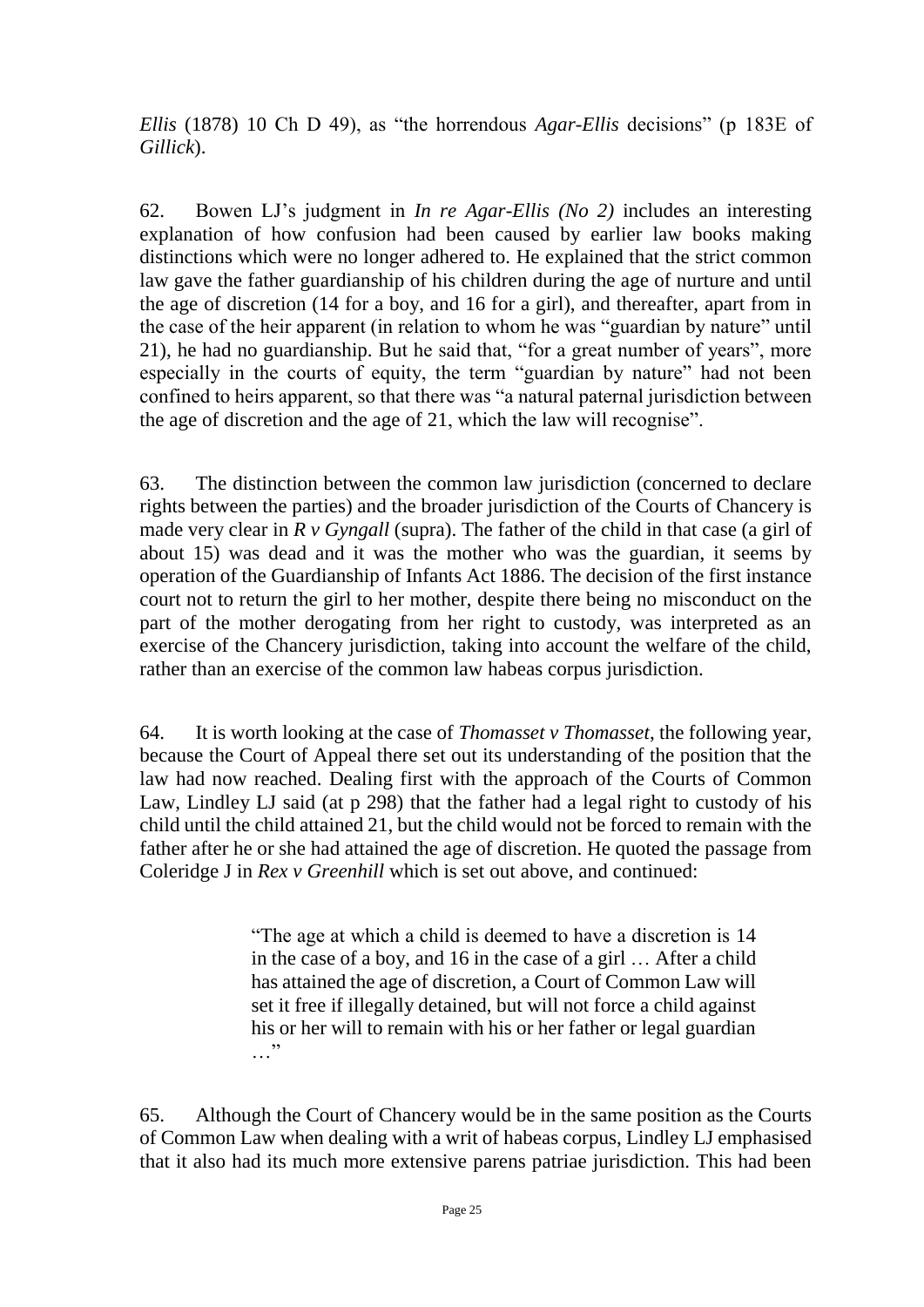*Ellis* (1878) 10 Ch D 49), as "the horrendous *Agar-Ellis* decisions" (p 183E of *Gillick*).

62. Bowen LJ's judgment in *In re Agar-Ellis (No 2)* includes an interesting explanation of how confusion had been caused by earlier law books making distinctions which were no longer adhered to. He explained that the strict common law gave the father guardianship of his children during the age of nurture and until the age of discretion (14 for a boy, and 16 for a girl), and thereafter, apart from in the case of the heir apparent (in relation to whom he was "guardian by nature" until 21), he had no guardianship. But he said that, "for a great number of years", more especially in the courts of equity, the term "guardian by nature" had not been confined to heirs apparent, so that there was "a natural paternal jurisdiction between the age of discretion and the age of 21, which the law will recognise".

63. The distinction between the common law jurisdiction (concerned to declare rights between the parties) and the broader jurisdiction of the Courts of Chancery is made very clear in *R v Gyngall* (supra). The father of the child in that case (a girl of about 15) was dead and it was the mother who was the guardian, it seems by operation of the Guardianship of Infants Act 1886. The decision of the first instance court not to return the girl to her mother, despite there being no misconduct on the part of the mother derogating from her right to custody, was interpreted as an exercise of the Chancery jurisdiction, taking into account the welfare of the child, rather than an exercise of the common law habeas corpus jurisdiction.

64. It is worth looking at the case of *Thomasset v Thomasset*, the following year, because the Court of Appeal there set out its understanding of the position that the law had now reached. Dealing first with the approach of the Courts of Common Law, Lindley LJ said (at p 298) that the father had a legal right to custody of his child until the child attained 21, but the child would not be forced to remain with the father after he or she had attained the age of discretion. He quoted the passage from Coleridge J in *Rex v Greenhill* which is set out above, and continued:

> "The age at which a child is deemed to have a discretion is 14 in the case of a boy, and 16 in the case of a girl … After a child has attained the age of discretion, a Court of Common Law will set it free if illegally detained, but will not force a child against his or her will to remain with his or her father or legal guardian …"

65. Although the Court of Chancery would be in the same position as the Courts of Common Law when dealing with a writ of habeas corpus, Lindley LJ emphasised that it also had its much more extensive parens patriae jurisdiction. This had been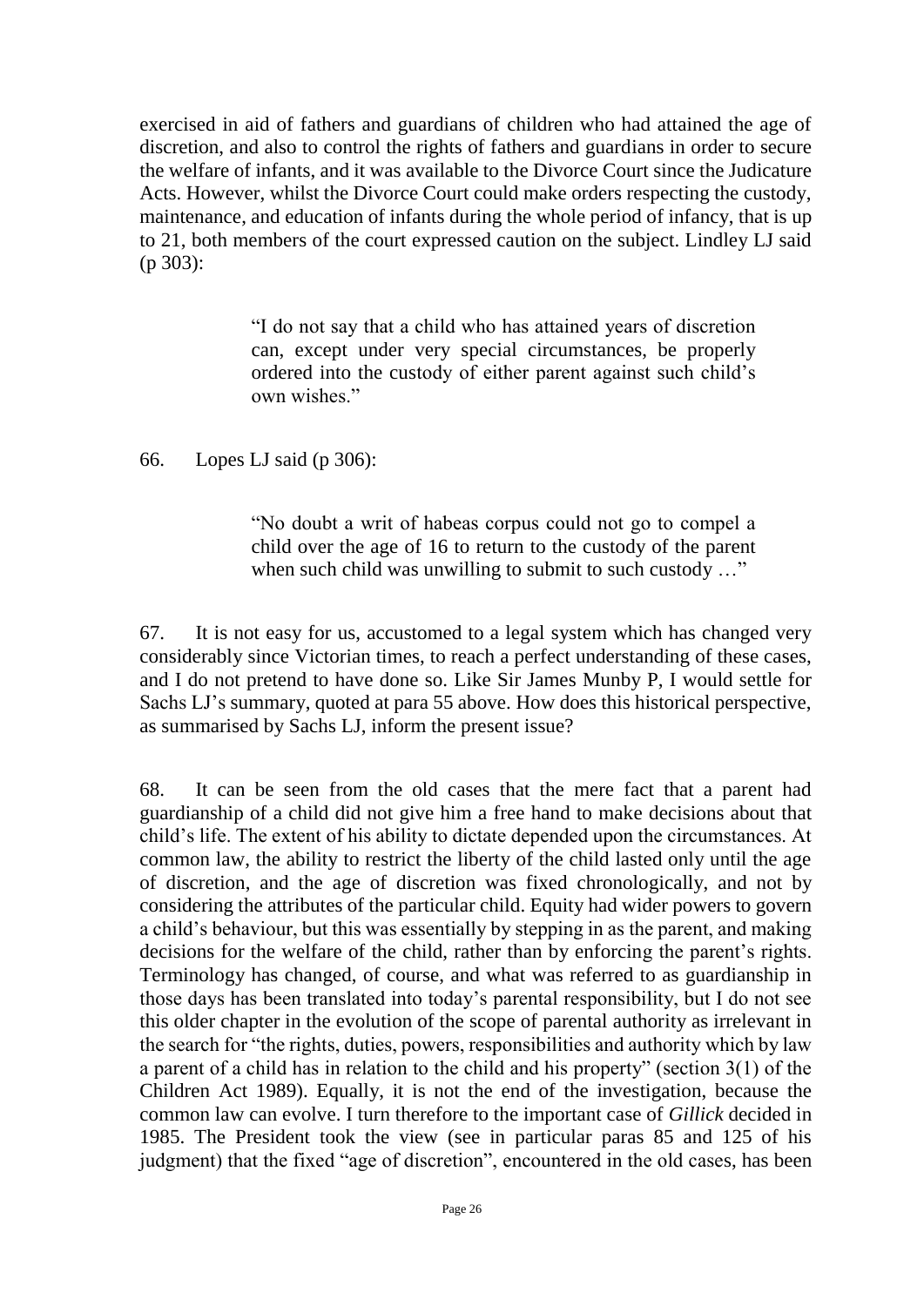exercised in aid of fathers and guardians of children who had attained the age of discretion, and also to control the rights of fathers and guardians in order to secure the welfare of infants, and it was available to the Divorce Court since the Judicature Acts. However, whilst the Divorce Court could make orders respecting the custody, maintenance, and education of infants during the whole period of infancy, that is up to 21, both members of the court expressed caution on the subject. Lindley LJ said (p 303):

> "I do not say that a child who has attained years of discretion can, except under very special circumstances, be properly ordered into the custody of either parent against such child's own wishes."

66. Lopes LJ said (p 306):

> "No doubt a writ of habeas corpus could not go to compel a child over the age of 16 to return to the custody of the parent when such child was unwilling to submit to such custody …"

67. It is not easy for us, accustomed to a legal system which has changed very considerably since Victorian times, to reach a perfect understanding of these cases, and I do not pretend to have done so. Like Sir James Munby P, I would settle for Sachs LJ's summary, quoted at para 55 above. How does this historical perspective, as summarised by Sachs LJ, inform the present issue?

68. It can be seen from the old cases that the mere fact that a parent had guardianship of a child did not give him a free hand to make decisions about that child's life. The extent of his ability to dictate depended upon the circumstances. At common law, the ability to restrict the liberty of the child lasted only until the age of discretion, and the age of discretion was fixed chronologically, and not by considering the attributes of the particular child. Equity had wider powers to govern a child's behaviour, but this was essentially by stepping in as the parent, and making decisions for the welfare of the child, rather than by enforcing the parent's rights. Terminology has changed, of course, and what was referred to as guardianship in those days has been translated into today's parental responsibility, but I do not see this older chapter in the evolution of the scope of parental authority as irrelevant in the search for "the rights, duties, powers, responsibilities and authority which by law a parent of a child has in relation to the child and his property" (section 3(1) of the Children Act 1989). Equally, it is not the end of the investigation, because the common law can evolve. I turn therefore to the important case of *Gillick* decided in 1985. The President took the view (see in particular paras 85 and 125 of his judgment) that the fixed "age of discretion", encountered in the old cases, has been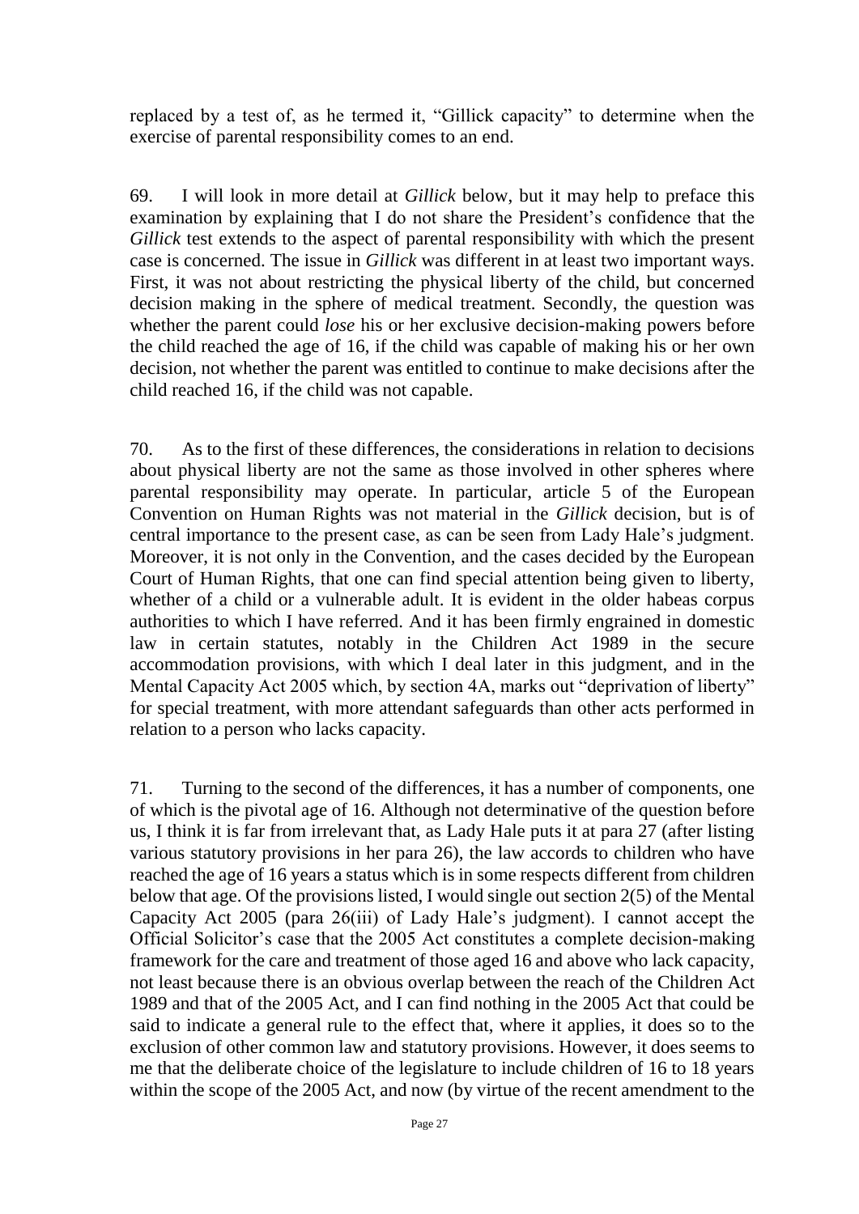replaced by a test of, as he termed it, "Gillick capacity" to determine when the exercise of parental responsibility comes to an end.

69. I will look in more detail at *Gillick* below, but it may help to preface this examination by explaining that I do not share the President's confidence that the *Gillick* test extends to the aspect of parental responsibility with which the present case is concerned. The issue in *Gillick* was different in at least two important ways. First, it was not about restricting the physical liberty of the child, but concerned decision making in the sphere of medical treatment. Secondly, the question was whether the parent could *lose* his or her exclusive decision-making powers before the child reached the age of 16, if the child was capable of making his or her own decision, not whether the parent was entitled to continue to make decisions after the child reached 16, if the child was not capable.

70. As to the first of these differences, the considerations in relation to decisions about physical liberty are not the same as those involved in other spheres where parental responsibility may operate. In particular, article 5 of the European Convention on Human Rights was not material in the *Gillick* decision, but is of central importance to the present case, as can be seen from Lady Hale's judgment. Moreover, it is not only in the Convention, and the cases decided by the European Court of Human Rights, that one can find special attention being given to liberty, whether of a child or a vulnerable adult. It is evident in the older habeas corpus authorities to which I have referred. And it has been firmly engrained in domestic law in certain statutes, notably in the Children Act 1989 in the secure accommodation provisions, with which I deal later in this judgment, and in the Mental Capacity Act 2005 which, by section 4A, marks out "deprivation of liberty" for special treatment, with more attendant safeguards than other acts performed in relation to a person who lacks capacity.

71. Turning to the second of the differences, it has a number of components, one of which is the pivotal age of 16. Although not determinative of the question before us, I think it is far from irrelevant that, as Lady Hale puts it at para 27 (after listing various statutory provisions in her para 26), the law accords to children who have reached the age of 16 years a status which is in some respects different from children below that age. Of the provisions listed, I would single out section 2(5) of the Mental Capacity Act 2005 (para 26(iii) of Lady Hale's judgment). I cannot accept the Official Solicitor's case that the 2005 Act constitutes a complete decision-making framework for the care and treatment of those aged 16 and above who lack capacity, not least because there is an obvious overlap between the reach of the Children Act 1989 and that of the 2005 Act, and I can find nothing in the 2005 Act that could be said to indicate a general rule to the effect that, where it applies, it does so to the exclusion of other common law and statutory provisions. However, it does seem to me that the deliberate choice of the legislature to include children of 16 to 18 years within the scope of the 2005 Act, and now (by virtue of the recent amendment to the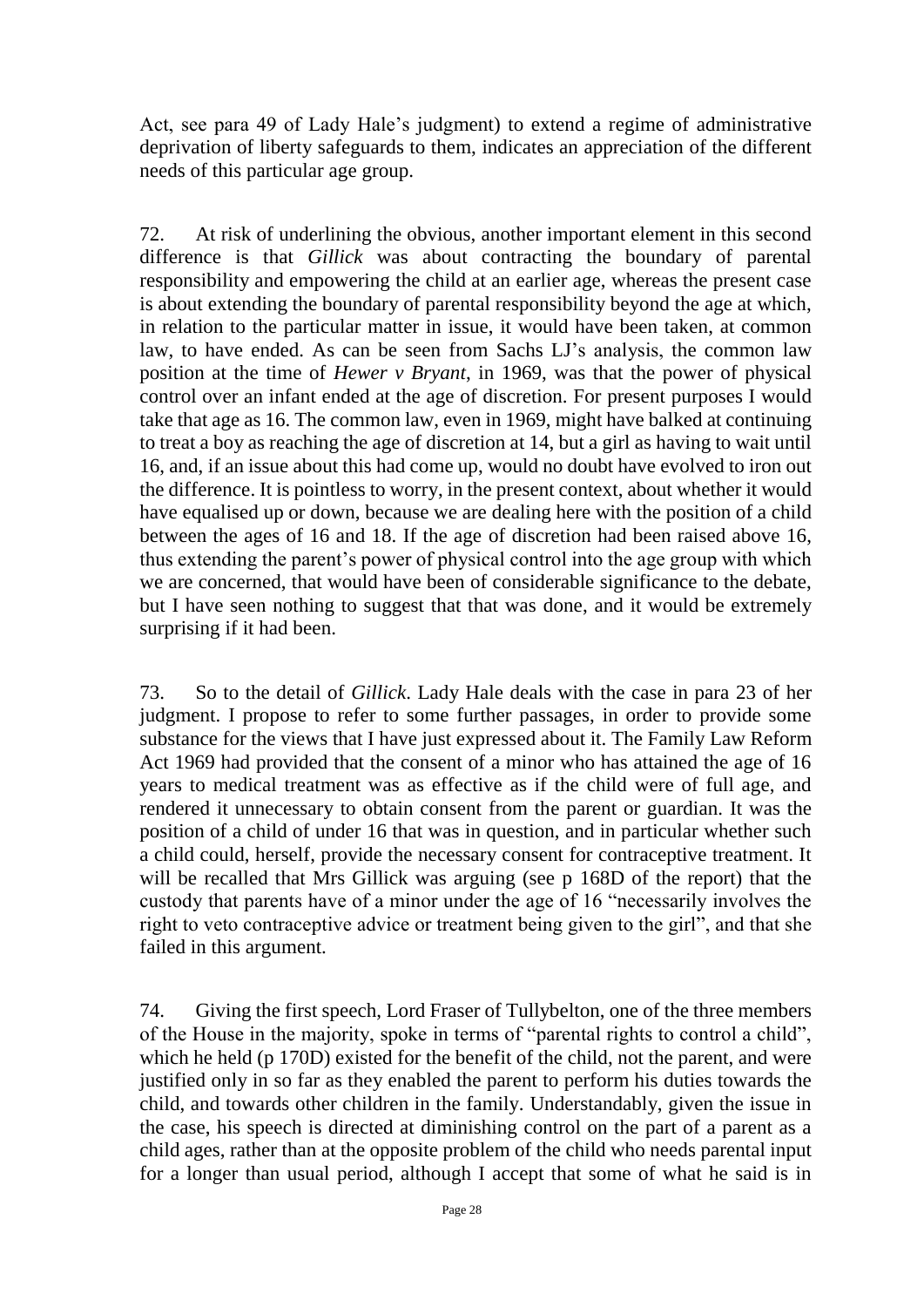Act, see para 49 of Lady Hale's judgment) to extend a regime of administrative deprivation of liberty safeguards to them, indicates an appreciation of the different needs of this particular age group.

72. At risk of underlining the obvious, another important element in this second difference is that *Gillick* was about contracting the boundary of parental responsibility and empowering the child at an earlier age, whereas the present case is about extending the boundary of parental responsibility beyond the age at which, in relation to the particular matter in issue, it would have been taken, at common law, to have ended. As can be seen from Sachs LJ's analysis, the common law position at the time of *Hewer v Bryant*, in 1969, was that the power of physical control over an infant ended at the age of discretion. For present purposes I would take that age as 16. The common law, even in 1969, might have balked at continuing to treat a boy as reaching the age of discretion at 14, but a girl as having to wait until 16, and, if an issue about this had come up, would no doubt have evolved to iron out the difference. It is pointless to worry, in the present context, about whether it would have equalised up or down, because we are dealing here with the position of a child between the ages of 16 and 18. If the age of discretion had been raised above 16, thus extending the parent's power of physical control into the age group with which we are concerned, that would have been of considerable significance to the debate, but I have seen nothing to suggest that that was done, and it would be extremely surprising if it had been.

73. So to the detail of *Gillick*. Lady Hale deals with the case in para 23 of her judgment. I propose to refer to some further passages, in order to provide some substance for the views that I have just expressed about it. The Family Law Reform Act 1969 had provided that the consent of a minor who has attained the age of 16 years to medical treatment was as effective as if the child were of full age, and rendered it unnecessary to obtain consent from the parent or guardian. It was the position of a child of under 16 that was in question, and in particular whether such a child could, herself, provide the necessary consent for contraceptive treatment. It will be recalled that Mrs Gillick was arguing (see p 168D of the report) that the custody that parents have of a minor under the age of 16 "necessarily involves the right to veto contraceptive advice or treatment being given to the girl", and that she failed in this argument.

74. Giving the first speech, Lord Fraser of Tullybelton, one of the three members of the House in the majority, spoke in terms of "parental rights to control a child", which he held (p 170D) existed for the benefit of the child, not the parent, and were justified only in so far as they enabled the parent to perform his duties towards the child, and towards other children in the family. Understandably, given the issue in the case, his speech is directed at diminishing control on the part of a parent as a child ages, rather than at the opposite problem of the child who needs parental input for a longer than usual period, although I accept that some of what he said is in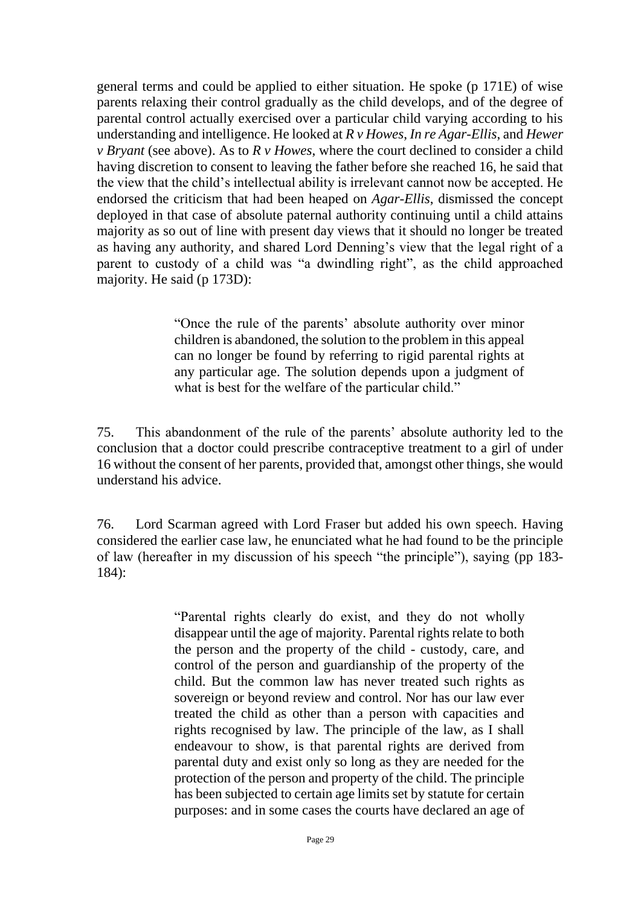general terms and could be applied to either situation. He spoke (p 171E) of wise parents relaxing their control gradually as the child develops, and of the degree of parental control actually exercised over a particular child varying according to his understanding and intelligence. He looked at *R v Howes*, *In re Agar-Ellis*, and *Hewer v Bryant* (see above). As to *R v Howes*, where the court declined to consider a child having discretion to consent to leaving the father before she reached 16, he said that the view that the child's intellectual ability is irrelevant cannot now be accepted. He endorsed the criticism that had been heaped on *Agar-Ellis*, dismissed the concept deployed in that case of absolute paternal authority continuing until a child attains majority as so out of line with present day views that it should no longer be treated as having any authority, and shared Lord Denning's view that the legal right of a parent to custody of a child was "a dwindling right", as the child approached majority. He said (p 173D):

> "Once the rule of the parents' absolute authority over minor children is abandoned, the solution to the problem in this appeal can no longer be found by referring to rigid parental rights at any particular age. The solution depends upon a judgment of what is best for the welfare of the particular child."

75. This abandonment of the rule of the parents' absolute authority led to the conclusion that a doctor could prescribe contraceptive treatment to a girl of under 16 without the consent of her parents, provided that, amongst other things, she would understand his advice.

76. Lord Scarman agreed with Lord Fraser but added his own speech. Having considered the earlier case law, he enunciated what he had found to be the principle of law (hereafter in my discussion of his speech "the principle"), saying (pp 183-184):

> "Parental rights clearly do exist, and they do not wholly disappear until the age of majority. Parental rights relate to both the person and the property of the child - custody, care, and control of the person and guardianship of the property of the child. But the common law has never treated such rights as sovereign or beyond review and control. Nor has our law ever treated the child as other than a person with capacities and rights recognised by law. The principle of the law, as I shall endeavour to show, is that parental rights are derived from parental duty and exist only so long as they are needed for the protection of the person and property of the child. The principle has been subjected to certain age limits set by statute for certain purposes: and in some cases the courts have declared an age of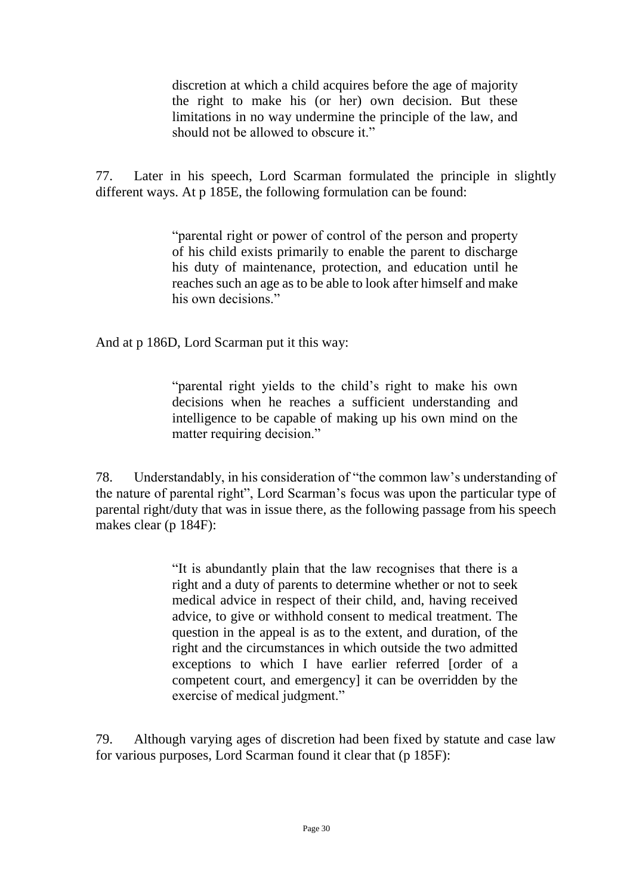> discretion at which a child acquires before the age of majority the right to make his (or her) own decision. But these limitations in no way undermine the principle of the law, and should not be allowed to obscure it."

77. Later in his speech, Lord Scarman formulated the principle in slightly different ways. At p 185E, the following formulation can be found:

> "parental right or power of control of the person and property of his child exists primarily to enable the parent to discharge his duty of maintenance, protection, and education until he reaches such an age as to be able to look after himself and make his own decisions."

And at p 186D, Lord Scarman put it this way:

> "parental right yields to the child's right to make his own decisions when he reaches a sufficient understanding and intelligence to be capable of making up his own mind on the matter requiring decision."

78. Understandably, in his consideration of "the common law's understanding of the nature of parental right", Lord Scarman's focus was upon the particular type of parental right/duty that was in issue there, as the following passage from his speech makes clear (p 184F):

> "It is abundantly plain that the law recognises that there is a right and a duty of parents to determine whether or not to seek medical advice in respect of their child, and, having received advice, to give or withhold consent to medical treatment. The question in the appeal is as to the extent, and duration, of the right and the circumstances in which outside the two admitted exceptions to which I have earlier referred [order of a competent court, and emergency] it can be overridden by the exercise of medical judgment."

79. Although varying ages of discretion had been fixed by statute and case law for various purposes, Lord Scarman found it clear that (p 185F):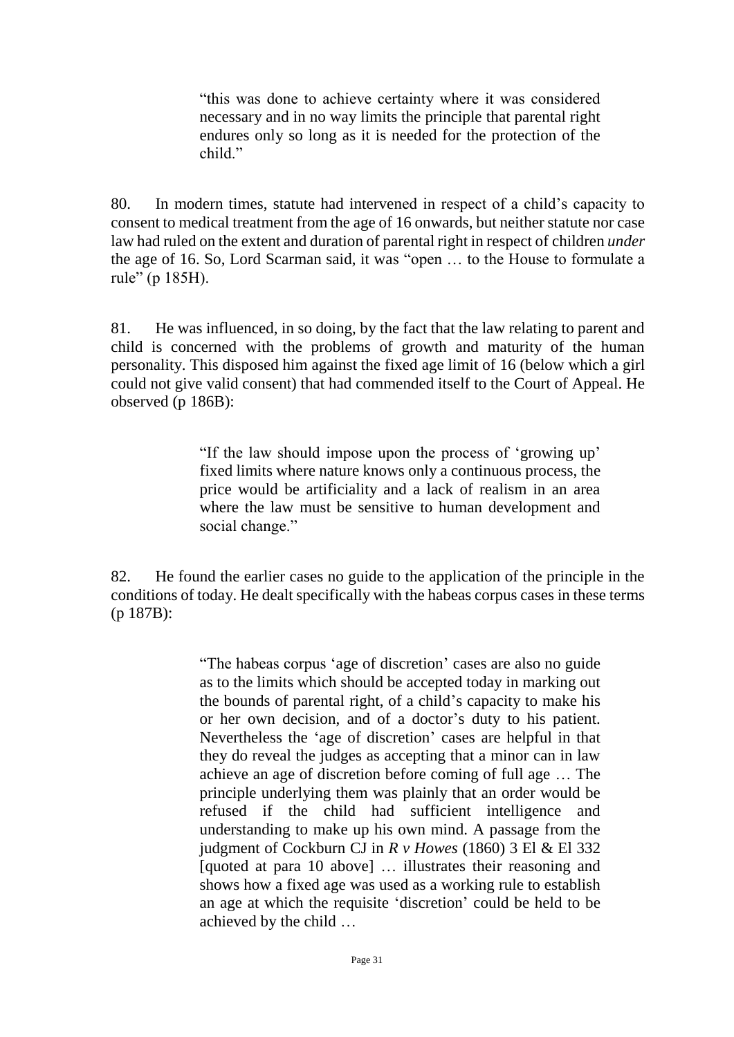> "this was done to achieve certainty where it was considered necessary and in no way limits the principle that parental right endures only so long as it is needed for the protection of the child."

80. In modern times, statute had intervened in respect of a child's capacity to consent to medical treatment from the age of 16 onwards, but neither statute nor case law had ruled on the extent and duration of parental right in respect of children *under* the age of 16. So, Lord Scarman said, it was "open … to the House to formulate a rule" (p 185H).

81. He was influenced, in so doing, by the fact that the law relating to parent and child is concerned with the problems of growth and maturity of the human personality. This disposed him against the fixed age limit of 16 (below which a girl could not give valid consent) that had commended itself to the Court of Appeal. He observed (p 186B):

> "If the law should impose upon the process of 'growing up' fixed limits where nature knows only a continuous process, the price would be artificiality and a lack of realism in an area where the law must be sensitive to human development and social change."

82. He found the earlier cases no guide to the application of the principle in the conditions of today. He dealt specifically with the habeas corpus cases in these terms (p 187B):

> "The habeas corpus 'age of discretion' cases are also no guide as to the limits which should be accepted today in marking out the bounds of parental right, of a child's capacity to make his or her own decision, and of a doctor's duty to his patient. Nevertheless the 'age of discretion' cases are helpful in that they do reveal the judges as accepting that a minor can in law achieve an age of discretion before coming of full age … The principle underlying them was plainly that an order would be refused if the child had sufficient intelligence and understanding to make up his own mind. A passage from the judgment of Cockburn CJ in *R v Howes* (1860) 3 El & El 332 [quoted at para 10 above] … illustrates their reasoning and shows how a fixed age was used as a working rule to establish an age at which the requisite 'discretion' could be held to be achieved by the child …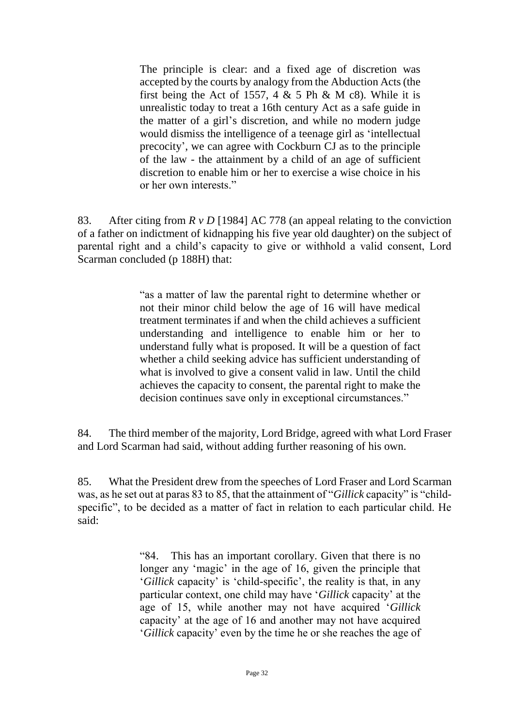> The principle is clear: and a fixed age of discretion was accepted by the courts by analogy from the Abduction Acts (the first being the Act of 1557, 4 & 5 Ph & M c8). While it is unrealistic today to treat a 16th century Act as a safe guide in the matter of a girl's discretion, and while no modern judge would dismiss the intelligence of a teenage girl as 'intellectual precocity', we can agree with Cockburn CJ as to the principle of the law - the attainment by a child of an age of sufficient discretion to enable him or her to exercise a wise choice in his or her own interests."

83. After citing from *R v D* [1984] AC 778 (an appeal relating to the conviction of a father on indictment of kidnapping his five year old daughter) on the subject of parental right and a child's capacity to give or withhold a valid consent, Lord Scarman concluded (p 188H) that:

> "as a matter of law the parental right to determine whether or not their minor child below the age of 16 will have medical treatment terminates if and when the child achieves a sufficient understanding and intelligence to enable him or her to understand fully what is proposed. It will be a question of fact whether a child seeking advice has sufficient understanding of what is involved to give a consent valid in law. Until the child achieves the capacity to consent, the parental right to make the decision continues save only in exceptional circumstances."

84. The third member of the majority, Lord Bridge, agreed with what Lord Fraser and Lord Scarman had said, without adding further reasoning of his own.

85. What the President drew from the speeches of Lord Fraser and Lord Scarman was, as he set out at paras 83 to 85, that the attainment of "*Gillick* capacity" is "child-specific", to be decided as a matter of fact in relation to each particular child. He said:

> "84. This has an important corollary. Given that there is no longer any 'magic' in the age of 16, given the principle that '*Gillick* capacity' is 'child-specific', the reality is that, in any particular context, one child may have '*Gillick* capacity' at the age of 15, while another may not have acquired '*Gillick* capacity' at the age of 16 and another may not have acquired '*Gillick* capacity' even by the time he or she reaches the age of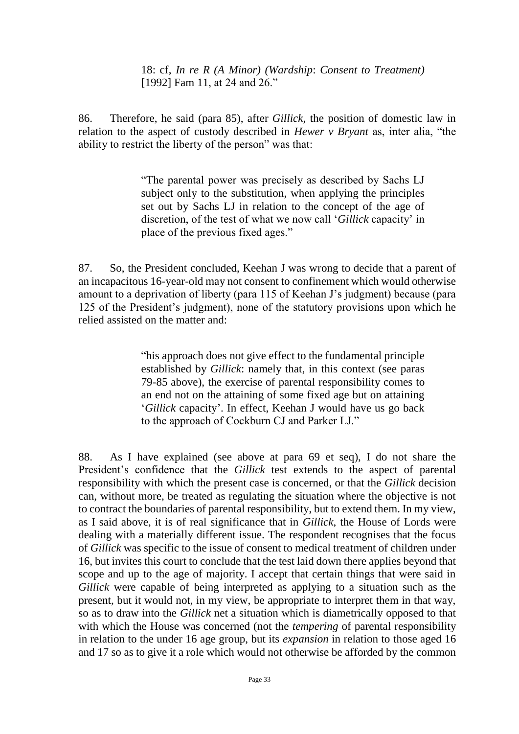18: cf, *In re R (A Minor) (Wardship*: *Consent to Treatment)* [1992] Fam 11, at 24 and 26."

86. Therefore, he said (para 85), after *Gillick*, the position of domestic law in relation to the aspect of custody described in *Hewer v Bryant* as, inter alia, "the ability to restrict the liberty of the person" was that:

> "The parental power was precisely as described by Sachs LJ subject only to the substitution, when applying the principles set out by Sachs LJ in relation to the concept of the age of discretion, of the test of what we now call '*Gillick* capacity' in place of the previous fixed ages."

87. So, the President concluded, Keehan J was wrong to decide that a parent of an incapacitous 16-year-old may not consent to confinement which would otherwise amount to a deprivation of liberty (para 115 of Keehan J's judgment) because (para 125 of the President's judgment), none of the statutory provisions upon which he relied assisted on the matter and:

> "his approach does not give effect to the fundamental principle established by *Gillick*: namely that, in this context (see paras 79-85 above), the exercise of parental responsibility comes to an end not on the attaining of some fixed age but on attaining '*Gillick* capacity'. In effect, Keehan J would have us go back to the approach of Cockburn CJ and Parker LJ."

88. As I have explained (see above at para 69 et seq), I do not share the President's confidence that the *Gillick* test extends to the aspect of parental responsibility with which the present case is concerned, or that the *Gillick* decision can, without more, be treated as regulating the situation where the objective is not to contract the boundaries of parental responsibility, but to extend them. In my view, as I said above, it is of real significance that in *Gillick*, the House of Lords were dealing with a materially different issue. The respondent recognises that the focus of *Gillick* was specific to the issue of consent to medical treatment of children under 16, but invites this court to conclude that the test laid down there applies beyond that scope and up to the age of majority. I accept that certain things that were said in *Gillick* were capable of being interpreted as applying to a situation such as the present, but it would not, in my view, be appropriate to interpret them in that way, so as to draw into the *Gillick* net a situation which is diametrically opposed to that with which the House was concerned (not the *tempering* of parental responsibility in relation to the under 16 age group, but its *expansion* in relation to those aged 16 and 17 so as to give it a role which would not otherwise be afforded by the common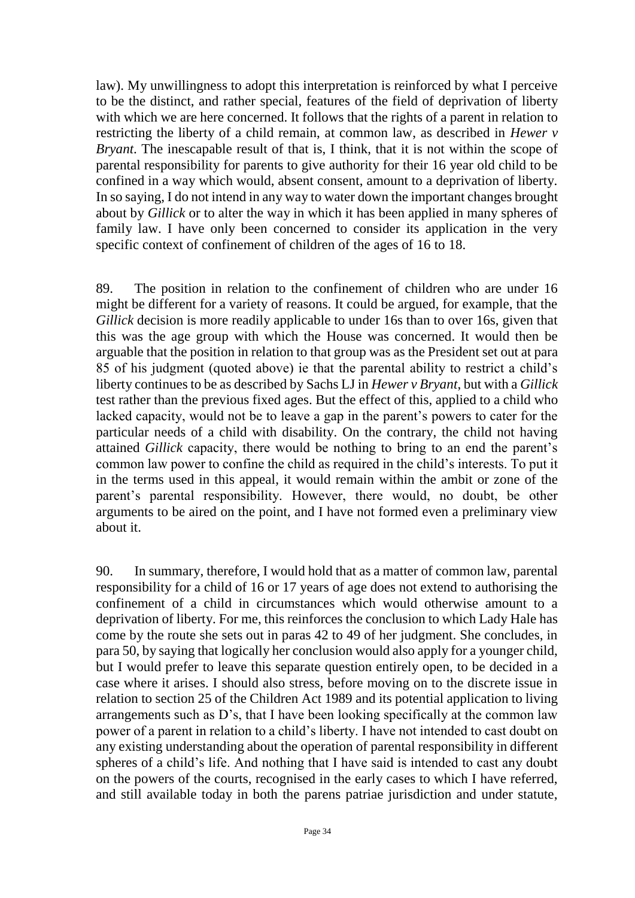law). My unwillingness to adopt this interpretation is reinforced by what I perceive to be the distinct, and rather special, features of the field of deprivation of liberty with which we are here concerned. It follows that the rights of a parent in relation to restricting the liberty of a child remain, at common law, as described in *Hewer v Bryant*. The inescapable result of that is, I think, that it is not within the scope of parental responsibility for parents to give authority for their 16 year old child to be confined in a way which would, absent consent, amount to a deprivation of liberty. In so saying, I do not intend in any way to water down the important changes brought about by *Gillick* or to alter the way in which it has been applied in many spheres of family law. I have only been concerned to consider its application in the very specific context of confinement of children of the ages of 16 to 18.

89. The position in relation to the confinement of children who are under 16 might be different for a variety of reasons. It could be argued, for example, that the *Gillick* decision is more readily applicable to under 16s than to over 16s, given that this was the age group with which the House was concerned. It would then be arguable that the position in relation to that group was as the President set out at para 85 of his judgment (quoted above) ie that the parental ability to restrict a child's liberty continues to be as described by Sachs LJ in *Hewer v Bryant*, but with a *Gillick* test rather than the previous fixed ages. But the effect of this, applied to a child who lacked capacity, would not be to leave a gap in the parent's powers to cater for the particular needs of a child with disability. On the contrary, the child not having attained *Gillick* capacity, there would be nothing to bring to an end the parent's common law power to confine the child as required in the child's interests. To put it in the terms used in this appeal, it would remain within the ambit or zone of the parent's parental responsibility. However, there would, no doubt, be other arguments to be aired on the point, and I have not formed even a preliminary view about it.

90. In summary, therefore, I would hold that as a matter of common law, parental responsibility for a child of 16 or 17 years of age does not extend to authorising the confinement of a child in circumstances which would otherwise amount to a deprivation of liberty. For me, this reinforces the conclusion to which Lady Hale has come by the route she sets out in paras 42 to 49 of her judgment. She concludes, in para 50, by saying that logically her conclusion would also apply for a younger child, but I would prefer to leave this separate question entirely open, to be decided in a case where it arises. I should also stress, before moving on to the discrete issue in relation to section 25 of the Children Act 1989 and its potential application to living arrangements such as D's, that I have been looking specifically at the common law power of a parent in relation to a child's liberty. I have not intended to cast doubt on any existing understanding about the operation of parental responsibility in different spheres of a child's life. And nothing that I have said is intended to cast any doubt on the powers of the courts, recognised in the early cases to which I have referred, and still available today in both the parens patriae jurisdiction and under statute,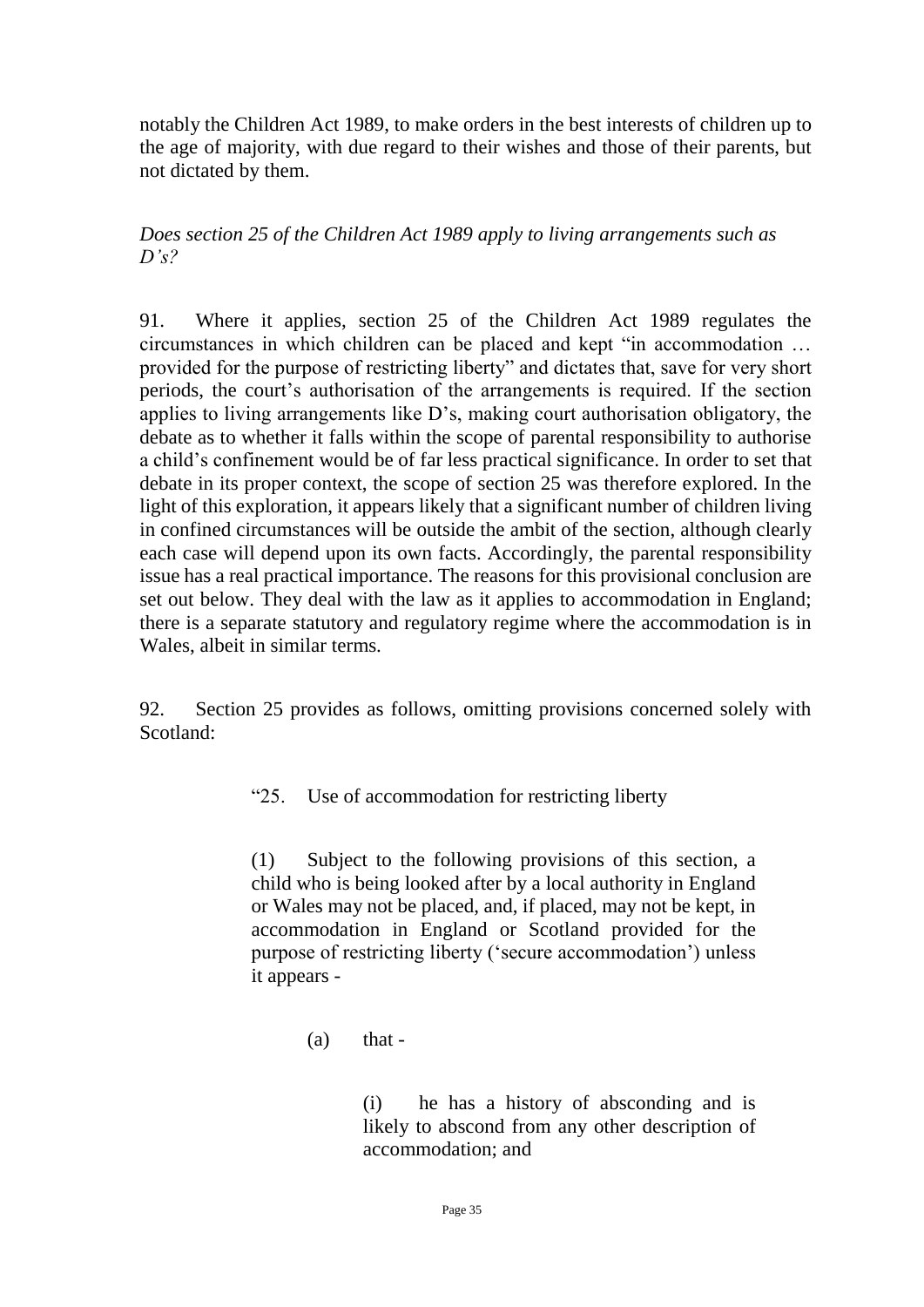notably the Children Act 1989, to make orders in the best interests of children up to the age of majority, with due regard to their wishes and those of their parents, but not dictated by them.

*Does section 25 of the Children Act 1989 apply to living arrangements such as D's?*

91. Where it applies, section 25 of the Children Act 1989 regulates the circumstances in which children can be placed and kept "in accommodation … provided for the purpose of restricting liberty" and dictates that, save for very short periods, the court's authorisation of the arrangements is required. If the section applies to living arrangements like D's, making court authorisation obligatory, the debate as to whether it falls within the scope of parental responsibility to authorise a child's confinement would be of far less practical significance. In order to set that debate in its proper context, the scope of section 25 was therefore explored. In the light of this exploration, it appears likely that a significant number of children living in confined circumstances will be outside the ambit of the section, although clearly each case will depend upon its own facts. Accordingly, the parental responsibility issue has a real practical importance. The reasons for this provisional conclusion are set out below. They deal with the law as it applies to accommodation in England; there is a separate statutory and regulatory regime where the accommodation is in Wales, albeit in similar terms.

92. Section 25 provides as follows, omitting provisions concerned solely with Scotland:

> "25. Use of accommodation for restricting liberty
>
> (1) Subject to the following provisions of this section, a child who is being looked after by a local authority in England or Wales may not be placed, and, if placed, may not be kept, in accommodation in England or Scotland provided for the purpose of restricting liberty ('secure accommodation') unless it appears -
>
> (a) that -
>
> (i) he has a history of absconding and is likely to abscond from any other description of accommodation; and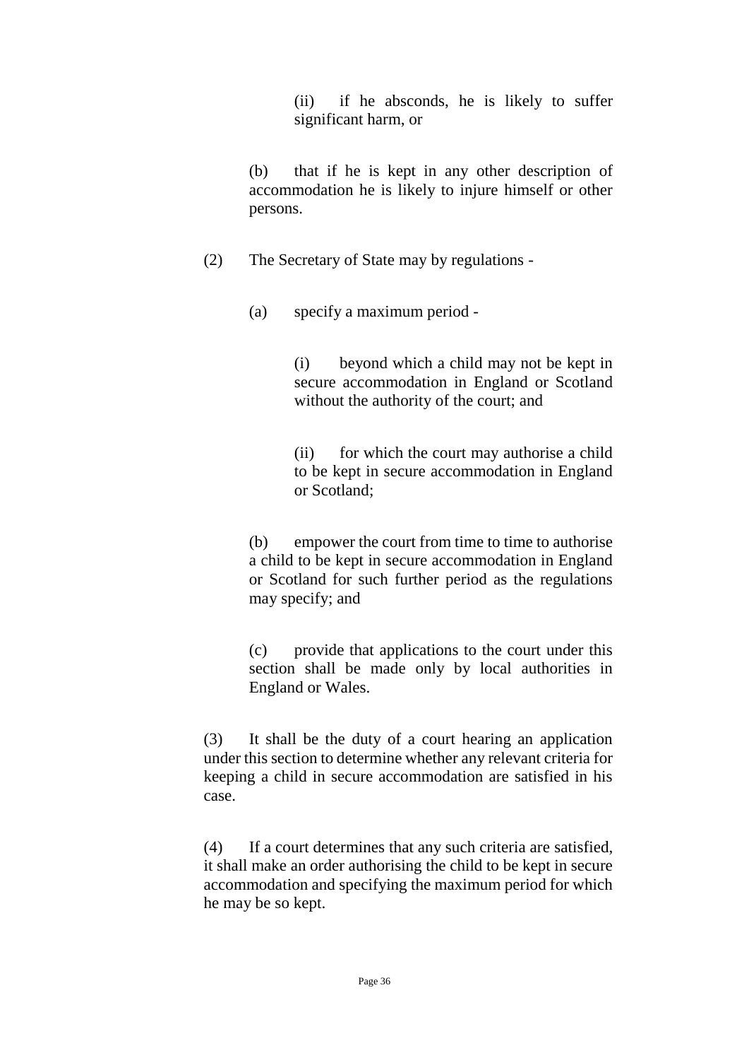(ii) if he absconds, he is likely to suffer significant harm, or

(b) that if he is kept in any other description of accommodation he is likely to injure himself or other persons.

(2) The Secretary of State may by regulations -

(a) specify a maximum period -

(i) beyond which a child may not be kept in secure accommodation in England or Scotland without the authority of the court; and

(ii) for which the court may authorise a child to be kept in secure accommodation in England or Scotland;

(b) empower the court from time to time to authorise a child to be kept in secure accommodation in England or Scotland for such further period as the regulations may specify; and

(c) provide that applications to the court under this section shall be made only by local authorities in England or Wales.

(3) It shall be the duty of a court hearing an application under this section to determine whether any relevant criteria for keeping a child in secure accommodation are satisfied in his case.

(4) If a court determines that any such criteria are satisfied, it shall make an order authorising the child to be kept in secure accommodation and specifying the maximum period for which he may be so kept.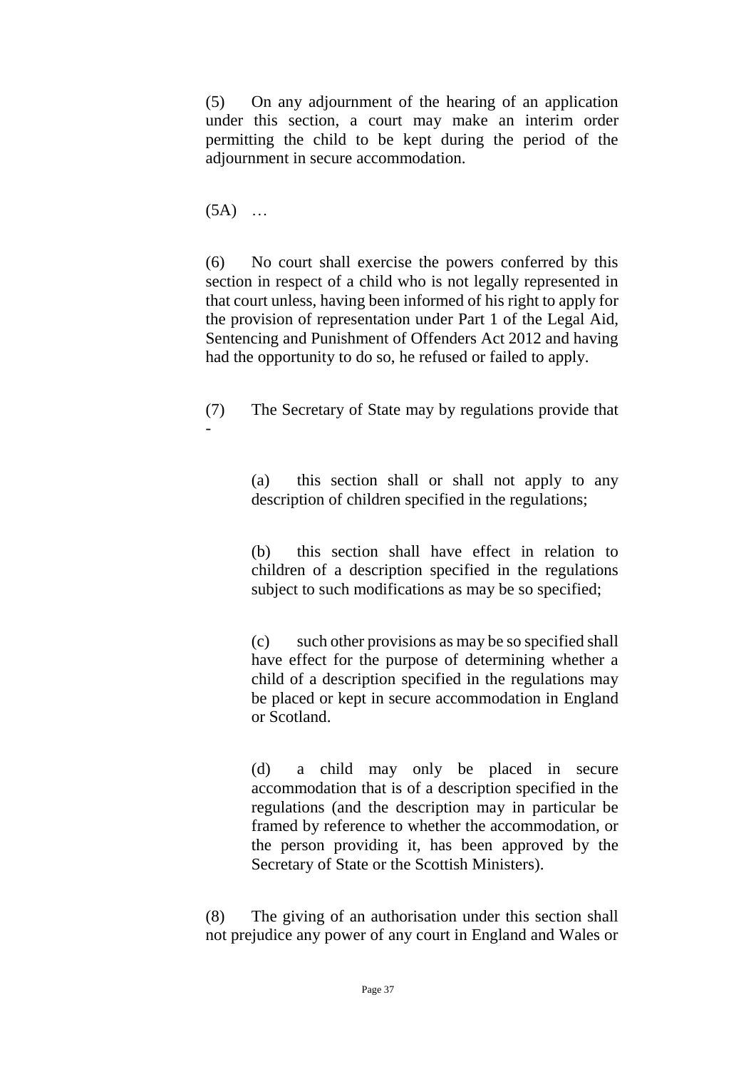(5) On any adjournment of the hearing of an application under this section, a court may make an interim order permitting the child to be kept during the period of the adjournment in secure accommodation.

(5A) …

(6) No court shall exercise the powers conferred by this section in respect of a child who is not legally represented in that court unless, having been informed of his right to apply for the provision of representation under Part 1 of the Legal Aid, Sentencing and Punishment of Offenders Act 2012 and having had the opportunity to do so, he refused or failed to apply.

(7) The Secretary of State may by regulations provide that -

> (a) this section shall or shall not apply to any description of children specified in the regulations;
>
> (b) this section shall have effect in relation to children of a description specified in the regulations subject to such modifications as may be so specified;
>
> (c) such other provisions as may be so specified shall have effect for the purpose of determining whether a child of a description specified in the regulations may be placed or kept in secure accommodation in England or Scotland.
>
> (d) a child may only be placed in secure accommodation that is of a description specified in the regulations (and the description may in particular be framed by reference to whether the accommodation, or the person providing it, has been approved by the Secretary of State or the Scottish Ministers).

(8) The giving of an authorisation under this section shall not prejudice any power of any court in England and Wales or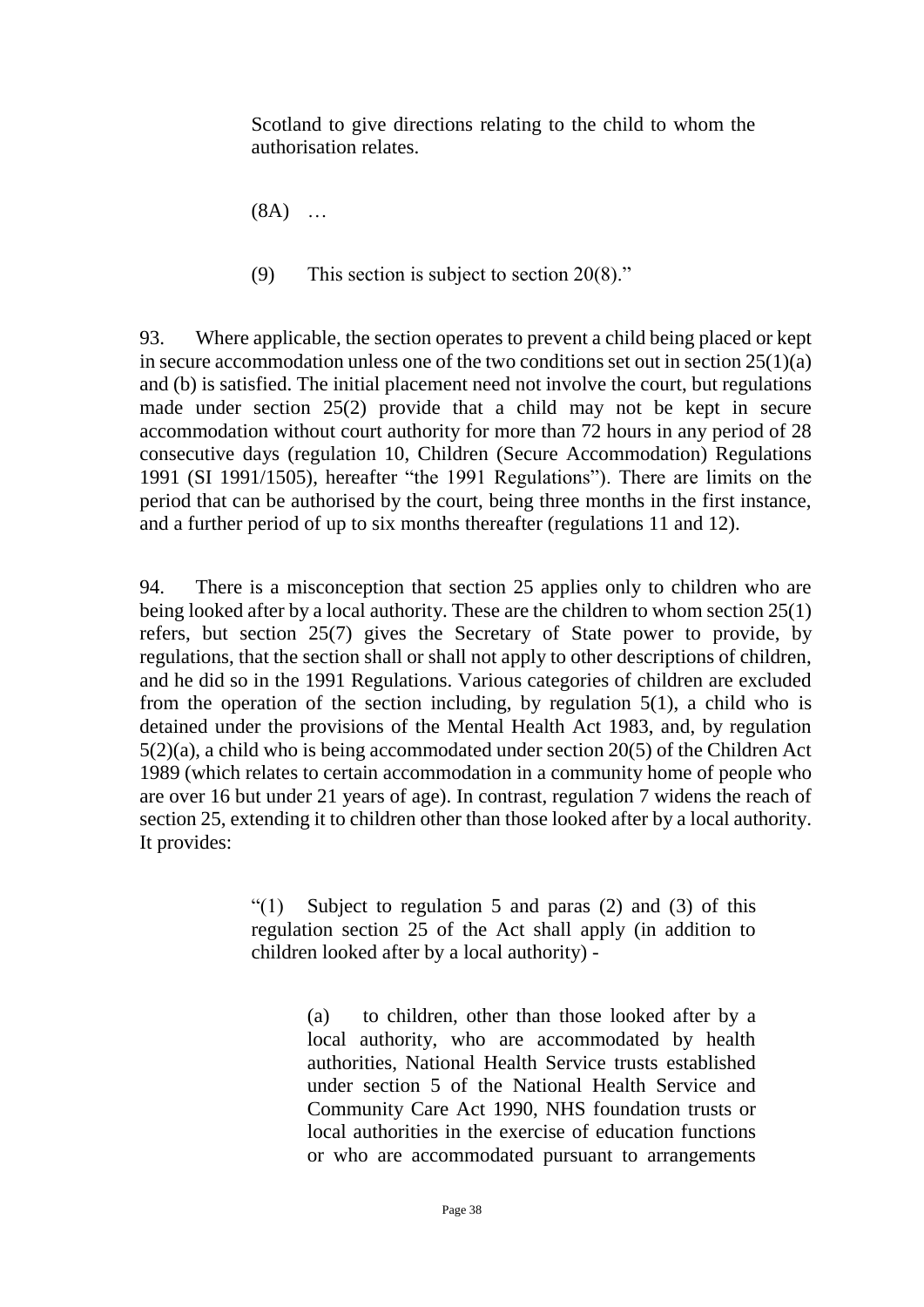> Scotland to give directions relating to the child to whom the authorisation relates.
>
> (8A) …
>
> (9) This section is subject to section 20(8)."

93. Where applicable, the section operates to prevent a child being placed or kept in secure accommodation unless one of the two conditions set out in section 25(1)(a) and (b) is satisfied. The initial placement need not involve the court, but regulations made under section 25(2) provide that a child may not be kept in secure accommodation without court authority for more than 72 hours in any period of 28 consecutive days (regulation 10, Children (Secure Accommodation) Regulations 1991 (SI 1991/1505), hereafter "the 1991 Regulations"). There are limits on the period that can be authorised by the court, being three months in the first instance, and a further period of up to six months thereafter (regulations 11 and 12).

94. There is a misconception that section 25 applies only to children who are being looked after by a local authority. These are the children to whom section 25(1) refers, but section 25(7) gives the Secretary of State power to provide, by regulations, that the section shall or shall not apply to other descriptions of children, and he did so in the 1991 Regulations. Various categories of children are excluded from the operation of the section including, by regulation 5(1), a child who is detained under the provisions of the Mental Health Act 1983, and, by regulation 5(2)(a), a child who is being accommodated under section 20(5) of the Children Act 1989 (which relates to certain accommodation in a community home of people who are over 16 but under 21 years of age). In contrast, regulation 7 widens the reach of section 25, extending it to children other than those looked after by a local authority. It provides:

> "(1) Subject to regulation 5 and paras (2) and (3) of this regulation section 25 of the Act shall apply (in addition to children looked after by a local authority) -
>
> > (a) to children, other than those looked after by a local authority, who are accommodated by health authorities, National Health Service trusts established under section 5 of the National Health Service and Community Care Act 1990, NHS foundation trusts or local authorities in the exercise of education functions or who are accommodated pursuant to arrangements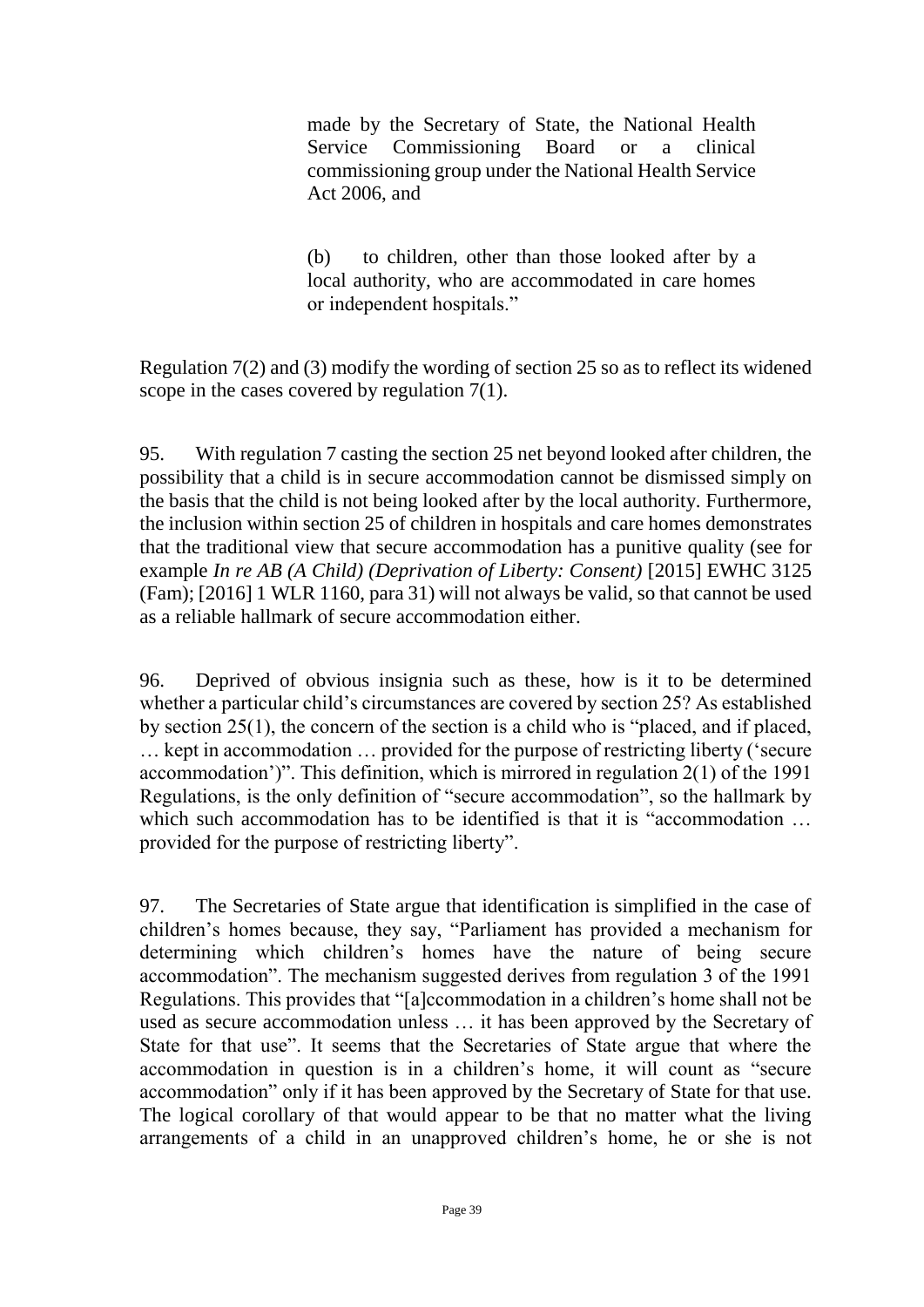> made by the Secretary of State, the National Health Service Commissioning Board or a clinical commissioning group under the National Health Service Act 2006, and
>
> (b) to children, other than those looked after by a local authority, who are accommodated in care homes or independent hospitals."

Regulation 7(2) and (3) modify the wording of section 25 so as to reflect its widened scope in the cases covered by regulation 7(1).

95. With regulation 7 casting the section 25 net beyond looked after children, the possibility that a child is in secure accommodation cannot be dismissed simply on the basis that the child is not being looked after by the local authority. Furthermore, the inclusion within section 25 of children in hospitals and care homes demonstrates that the traditional view that secure accommodation has a punitive quality (see for example *In re AB (A Child) (Deprivation of Liberty: Consent)* [2015] EWHC 3125 (Fam); [2016] 1 WLR 1160, para 31) will not always be valid, so that cannot be used as a reliable hallmark of secure accommodation either.

96. Deprived of obvious insignia such as these, how is it to be determined whether a particular child's circumstances are covered by section 25? As established by section 25(1), the concern of the section is a child who is "placed, and if placed, … kept in accommodation … provided for the purpose of restricting liberty ('secure accommodation')". This definition, which is mirrored in regulation 2(1) of the 1991 Regulations, is the only definition of "secure accommodation", so the hallmark by which such accommodation has to be identified is that it is "accommodation … provided for the purpose of restricting liberty".

97. The Secretaries of State argue that identification is simplified in the case of children's homes because, they say, "Parliament has provided a mechanism for determining which children's homes have the nature of being secure accommodation". The mechanism suggested derives from regulation 3 of the 1991 Regulations. This provides that "[a]ccommodation in a children's home shall not be used as secure accommodation unless … it has been approved by the Secretary of State for that use". It seems that the Secretaries of State argue that where the accommodation in question is in a children's home, it will count as "secure accommodation" only if it has been approved by the Secretary of State for that use. The logical corollary of that would appear to be that no matter what the living arrangements of a child in an unapproved children's home, he or she is not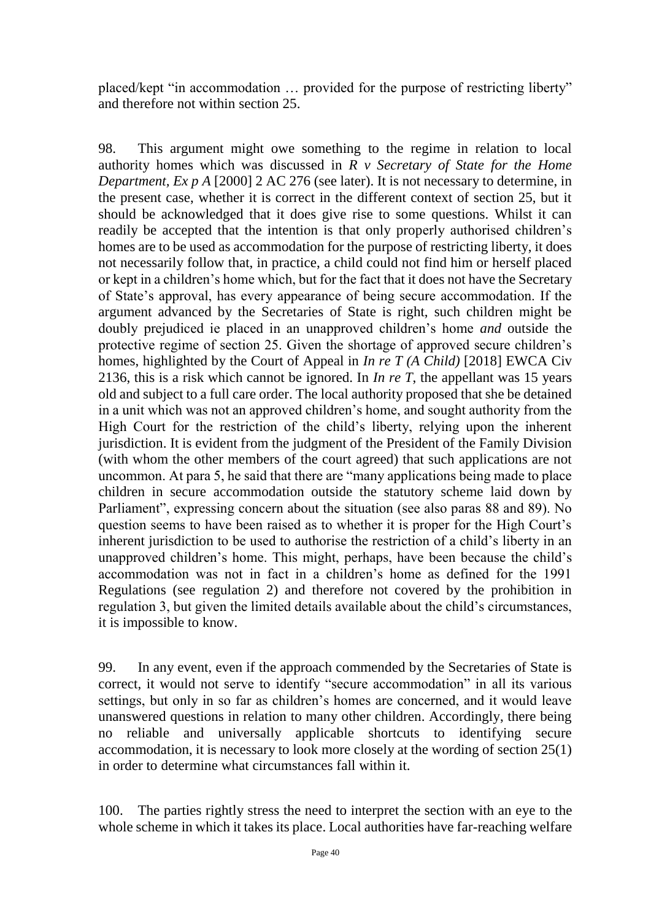placed/kept "in accommodation … provided for the purpose of restricting liberty" and therefore not within section 25.

98. This argument might owe something to the regime in relation to local authority homes which was discussed in *R v Secretary of State for the Home Department, Ex p A* [2000] 2 AC 276 (see later). It is not necessary to determine, in the present case, whether it is correct in the different context of section 25, but it should be acknowledged that it does give rise to some questions. Whilst it can readily be accepted that the intention is that only properly authorised children's homes are to be used as accommodation for the purpose of restricting liberty, it does not necessarily follow that, in practice, a child could not find him or herself placed or kept in a children's home which, but for the fact that it does not have the Secretary of State's approval, has every appearance of being secure accommodation. If the argument advanced by the Secretaries of State is right, such children might be doubly prejudiced ie placed in an unapproved children's home *and* outside the protective regime of section 25. Given the shortage of approved secure children's homes, highlighted by the Court of Appeal in *In re T (A Child)* [2018] EWCA Civ 2136, this is a risk which cannot be ignored. In *In re T*, the appellant was 15 years old and subject to a full care order. The local authority proposed that she be detained in a unit which was not an approved children's home, and sought authority from the High Court for the restriction of the child's liberty, relying upon the inherent jurisdiction. It is evident from the judgment of the President of the Family Division (with whom the other members of the court agreed) that such applications are not uncommon. At para 5, he said that there are "many applications being made to place children in secure accommodation outside the statutory scheme laid down by Parliament", expressing concern about the situation (see also paras 88 and 89). No question seems to have been raised as to whether it is proper for the High Court's inherent jurisdiction to be used to authorise the restriction of a child's liberty in an unapproved children's home. This might, perhaps, have been because the child's accommodation was not in fact in a children's home as defined for the 1991 Regulations (see regulation 2) and therefore not covered by the prohibition in regulation 3, but given the limited details available about the child's circumstances, it is impossible to know.

99. In any event, even if the approach commended by the Secretaries of State is correct, it would not serve to identify "secure accommodation" in all its various settings, but only in so far as children's homes are concerned, and it would leave unanswered questions in relation to many other children. Accordingly, there being no reliable and universally applicable shortcuts to identifying secure accommodation, it is necessary to look more closely at the wording of section 25(1) in order to determine what circumstances fall within it.

100. The parties rightly stress the need to interpret the section with an eye to the whole scheme in which it takes its place. Local authorities have far-reaching welfare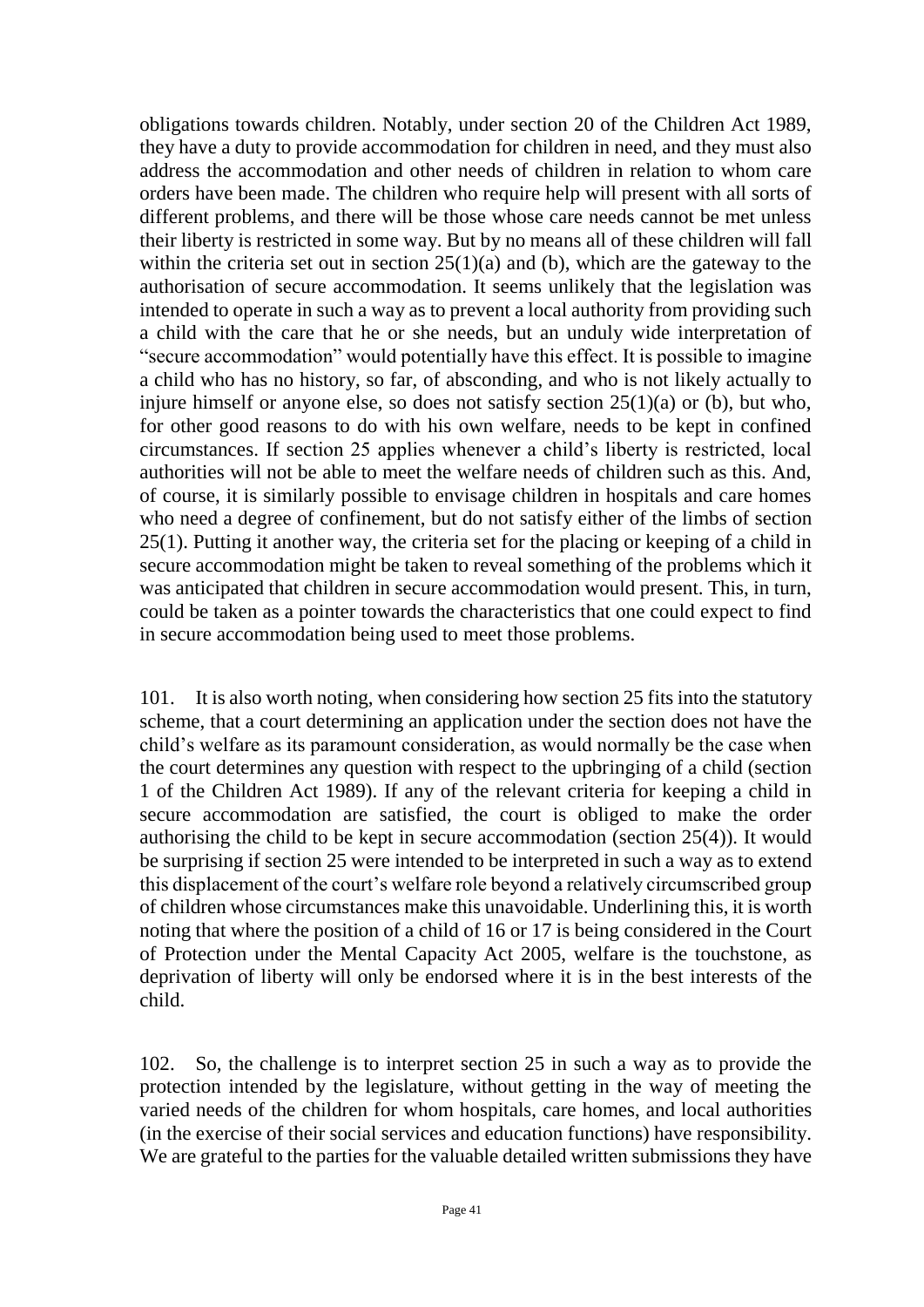obligations towards children. Notably, under section 20 of the Children Act 1989, they have a duty to provide accommodation for children in need, and they must also address the accommodation and other needs of children in relation to whom care orders have been made. The children who require help will present with all sorts of different problems, and there will be those whose care needs cannot be met unless their liberty is restricted in some way. But by no means all of these children will fall within the criteria set out in section 25(1)(a) and (b), which are the gateway to the authorisation of secure accommodation. It seems unlikely that the legislation was intended to operate in such a way as to prevent a local authority from providing such a child with the care that he or she needs, but an unduly wide interpretation of "secure accommodation" would potentially have this effect. It is possible to imagine a child who has no history, so far, of absconding, and who is not likely actually to injure himself or anyone else, so does not satisfy section 25(1)(a) or (b), but who, for other good reasons to do with his own welfare, needs to be kept in confined circumstances. If section 25 applies whenever a child's liberty is restricted, local authorities will not be able to meet the welfare needs of children such as this. And, of course, it is similarly possible to envisage children in hospitals and care homes who need a degree of confinement, but do not satisfy either of the limbs of section 25(1). Putting it another way, the criteria set for the placing or keeping of a child in secure accommodation might be taken to reveal something of the problems which it was anticipated that children in secure accommodation would present. This, in turn, could be taken as a pointer towards the characteristics that one could expect to find in secure accommodation being used to meet those problems.

101. It is also worth noting, when considering how section 25 fits into the statutory scheme, that a court determining an application under the section does not have the child's welfare as its paramount consideration, as would normally be the case when the court determines any question with respect to the upbringing of a child (section 1 of the Children Act 1989). If any of the relevant criteria for keeping a child in secure accommodation are satisfied, the court is obliged to make the order authorising the child to be kept in secure accommodation (section 25(4)). It would be surprising if section 25 were intended to be interpreted in such a way as to extend this displacement of the court's welfare role beyond a relatively circumscribed group of children whose circumstances make this unavoidable. Underlining this, it is worth noting that where the position of a child of 16 or 17 is being considered in the Court of Protection under the Mental Capacity Act 2005, welfare is the touchstone, as deprivation of liberty will only be endorsed where it is in the best interests of the child.

102. So, the challenge is to interpret section 25 in such a way as to provide the protection intended by the legislature, without getting in the way of meeting the varied needs of the children for whom hospitals, care homes, and local authorities (in the exercise of their social services and education functions) have responsibility. We are grateful to the parties for the valuable detailed written submissions they have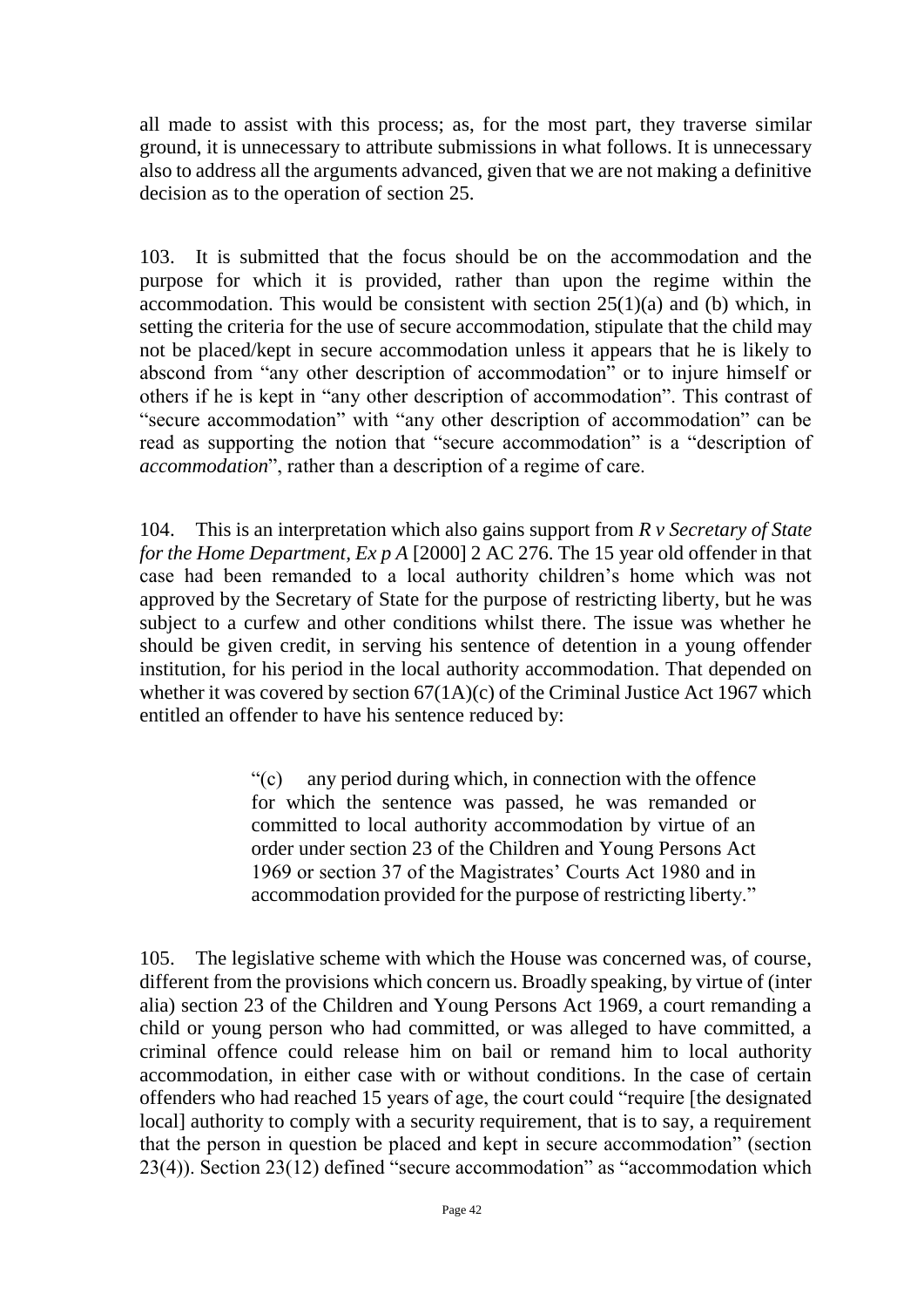all made to assist with this process; as, for the most part, they traverse similar ground, it is unnecessary to attribute submissions in what follows. It is unnecessary also to address all the arguments advanced, given that we are not making a definitive decision as to the operation of section 25.

103. It is submitted that the focus should be on the accommodation and the purpose for which it is provided, rather than upon the regime within the accommodation. This would be consistent with section 25(1)(a) and (b) which, in setting the criteria for the use of secure accommodation, stipulate that the child may not be placed/kept in secure accommodation unless it appears that he is likely to abscond from "any other description of accommodation" or to injure himself or others if he is kept in "any other description of accommodation". This contrast of "secure accommodation" with "any other description of accommodation" can be read as supporting the notion that "secure accommodation" is a "description of *accommodation*", rather than a description of a regime of care.

104. This is an interpretation which also gains support from *R v Secretary of State for the Home Department, Ex p A* [2000] 2 AC 276. The 15 year old offender in that case had been remanded to a local authority children's home which was not approved by the Secretary of State for the purpose of restricting liberty, but he was subject to a curfew and other conditions whilst there. The issue was whether he should be given credit, in serving his sentence of detention in a young offender institution, for his period in the local authority accommodation. That depended on whether it was covered by section 67(1A)(c) of the Criminal Justice Act 1967 which entitled an offender to have his sentence reduced by:

> "(c) any period during which, in connection with the offence for which the sentence was passed, he was remanded or committed to local authority accommodation by virtue of an order under section 23 of the Children and Young Persons Act 1969 or section 37 of the Magistrates' Courts Act 1980 and in accommodation provided for the purpose of restricting liberty."

105. The legislative scheme with which the House was concerned was, of course, different from the provisions which concern us. Broadly speaking, by virtue of (inter alia) section 23 of the Children and Young Persons Act 1969, a court remanding a child or young person who had committed, or was alleged to have committed, a criminal offence could release him on bail or remand him to local authority accommodation, in either case with or without conditions. In the case of certain offenders who had reached 15 years of age, the court could "require [the designated local] authority to comply with a security requirement, that is to say, a requirement that the person in question be placed and kept in secure accommodation" (section 23(4)). Section 23(12) defined "secure accommodation" as "accommodation which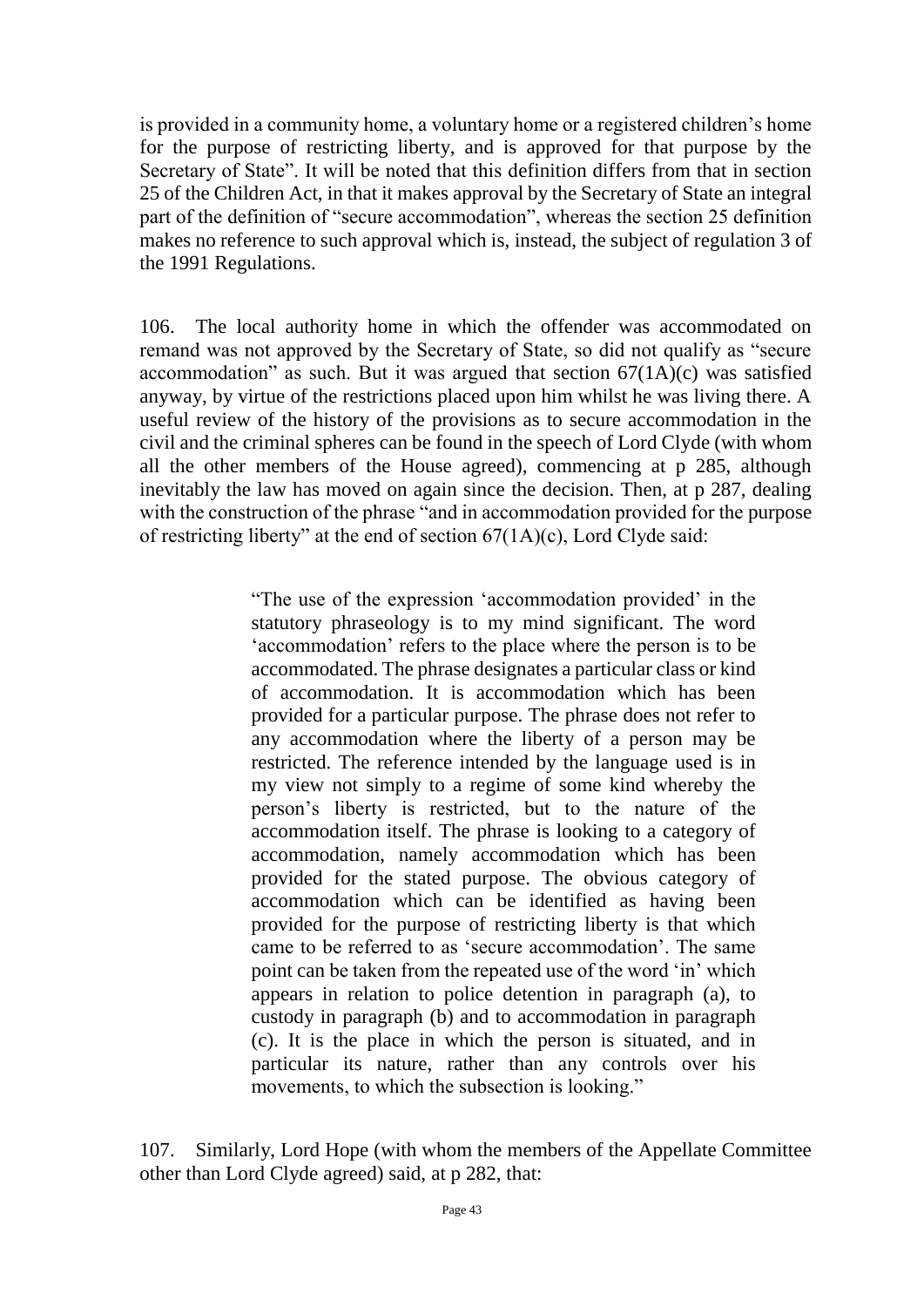is provided in a community home, a voluntary home or a registered children's home for the purpose of restricting liberty, and is approved for that purpose by the Secretary of State". It will be noted that this definition differs from that in section 25 of the Children Act, in that it makes approval by the Secretary of State an integral part of the definition of "secure accommodation", whereas the section 25 definition makes no reference to such approval which is, instead, the subject of regulation 3 of the 1991 Regulations.

106. The local authority home in which the offender was accommodated on remand was not approved by the Secretary of State, so did not qualify as "secure accommodation" as such. But it was argued that section 67(1A)(c) was satisfied anyway, by virtue of the restrictions placed upon him whilst he was living there. A useful review of the history of the provisions as to secure accommodation in the civil and the criminal spheres can be found in the speech of Lord Clyde (with whom all the other members of the House agreed), commencing at p 285, although inevitably the law has moved on again since the decision. Then, at p 287, dealing with the construction of the phrase "and in accommodation provided for the purpose of restricting liberty" at the end of section 67(1A)(c), Lord Clyde said:

> "The use of the expression 'accommodation provided' in the statutory phraseology is to my mind significant. The word 'accommodation' refers to the place where the person is to be accommodated. The phrase designates a particular class or kind of accommodation. It is accommodation which has been provided for a particular purpose. The phrase does not refer to any accommodation where the liberty of a person may be restricted. The reference intended by the language used is in my view not simply to a regime of some kind whereby the person's liberty is restricted, but to the nature of the accommodation itself. The phrase is looking to a category of accommodation, namely accommodation which has been provided for the stated purpose. The obvious category of accommodation which can be identified as having been provided for the purpose of restricting liberty is that which came to be referred to as 'secure accommodation'. The same point can be taken from the repeated use of the word 'in' which appears in relation to police detention in paragraph (a), to custody in paragraph (b) and to accommodation in paragraph (c). It is the place in which the person is situated, and in particular its nature, rather than any controls over his movements, to which the subsection is looking."

107. Similarly, Lord Hope (with whom the members of the Appellate Committee other than Lord Clyde agreed) said, at p 282, that: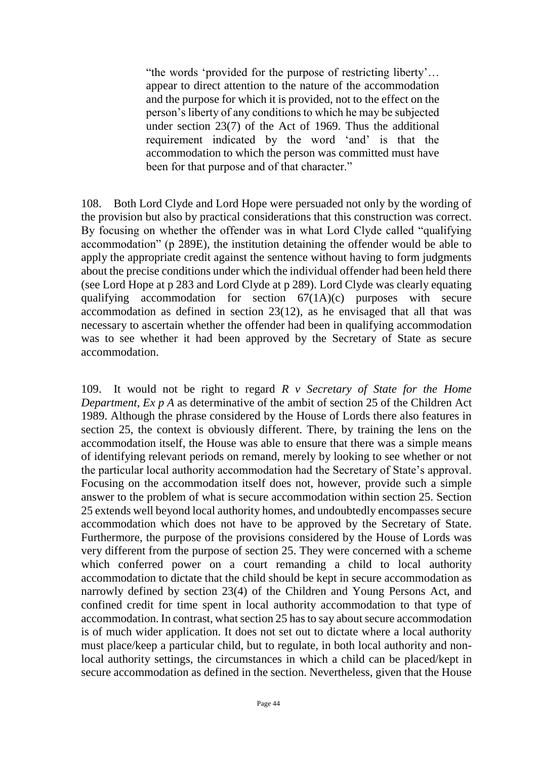> "the words 'provided for the purpose of restricting liberty'… appear to direct attention to the nature of the accommodation and the purpose for which it is provided, not to the effect on the person's liberty of any conditions to which he may be subjected under section 23(7) of the Act of 1969. Thus the additional requirement indicated by the word 'and' is that the accommodation to which the person was committed must have been for that purpose and of that character."

108. Both Lord Clyde and Lord Hope were persuaded not only by the wording of the provision but also by practical considerations that this construction was correct. By focusing on whether the offender was in what Lord Clyde called "qualifying accommodation" (p 289E), the institution detaining the offender would be able to apply the appropriate credit against the sentence without having to form judgments about the precise conditions under which the individual offender had been held there (see Lord Hope at p 283 and Lord Clyde at p 289). Lord Clyde was clearly equating qualifying accommodation for section 67(1A)(c) purposes with secure accommodation as defined in section 23(12), as he envisaged that all that was necessary to ascertain whether the offender had been in qualifying accommodation was to see whether it had been approved by the Secretary of State as secure accommodation.

109. It would not be right to regard *R v Secretary of State for the Home Department, Ex p A* as determinative of the ambit of section 25 of the Children Act 1989. Although the phrase considered by the House of Lords there also features in section 25, the context is obviously different. There, by training the lens on the accommodation itself, the House was able to ensure that there was a simple means of identifying relevant periods on remand, merely by looking to see whether or not the particular local authority accommodation had the Secretary of State's approval. Focusing on the accommodation itself does not, however, provide such a simple answer to the problem of what is secure accommodation within section 25. Section 25 extends well beyond local authority homes, and undoubtedly encompasses secure accommodation which does not have to be approved by the Secretary of State. Furthermore, the purpose of the provisions considered by the House of Lords was very different from the purpose of section 25. They were concerned with a scheme which conferred power on a court remanding a child to local authority accommodation to dictate that the child should be kept in secure accommodation as narrowly defined by section 23(4) of the Children and Young Persons Act, and confined credit for time spent in local authority accommodation to that type of accommodation. In contrast, what section 25 has to say about secure accommodation is of much wider application. It does not set out to dictate where a local authority must place/keep a particular child, but to regulate, in both local authority and non-local authority settings, the circumstances in which a child can be placed/kept in secure accommodation as defined in the section. Nevertheless, given that the House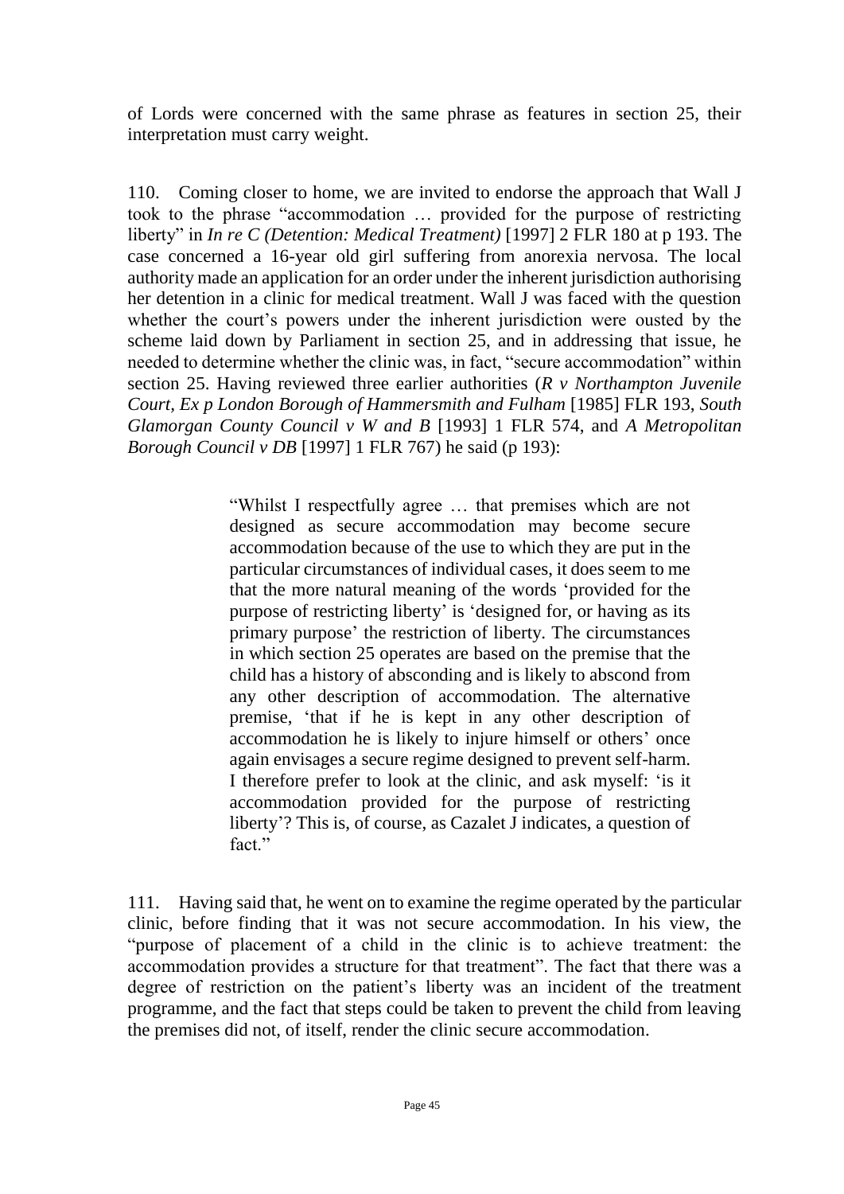of Lords were concerned with the same phrase as features in section 25, their interpretation must carry weight.

110. Coming closer to home, we are invited to endorse the approach that Wall J took to the phrase "accommodation … provided for the purpose of restricting liberty" in *In re C (Detention: Medical Treatment)* [1997] 2 FLR 180 at p 193. The case concerned a 16-year old girl suffering from anorexia nervosa. The local authority made an application for an order under the inherent jurisdiction authorising her detention in a clinic for medical treatment. Wall J was faced with the question whether the court's powers under the inherent jurisdiction were ousted by the scheme laid down by Parliament in section 25, and in addressing that issue, he needed to determine whether the clinic was, in fact, "secure accommodation" within section 25. Having reviewed three earlier authorities (*R v Northampton Juvenile Court, Ex p London Borough of Hammersmith and Fulham* [1985] FLR 193, *South Glamorgan County Council v W and B* [1993] 1 FLR 574, and *A Metropolitan Borough Council v DB* [1997] 1 FLR 767) he said (p 193):

> "Whilst I respectfully agree … that premises which are not designed as secure accommodation may become secure accommodation because of the use to which they are put in the particular circumstances of individual cases, it does seem to me that the more natural meaning of the words 'provided for the purpose of restricting liberty' is 'designed for, or having as its primary purpose' the restriction of liberty. The circumstances in which section 25 operates are based on the premise that the child has a history of absconding and is likely to abscond from any other description of accommodation. The alternative premise, 'that if he is kept in any other description of accommodation he is likely to injure himself or others' once again envisages a secure regime designed to prevent self-harm. I therefore prefer to look at the clinic, and ask myself: 'is it accommodation provided for the purpose of restricting liberty'? This is, of course, as Cazalet J indicates, a question of fact."

111. Having said that, he went on to examine the regime operated by the particular clinic, before finding that it was not secure accommodation. In his view, the "purpose of placement of a child in the clinic is to achieve treatment: the accommodation provides a structure for that treatment". The fact that there was a degree of restriction on the patient's liberty was an incident of the treatment programme, and the fact that steps could be taken to prevent the child from leaving the premises did not, of itself, render the clinic secure accommodation.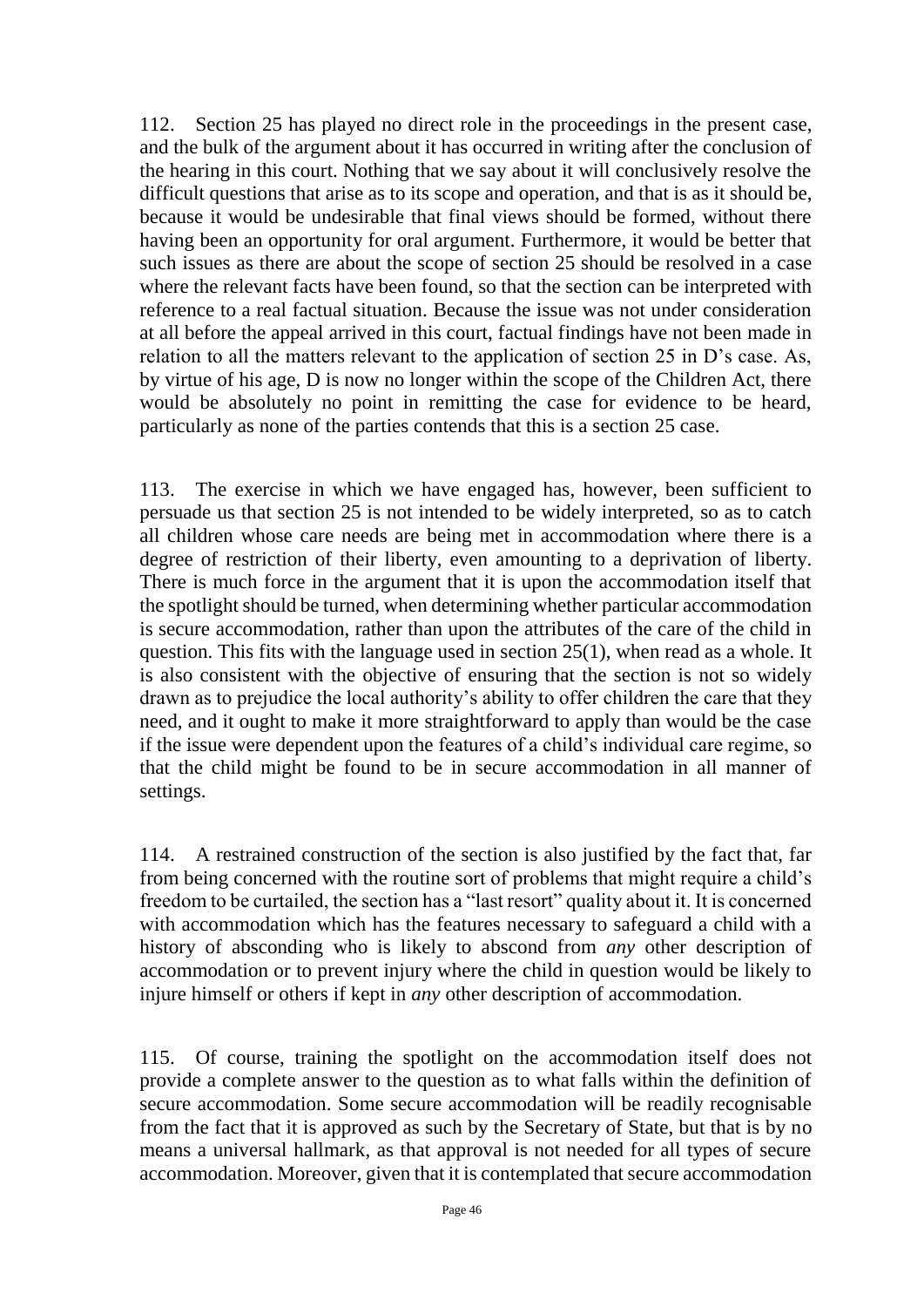112. Section 25 has played no direct role in the proceedings in the present case, and the bulk of the argument about it has occurred in writing after the conclusion of the hearing in this court. Nothing that we say about it will conclusively resolve the difficult questions that arise as to its scope and operation, and that is as it should be, because it would be undesirable that final views should be formed, without there having been an opportunity for oral argument. Furthermore, it would be better that such issues as there are about the scope of section 25 should be resolved in a case where the relevant facts have been found, so that the section can be interpreted with reference to a real factual situation. Because the issue was not under consideration at all before the appeal arrived in this court, factual findings have not been made in relation to all the matters relevant to the application of section 25 in D's case. As, by virtue of his age, D is now no longer within the scope of the Children Act, there would be absolutely no point in remitting the case for evidence to be heard, particularly as none of the parties contends that this is a section 25 case.

113. The exercise in which we have engaged has, however, been sufficient to persuade us that section 25 is not intended to be widely interpreted, so as to catch all children whose care needs are being met in accommodation where there is a degree of restriction of their liberty, even amounting to a deprivation of liberty. There is much force in the argument that it is upon the accommodation itself that the spotlight should be turned, when determining whether particular accommodation is secure accommodation, rather than upon the attributes of the care of the child in question. This fits with the language used in section 25(1), when read as a whole. It is also consistent with the objective of ensuring that the section is not so widely drawn as to prejudice the local authority's ability to offer children the care that they need, and it ought to make it more straightforward to apply than would be the case if the issue were dependent upon the features of a child's individual care regime, so that the child might be found to be in secure accommodation in all manner of settings.

114. A restrained construction of the section is also justified by the fact that, far from being concerned with the routine sort of problems that might require a child's freedom to be curtailed, the section has a "last resort" quality about it. It is concerned with accommodation which has the features necessary to safeguard a child with a history of absconding who is likely to abscond from *any* other description of accommodation or to prevent injury where the child in question would be likely to injure himself or others if kept in *any* other description of accommodation.

115. Of course, training the spotlight on the accommodation itself does not provide a complete answer to the question as to what falls within the definition of secure accommodation. Some secure accommodation will be readily recognisable from the fact that it is approved as such by the Secretary of State, but that is by no means a universal hallmark, as that approval is not needed for all types of secure accommodation. Moreover, given that it is contemplated that secure accommodation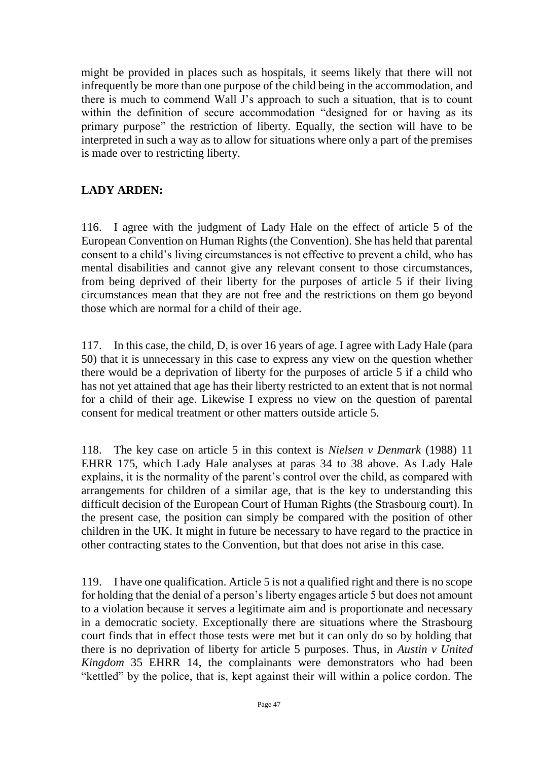might be provided in places such as hospitals, it seems likely that there will not infrequently be more than one purpose of the child being in the accommodation, and there is much to commend Wall J's approach to such a situation, that is to count within the definition of secure accommodation "designed for or having as its primary purpose" the restriction of liberty. Equally, the section will have to be interpreted in such a way as to allow for situations where only a part of the premises is made over to restricting liberty.

**LADY ARDEN:**

116. I agree with the judgment of Lady Hale on the effect of article 5 of the European Convention on Human Rights (the Convention). She has held that parental consent to a child's living circumstances is not effective to prevent a child, who has mental disabilities and cannot give any relevant consent to those circumstances, from being deprived of their liberty for the purposes of article 5 if their living circumstances mean that they are not free and the restrictions on them go beyond those which are normal for a child of their age.

117. In this case, the child, D, is over 16 years of age. I agree with Lady Hale (para 50) that it is unnecessary in this case to express any view on the question whether there would be a deprivation of liberty for the purposes of article 5 if a child who has not yet attained that age has their liberty restricted to an extent that is not normal for a child of their age. Likewise I express no view on the question of parental consent for medical treatment or other matters outside article 5.

118. The key case on article 5 in this context is *Nielsen v Denmark* (1988) 11 EHRR 175, which Lady Hale analyses at paras 34 to 38 above. As Lady Hale explains, it is the normality of the parent's control over the child, as compared with arrangements for children of a similar age, that is the key to understanding this difficult decision of the European Court of Human Rights (the Strasbourg court). In the present case, the position can simply be compared with the position of other children in the UK. It might in future be necessary to have regard to the practice in other contracting states to the Convention, but that does not arise in this case.

119. I have one qualification. Article 5 is not a qualified right and there is no scope for holding that the denial of a person's liberty engages article 5 but does not amount to a violation because it serves a legitimate aim and is proportionate and necessary in a democratic society. Exceptionally there are situations where the Strasbourg court finds that in effect those tests were met but it can only do so by holding that there is no deprivation of liberty for article 5 purposes. Thus, in *Austin v United Kingdom* 35 EHRR 14, the complainants were demonstrators who had been "kettled" by the police, that is, kept against their will within a police cordon. The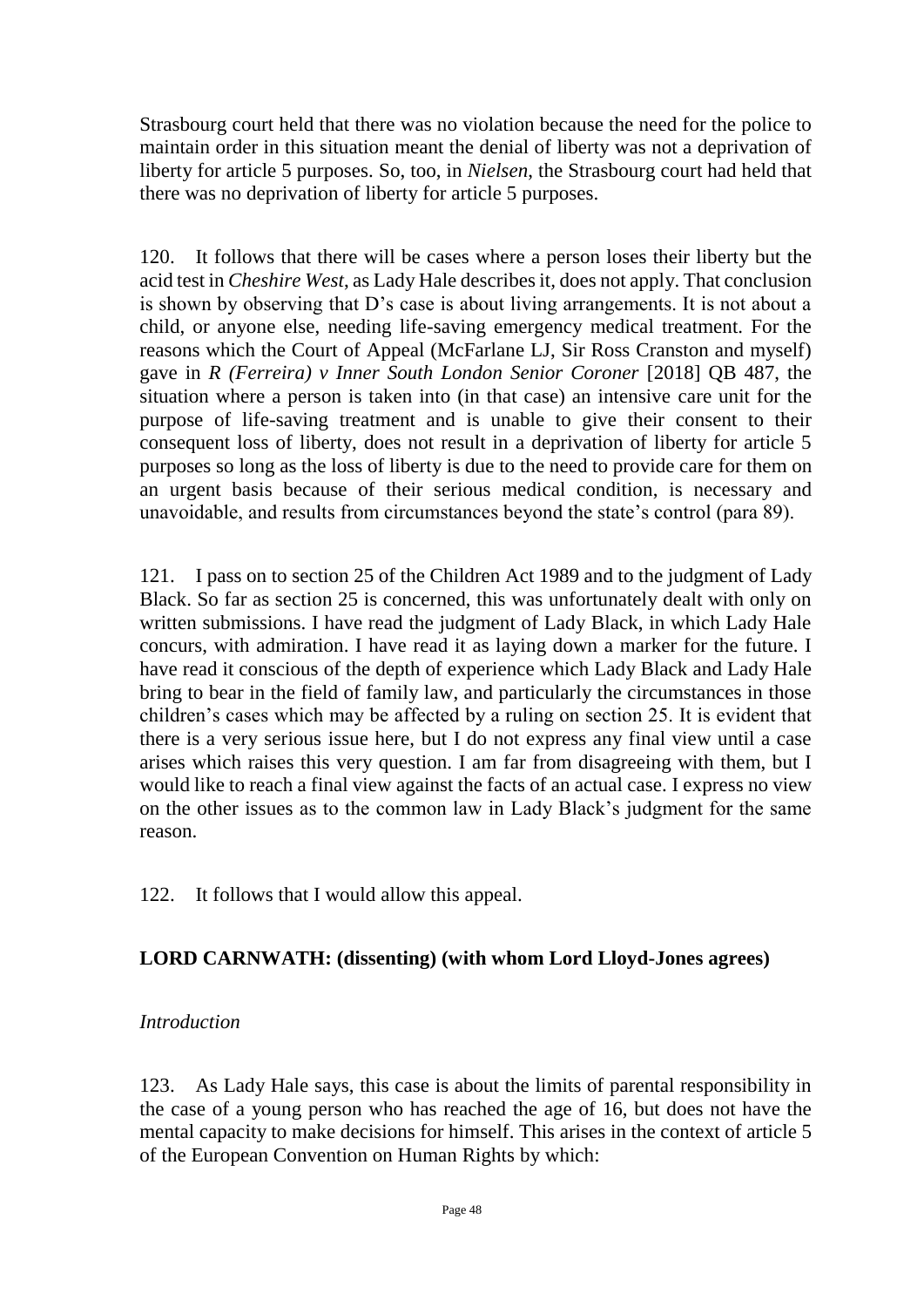Strasbourg court held that there was no violation because the need for the police to maintain order in this situation meant the denial of liberty was not a deprivation of liberty for article 5 purposes. So, too, in *Nielsen*, the Strasbourg court had held that there was no deprivation of liberty for article 5 purposes.

120. It follows that there will be cases where a person loses their liberty but the acid test in *Cheshire West*, as Lady Hale describes it, does not apply. That conclusion is shown by observing that D's case is about living arrangements. It is not about a child, or anyone else, needing life-saving emergency medical treatment. For the reasons which the Court of Appeal (McFarlane LJ, Sir Ross Cranston and myself) gave in *R (Ferreira) v Inner South London Senior Coroner* [2018] QB 487, the situation where a person is taken into (in that case) an intensive care unit for the purpose of life-saving treatment and is unable to give their consent to their consequent loss of liberty, does not result in a deprivation of liberty for article 5 purposes so long as the loss of liberty is due to the need to provide care for them on an urgent basis because of their serious medical condition, is necessary and unavoidable, and results from circumstances beyond the state's control (para 89).

121. I pass on to section 25 of the Children Act 1989 and to the judgment of Lady Black. So far as section 25 is concerned, this was unfortunately dealt with only on written submissions. I have read the judgment of Lady Black, in which Lady Hale concurs, with admiration. I have read it as laying down a marker for the future. I have read it conscious of the depth of experience which Lady Black and Lady Hale bring to bear in the field of family law, and particularly the circumstances in those children's cases which may be affected by a ruling on section 25. It is evident that there is a very serious issue here, but I do not express any final view until a case arises which raises this very question. I am far from disagreeing with them, but I would like to reach a final view against the facts of an actual case. I express no view on the other issues as to the common law in Lady Black's judgment for the same reason.

122. It follows that I would allow this appeal.

## LORD CARNWATH: (dissenting) (with whom Lord Lloyd-Jones agrees)

### *Introduction*

123. As Lady Hale says, this case is about the limits of parental responsibility in the case of a young person who has reached the age of 16, but does not have the mental capacity to make decisions for himself. This arises in the context of article 5 of the European Convention on Human Rights by which: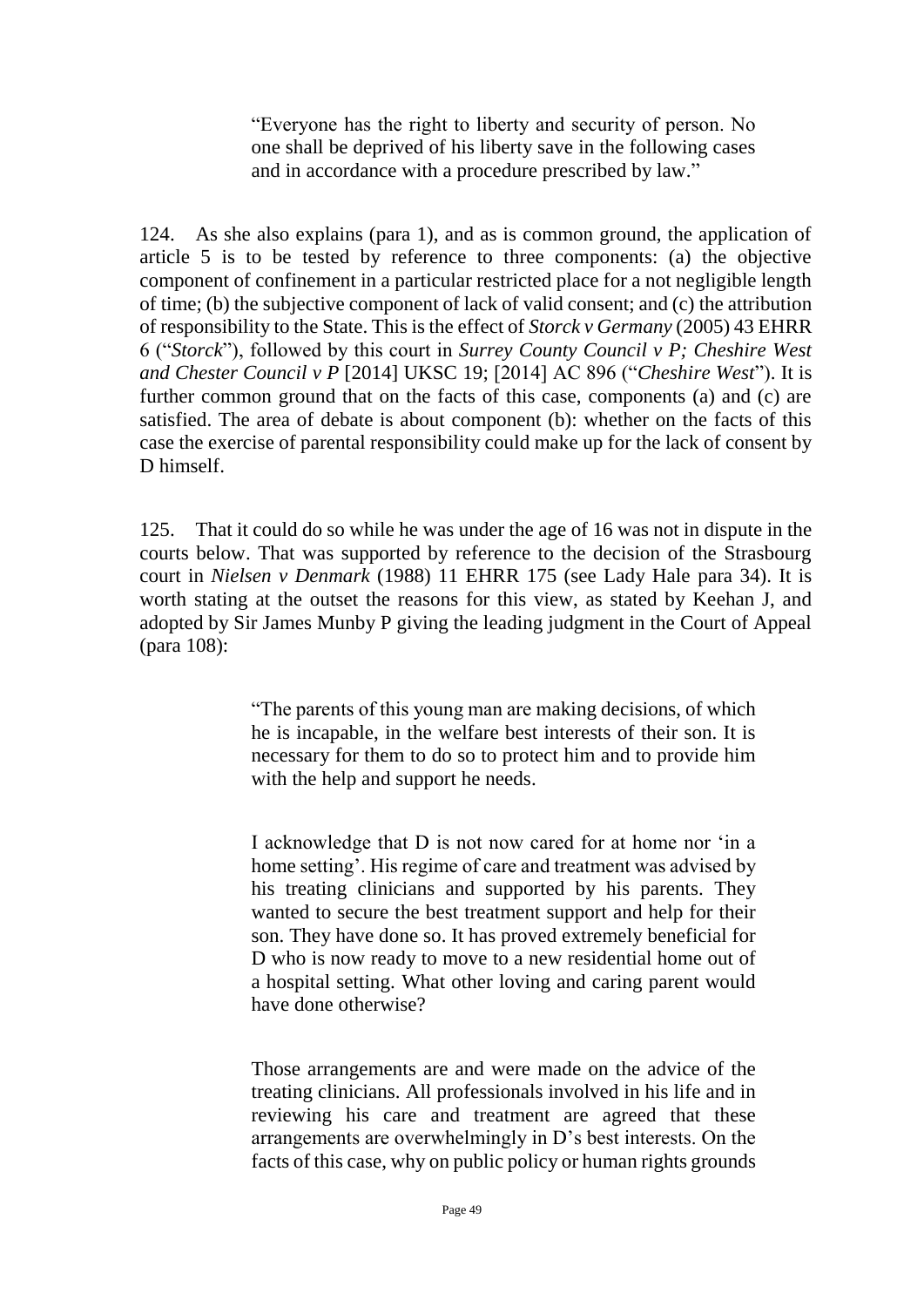> "Everyone has the right to liberty and security of person. No one shall be deprived of his liberty save in the following cases and in accordance with a procedure prescribed by law."

124. As she also explains (para 1), and as is common ground, the application of article 5 is to be tested by reference to three components: (a) the objective component of confinement in a particular restricted place for a not negligible length of time; (b) the subjective component of lack of valid consent; and (c) the attribution of responsibility to the State. This is the effect of *Storck v Germany* (2005) 43 EHRR 6 ("*Storck*"), followed by this court in *Surrey County Council v P; Cheshire West and Chester Council v P* [2014] UKSC 19; [2014] AC 896 ("*Cheshire West*"). It is further common ground that on the facts of this case, components (a) and (c) are satisfied. The area of debate is about component (b): whether on the facts of this case the exercise of parental responsibility could make up for the lack of consent by D himself.

125. That it could do so while he was under the age of 16 was not in dispute in the courts below. That was supported by reference to the decision of the Strasbourg court in *Nielsen v Denmark* (1988) 11 EHRR 175 (see Lady Hale para 34). It is worth stating at the outset the reasons for this view, as stated by Keehan J, and adopted by Sir James Munby P giving the leading judgment in the Court of Appeal (para 108):

> "The parents of this young man are making decisions, of which he is incapable, in the welfare best interests of their son. It is necessary for them to do so to protect him and to provide him with the help and support he needs.
>
> I acknowledge that D is not now cared for at home nor 'in a home setting'. His regime of care and treatment was advised by his treating clinicians and supported by his parents. They wanted to secure the best treatment support and help for their son. They have done so. It has proved extremely beneficial for D who is now ready to move to a new residential home out of a hospital setting. What other loving and caring parent would have done otherwise?
>
> Those arrangements are and were made on the advice of the treating clinicians. All professionals involved in his life and in reviewing his care and treatment are agreed that these arrangements are overwhelmingly in D's best interests. On the facts of this case, why on public policy or human rights grounds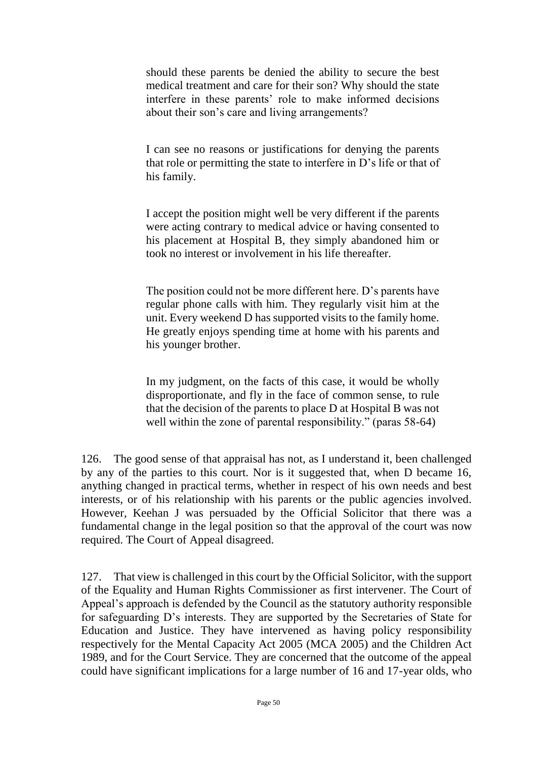> should these parents be denied the ability to secure the best medical treatment and care for their son? Why should the state interfere in these parents' role to make informed decisions about their son's care and living arrangements?
>
> I can see no reasons or justifications for denying the parents that role or permitting the state to interfere in D's life or that of his family.
>
> I accept the position might well be very different if the parents were acting contrary to medical advice or having consented to his placement at Hospital B, they simply abandoned him or took no interest or involvement in his life thereafter.
>
> The position could not be more different here. D's parents have regular phone calls with him. They regularly visit him at the unit. Every weekend D has supported visits to the family home. He greatly enjoys spending time at home with his parents and his younger brother.
>
> In my judgment, on the facts of this case, it would be wholly disproportionate, and fly in the face of common sense, to rule that the decision of the parents to place D at Hospital B was not well within the zone of parental responsibility." (paras 58-64)

126. The good sense of that appraisal has not, as I understand it, been challenged by any of the parties to this court. Nor is it suggested that, when D became 16, anything changed in practical terms, whether in respect of his own needs and best interests, or of his relationship with his parents or the public agencies involved. However, Keehan J was persuaded by the Official Solicitor that there was a fundamental change in the legal position so that the approval of the court was now required. The Court of Appeal disagreed.

127. That view is challenged in this court by the Official Solicitor, with the support of the Equality and Human Rights Commissioner as first intervener. The Court of Appeal's approach is defended by the Council as the statutory authority responsible for safeguarding D's interests. They are supported by the Secretaries of State for Education and Justice. They have intervened as having policy responsibility respectively for the Mental Capacity Act 2005 (MCA 2005) and the Children Act 1989, and for the Court Service. They are concerned that the outcome of the appeal could have significant implications for a large number of 16 and 17-year olds, who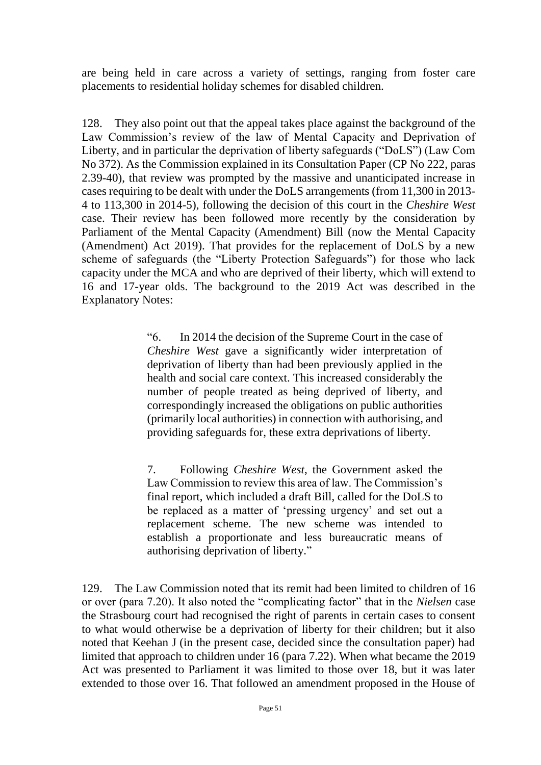are being held in care across a variety of settings, ranging from foster care placements to residential holiday schemes for disabled children.

128. They also point out that the appeal takes place against the background of the Law Commission's review of the law of Mental Capacity and Deprivation of Liberty, and in particular the deprivation of liberty safeguards ("DoLS") (Law Com No 372). As the Commission explained in its Consultation Paper (CP No 222, paras 2.39-40), that review was prompted by the massive and unanticipated increase in cases requiring to be dealt with under the DoLS arrangements (from 11,300 in 2013-4 to 113,300 in 2014-5), following the decision of this court in the *Cheshire West* case. Their review has been followed more recently by the consideration by Parliament of the Mental Capacity (Amendment) Bill (now the Mental Capacity (Amendment) Act 2019). That provides for the replacement of DoLS by a new scheme of safeguards (the "Liberty Protection Safeguards") for those who lack capacity under the MCA and who are deprived of their liberty, which will extend to 16 and 17-year olds. The background to the 2019 Act was described in the Explanatory Notes:

> "6. In 2014 the decision of the Supreme Court in the case of *Cheshire West* gave a significantly wider interpretation of deprivation of liberty than had been previously applied in the health and social care context. This increased considerably the number of people treated as being deprived of liberty, and correspondingly increased the obligations on public authorities (primarily local authorities) in connection with authorising, and providing safeguards for, these extra deprivations of liberty.
>
> 7. Following *Cheshire West*, the Government asked the Law Commission to review this area of law. The Commission's final report, which included a draft Bill, called for the DoLS to be replaced as a matter of 'pressing urgency' and set out a replacement scheme. The new scheme was intended to establish a proportionate and less bureaucratic means of authorising deprivation of liberty."

129. The Law Commission noted that its remit had been limited to children of 16 or over (para 7.20). It also noted the "complicating factor" that in the *Nielsen* case the Strasbourg court had recognised the right of parents in certain cases to consent to what would otherwise be a deprivation of liberty for their children; but it also noted that Keehan J (in the present case, decided since the consultation paper) had limited that approach to children under 16 (para 7.22). When what became the 2019 Act was presented to Parliament it was limited to those over 18, but it was later extended to those over 16. That followed an amendment proposed in the House of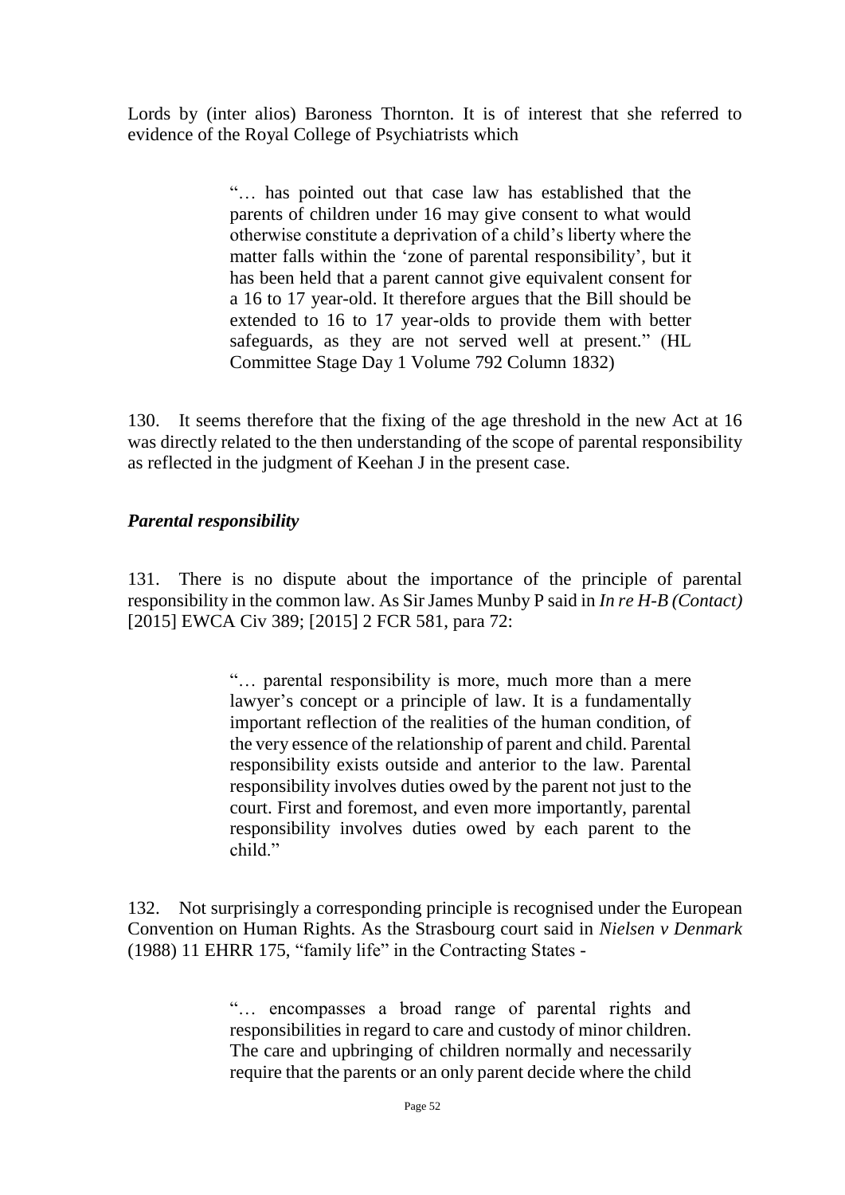Lords by (inter alios) Baroness Thornton. It is of interest that she referred to evidence of the Royal College of Psychiatrists which

> "… has pointed out that case law has established that the parents of children under 16 may give consent to what would otherwise constitute a deprivation of a child's liberty where the matter falls within the 'zone of parental responsibility', but it has been held that a parent cannot give equivalent consent for a 16 to 17 year-old. It therefore argues that the Bill should be extended to 16 to 17 year-olds to provide them with better safeguards, as they are not served well at present." (HL Committee Stage Day 1 Volume 792 Column 1832)

130. It seems therefore that the fixing of the age threshold in the new Act at 16 was directly related to the then understanding of the scope of parental responsibility as reflected in the judgment of Keehan J in the present case.

### *Parental responsibility*

131. There is no dispute about the importance of the principle of parental responsibility in the common law. As Sir James Munby P said in *In re H-B (Contact)* [2015] EWCA Civ 389; [2015] 2 FCR 581, para 72:

> "… parental responsibility is more, much more than a mere lawyer's concept or a principle of law. It is a fundamentally important reflection of the realities of the human condition, of the very essence of the relationship of parent and child. Parental responsibility exists outside and anterior to the law. Parental responsibility involves duties owed by the parent not just to the court. First and foremost, and even more importantly, parental responsibility involves duties owed by each parent to the child."

132. Not surprisingly a corresponding principle is recognised under the European Convention on Human Rights. As the Strasbourg court said in *Nielsen v Denmark* (1988) 11 EHRR 175, "family life" in the Contracting States -

> "… encompasses a broad range of parental rights and responsibilities in regard to care and custody of minor children. The care and upbringing of children normally and necessarily require that the parents or an only parent decide where the child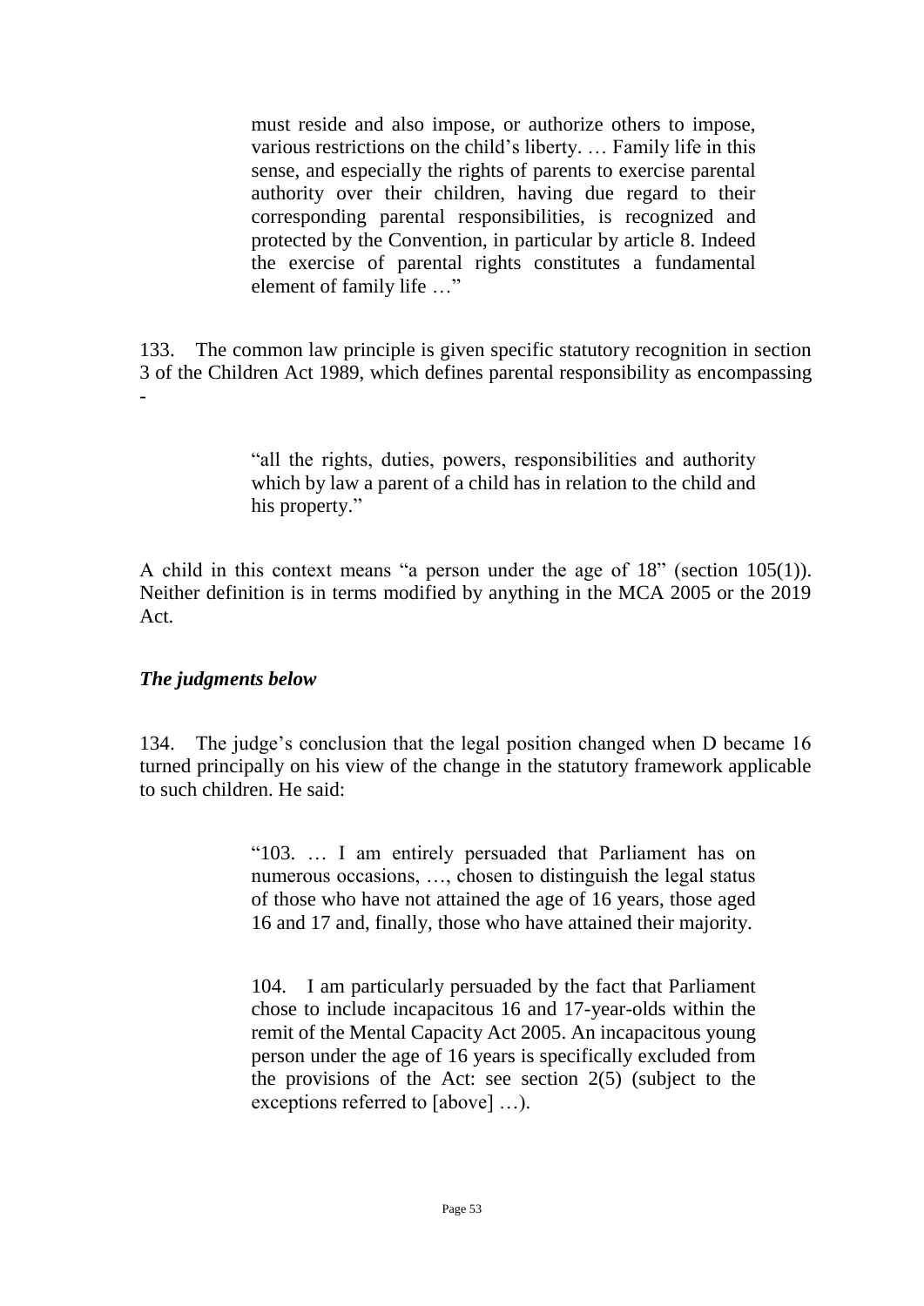> must reside and also impose, or authorize others to impose, various restrictions on the child's liberty. … Family life in this sense, and especially the rights of parents to exercise parental authority over their children, having due regard to their corresponding parental responsibilities, is recognized and protected by the Convention, in particular by article 8. Indeed the exercise of parental rights constitutes a fundamental element of family life …"

133. The common law principle is given specific statutory recognition in section 3 of the Children Act 1989, which defines parental responsibility as encompassing -

> "all the rights, duties, powers, responsibilities and authority which by law a parent of a child has in relation to the child and his property."

A child in this context means "a person under the age of 18" (section 105(1)). Neither definition is in terms modified by anything in the MCA 2005 or the 2019 Act.

### *The judgments below*

134. The judge's conclusion that the legal position changed when D became 16 turned principally on his view of the change in the statutory framework applicable to such children. He said:

> "103. … I am entirely persuaded that Parliament has on numerous occasions, …, chosen to distinguish the legal status of those who have not attained the age of 16 years, those aged 16 and 17 and, finally, those who have attained their majority.
>
> 104. I am particularly persuaded by the fact that Parliament chose to include incapacitous 16 and 17-year-olds within the remit of the Mental Capacity Act 2005. An incapacitous young person under the age of 16 years is specifically excluded from the provisions of the Act: see section 2(5) (subject to the exceptions referred to [above] …).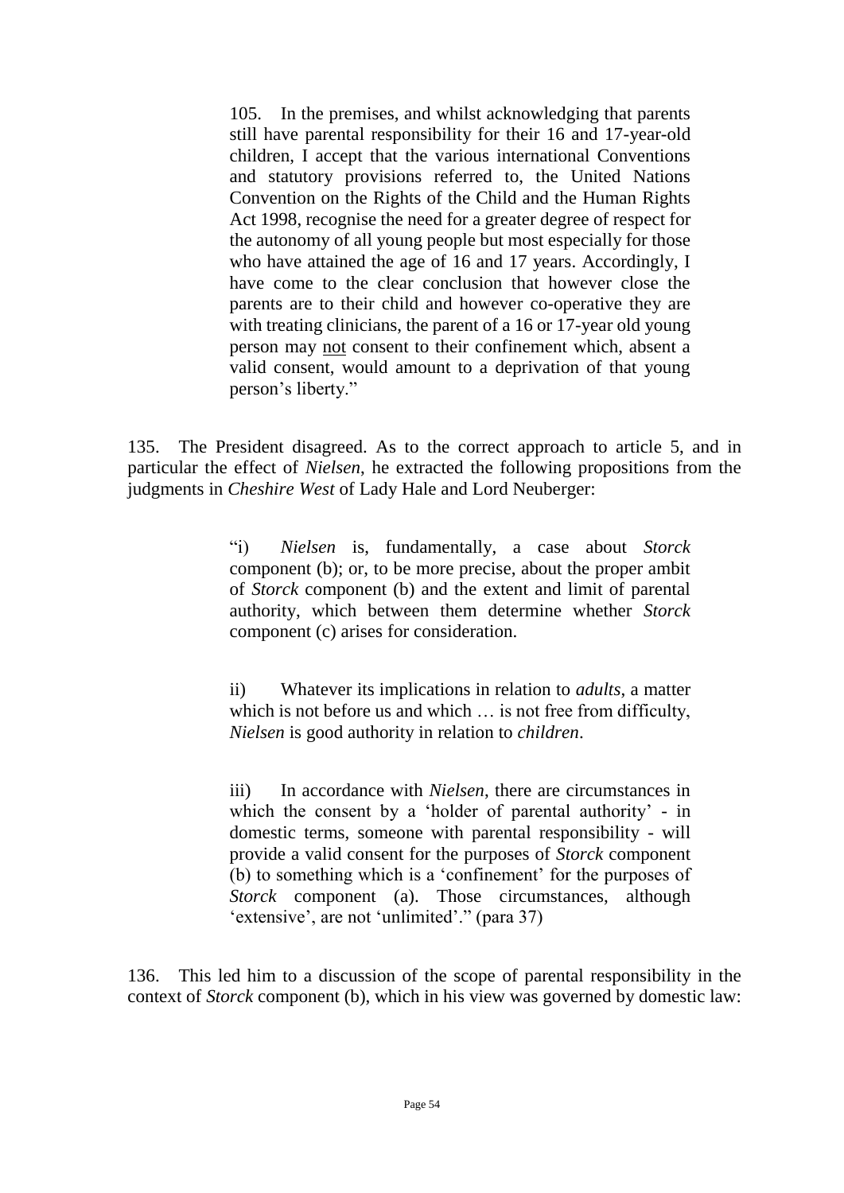> 105. In the premises, and whilst acknowledging that parents still have parental responsibility for their 16 and 17-year-old children, I accept that the various international Conventions and statutory provisions referred to, the United Nations Convention on the Rights of the Child and the Human Rights Act 1998, recognise the need for a greater degree of respect for the autonomy of all young people but most especially for those who have attained the age of 16 and 17 years. Accordingly, I have come to the clear conclusion that however close the parents are to their child and however co-operative they are with treating clinicians, the parent of a 16 or 17-year old young person may not consent to their confinement which, absent a valid consent, would amount to a deprivation of that young person's liberty."

135. The President disagreed. As to the correct approach to article 5, and in particular the effect of *Nielsen*, he extracted the following propositions from the judgments in *Cheshire West* of Lady Hale and Lord Neuberger:

> "i) *Nielsen* is, fundamentally, a case about *Storck* component (b); or, to be more precise, about the proper ambit of *Storck* component (b) and the extent and limit of parental authority, which between them determine whether *Storck* component (c) arises for consideration.
>
> ii) Whatever its implications in relation to *adults*, a matter which is not before us and which … is not free from difficulty, *Nielsen* is good authority in relation to *children*.
>
> iii) In accordance with *Nielsen*, there are circumstances in which the consent by a 'holder of parental authority' - in domestic terms, someone with parental responsibility - will provide a valid consent for the purposes of *Storck* component (b) to something which is a 'confinement' for the purposes of *Storck* component (a). Those circumstances, although 'extensive', are not 'unlimited'." (para 37)

136. This led him to a discussion of the scope of parental responsibility in the context of *Storck* component (b), which in his view was governed by domestic law: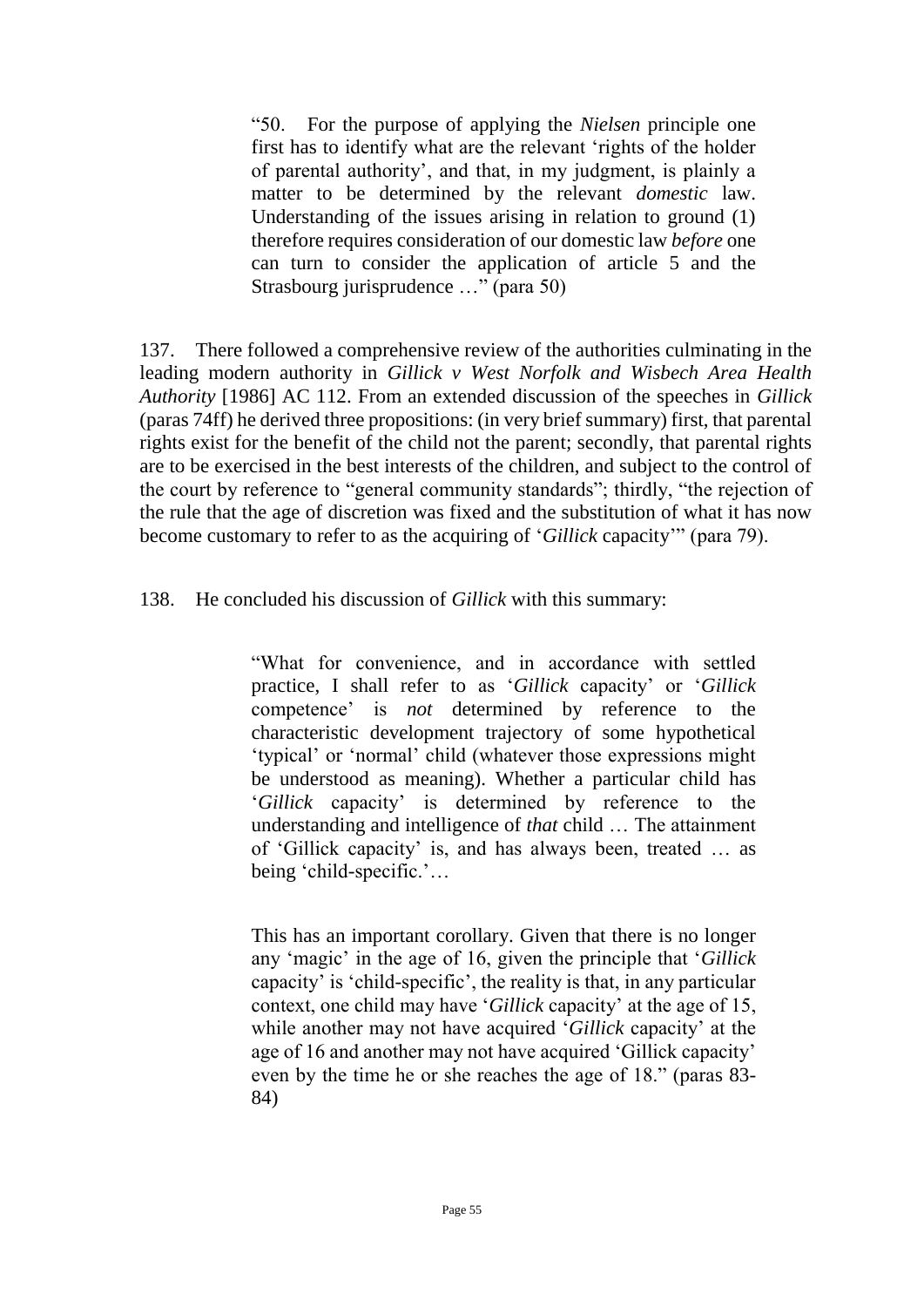> "50. For the purpose of applying the *Nielsen* principle one first has to identify what are the relevant 'rights of the holder of parental authority', and that, in my judgment, is plainly a matter to be determined by the relevant *domestic* law. Understanding of the issues arising in relation to ground (1) therefore requires consideration of our domestic law *before* one can turn to consider the application of article 5 and the Strasbourg jurisprudence …" (para 50)

137. There followed a comprehensive review of the authorities culminating in the leading modern authority in *Gillick v West Norfolk and Wisbech Area Health Authority* [1986] AC 112. From an extended discussion of the speeches in *Gillick* (paras 74ff) he derived three propositions: (in very brief summary) first, that parental rights exist for the benefit of the child not the parent; secondly, that parental rights are to be exercised in the best interests of the children, and subject to the control of the court by reference to "general community standards"; thirdly, "the rejection of the rule that the age of discretion was fixed and the substitution of what it has now become customary to refer to as the acquiring of '*Gillick* capacity'" (para 79).

138. He concluded his discussion of *Gillick* with this summary:

> "What for convenience, and in accordance with settled practice, I shall refer to as '*Gillick* capacity' or '*Gillick* competence' is *not* determined by reference to the characteristic development trajectory of some hypothetical 'typical' or 'normal' child (whatever those expressions might be understood as meaning). Whether a particular child has '*Gillick* capacity' is determined by reference to the understanding and intelligence of *that* child … The attainment of 'Gillick capacity' is, and has always been, treated … as being 'child-specific.'…
>
> This has an important corollary. Given that there is no longer any 'magic' in the age of 16, given the principle that '*Gillick* capacity' is 'child-specific', the reality is that, in any particular context, one child may have '*Gillick* capacity' at the age of 15, while another may not have acquired '*Gillick* capacity' at the age of 16 and another may not have acquired 'Gillick capacity' even by the time he or she reaches the age of 18." (paras 83-84)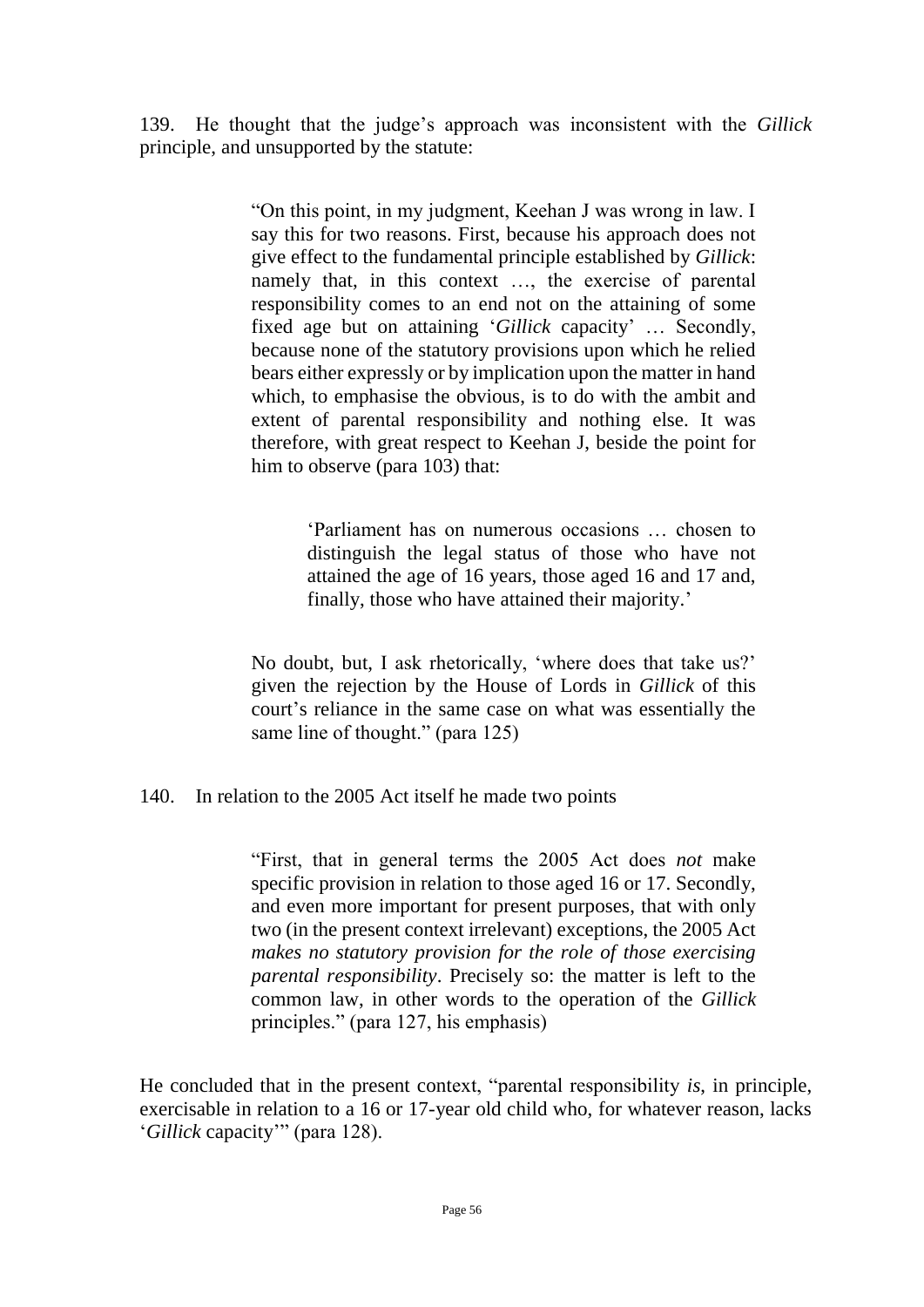139. He thought that the judge's approach was inconsistent with the *Gillick* principle, and unsupported by the statute:

> "On this point, in my judgment, Keehan J was wrong in law. I say this for two reasons. First, because his approach does not give effect to the fundamental principle established by *Gillick*: namely that, in this context …, the exercise of parental responsibility comes to an end not on the attaining of some fixed age but on attaining '*Gillick* capacity' … Secondly, because none of the statutory provisions upon which he relied bears either expressly or by implication upon the matter in hand which, to emphasise the obvious, is to do with the ambit and extent of parental responsibility and nothing else. It was therefore, with great respect to Keehan J, beside the point for him to observe (para 103) that:
>
> > 'Parliament has on numerous occasions … chosen to distinguish the legal status of those who have not attained the age of 16 years, those aged 16 and 17 and, finally, those who have attained their majority.'
>
> No doubt, but, I ask rhetorically, 'where does that take us?' given the rejection by the House of Lords in *Gillick* of this court's reliance in the same case on what was essentially the same line of thought." (para 125)

140. In relation to the 2005 Act itself he made two points

> "First, that in general terms the 2005 Act does *not* make specific provision in relation to those aged 16 or 17. Secondly, and even more important for present purposes, that with only two (in the present context irrelevant) exceptions, the 2005 Act *makes no statutory provision for the role of those exercising parental responsibility*. Precisely so: the matter is left to the common law, in other words to the operation of the *Gillick* principles." (para 127, his emphasis)

He concluded that in the present context, "parental responsibility *is*, in principle, exercisable in relation to a 16 or 17-year old child who, for whatever reason, lacks '*Gillick* capacity'" (para 128).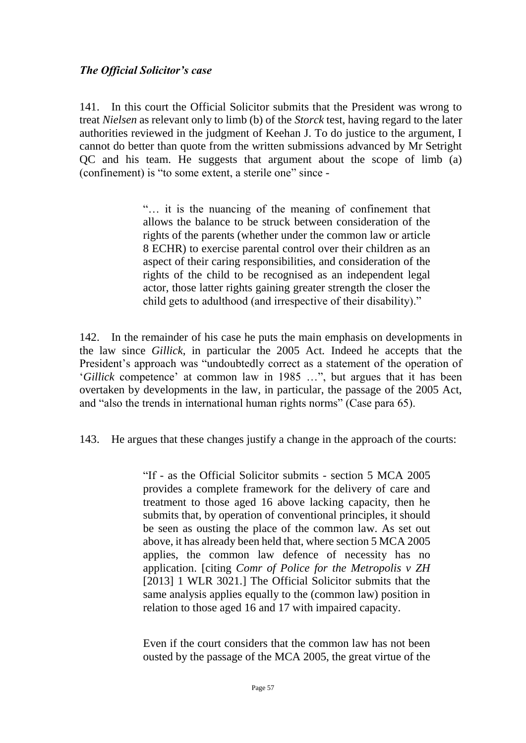### *The Official Solicitor's case*

141. In this court the Official Solicitor submits that the President was wrong to treat *Nielsen* as relevant only to limb (b) of the *Storck* test, having regard to the later authorities reviewed in the judgment of Keehan J. To do justice to the argument, I cannot do better than quote from the written submissions advanced by Mr Setright QC and his team. He suggests that argument about the scope of limb (a) (confinement) is "to some extent, a sterile one" since -

> "… it is the nuancing of the meaning of confinement that allows the balance to be struck between consideration of the rights of the parents (whether under the common law or article 8 ECHR) to exercise parental control over their children as an aspect of their caring responsibilities, and consideration of the rights of the child to be recognised as an independent legal actor, those latter rights gaining greater strength the closer the child gets to adulthood (and irrespective of their disability)."

142. In the remainder of his case he puts the main emphasis on developments in the law since *Gillick*, in particular the 2005 Act. Indeed he accepts that the President's approach was "undoubtedly correct as a statement of the operation of '*Gillick* competence' at common law in 1985 …", but argues that it has been overtaken by developments in the law, in particular, the passage of the 2005 Act, and "also the trends in international human rights norms" (Case para 65).

143. He argues that these changes justify a change in the approach of the courts:

> "If - as the Official Solicitor submits - section 5 MCA 2005 provides a complete framework for the delivery of care and treatment to those aged 16 above lacking capacity, then he submits that, by operation of conventional principles, it should be seen as ousting the place of the common law. As set out above, it has already been held that, where section 5 MCA 2005 applies, the common law defence of necessity has no application. [citing *Comr of Police for the Metropolis v ZH* [2013] 1 WLR 3021.] The Official Solicitor submits that the same analysis applies equally to the (common law) position in relation to those aged 16 and 17 with impaired capacity.
>
> Even if the court considers that the common law has not been ousted by the passage of the MCA 2005, the great virtue of the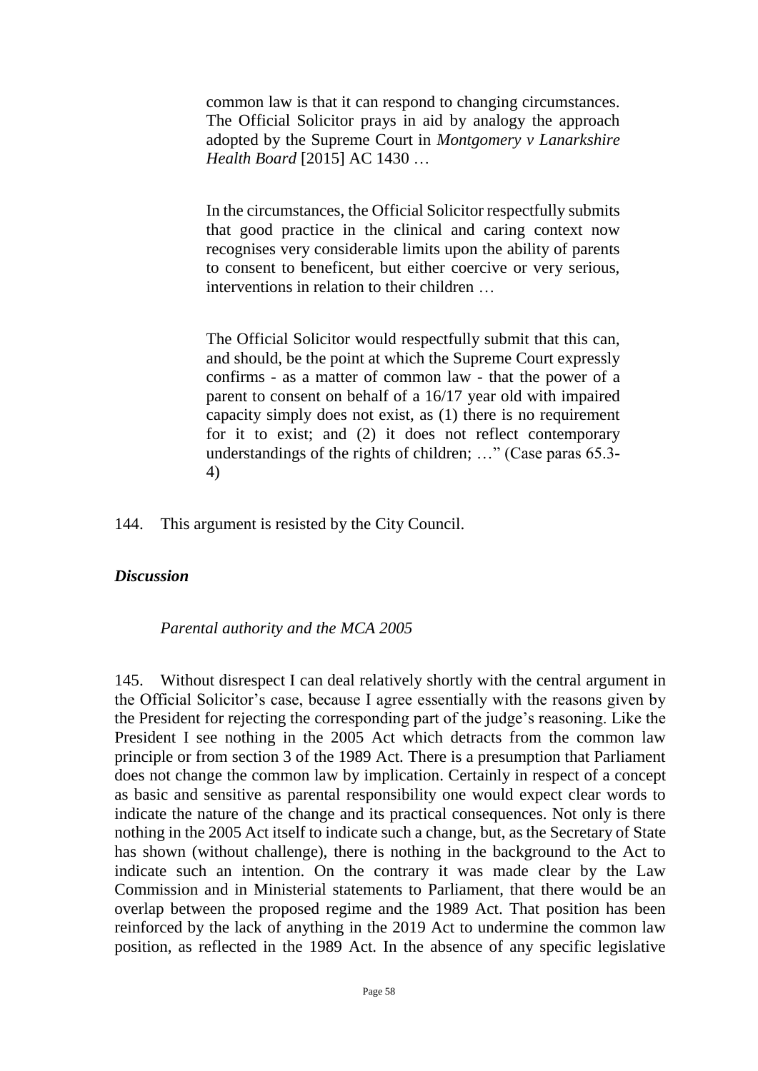common law is that it can respond to changing circumstances. The Official Solicitor prays in aid by analogy the approach adopted by the Supreme Court in *Montgomery v Lanarkshire Health Board* [2015] AC 1430 …

> In the circumstances, the Official Solicitor respectfully submits that good practice in the clinical and caring context now recognises very considerable limits upon the ability of parents to consent to beneficent, but either coercive or very serious, interventions in relation to their children …
>
> The Official Solicitor would respectfully submit that this can, and should, be the point at which the Supreme Court expressly confirms - as a matter of common law - that the power of a parent to consent on behalf of a 16/17 year old with impaired capacity simply does not exist, as (1) there is no requirement for it to exist; and (2) it does not reflect contemporary understandings of the rights of children; …" (Case paras 65.3-4)

144. This argument is resisted by the City Council.

### *Discussion*

#### *Parental authority and the MCA 2005*

145. Without disrespect I can deal relatively shortly with the central argument in the Official Solicitor's case, because I agree essentially with the reasons given by the President for rejecting the corresponding part of the judge's reasoning. Like the President I see nothing in the 2005 Act which detracts from the common law principle or from section 3 of the 1989 Act. There is a presumption that Parliament does not change the common law by implication. Certainly in respect of a concept as basic and sensitive as parental responsibility one would expect clear words to indicate the nature of the change and its practical consequences. Not only is there nothing in the 2005 Act itself to indicate such a change, but, as the Secretary of State has shown (without challenge), there is nothing in the background to the Act to indicate such an intention. On the contrary it was made clear by the Law Commission and in Ministerial statements to Parliament, that there would be an overlap between the proposed regime and the 1989 Act. That position has been reinforced by the lack of anything in the 2019 Act to undermine the common law position, as reflected in the 1989 Act. In the absence of any specific legislative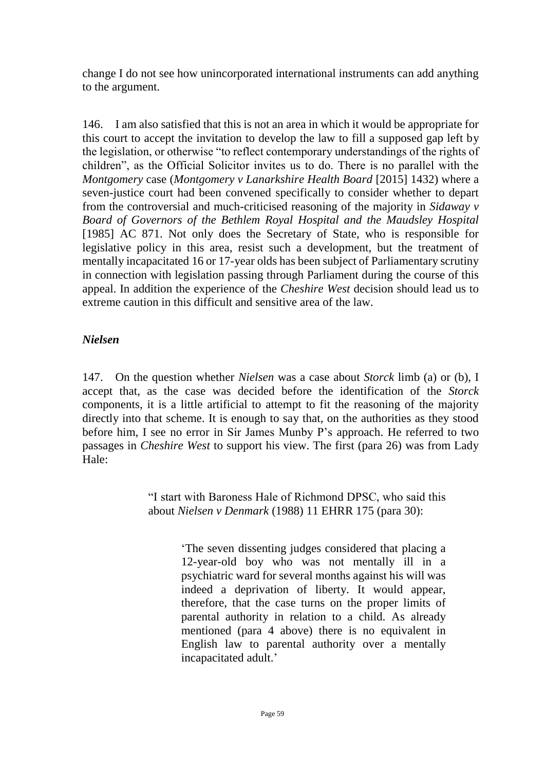change I do not see how unincorporated international instruments can add anything to the argument.

146. I am also satisfied that this is not an area in which it would be appropriate for this court to accept the invitation to develop the law to fill a supposed gap left by the legislation, or otherwise "to reflect contemporary understandings of the rights of children", as the Official Solicitor invites us to do. There is no parallel with the *Montgomery* case (*Montgomery v Lanarkshire Health Board* [2015] 1432) where a seven-justice court had been convened specifically to consider whether to depart from the controversial and much-criticised reasoning of the majority in *Sidaway v Board of Governors of the Bethlem Royal Hospital and the Maudsley Hospital* [1985] AC 871. Not only does the Secretary of State, who is responsible for legislative policy in this area, resist such a development, but the treatment of mentally incapacitated 16 or 17-year olds has been subject of Parliamentary scrutiny in connection with legislation passing through Parliament during the course of this appeal. In addition the experience of the *Cheshire West* decision should lead us to extreme caution in this difficult and sensitive area of the law.

### *Nielsen*

147. On the question whether *Nielsen* was a case about *Storck* limb (a) or (b), I accept that, as the case was decided before the identification of the *Storck* components, it is a little artificial to attempt to fit the reasoning of the majority directly into that scheme. It is enough to say that, on the authorities as they stood before him, I see no error in Sir James Munby P's approach. He referred to two passages in *Cheshire West* to support his view. The first (para 26) was from Lady Hale:

> "I start with Baroness Hale of Richmond DPSC, who said this about *Nielsen v Denmark* (1988) 11 EHRR 175 (para 30):
>
> > 'The seven dissenting judges considered that placing a 12-year-old boy who was not mentally ill in a psychiatric ward for several months against his will was indeed a deprivation of liberty. It would appear, therefore, that the case turns on the proper limits of parental authority in relation to a child. As already mentioned (para 4 above) there is no equivalent in English law to parental authority over a mentally incapacitated adult.'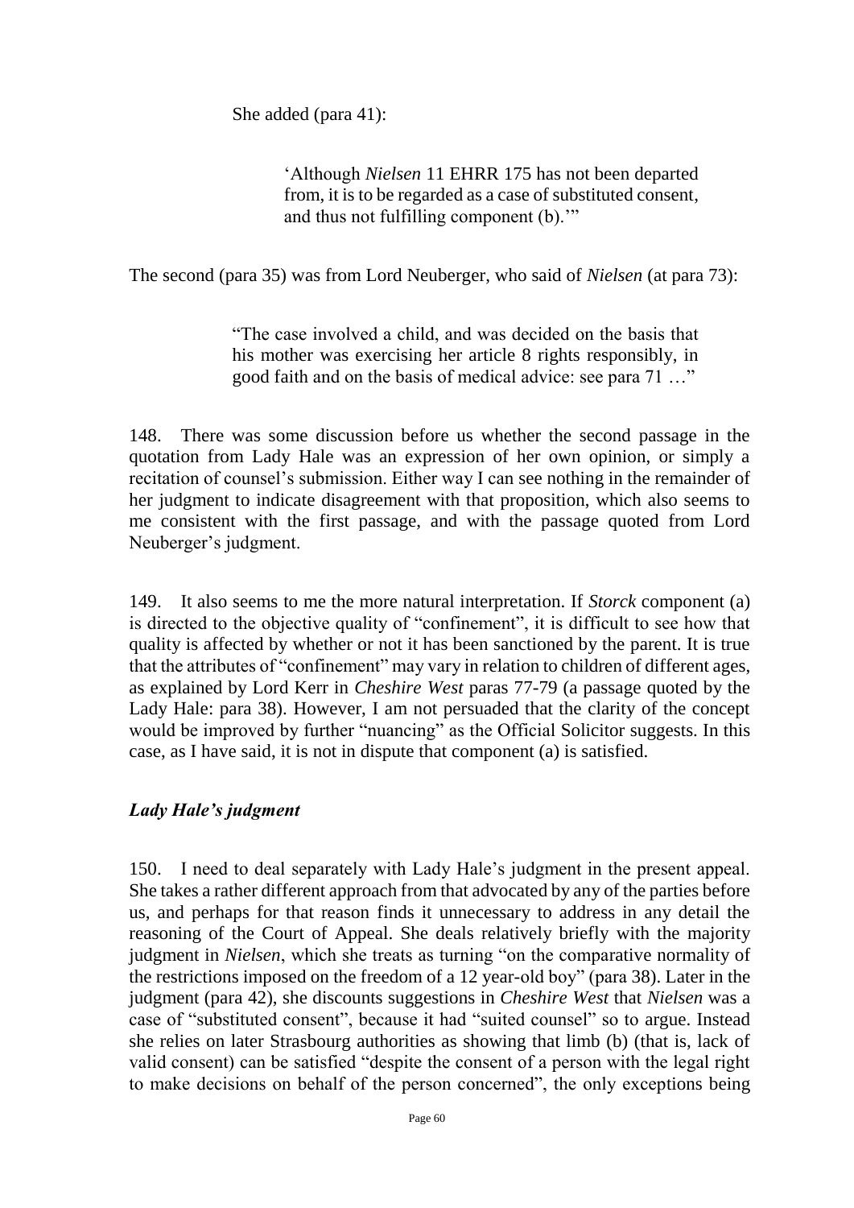She added (para 41):

> 'Although *Nielsen* 11 EHRR 175 has not been departed from, it is to be regarded as a case of substituted consent, and thus not fulfilling component (b).'"

The second (para 35) was from Lord Neuberger, who said of *Nielsen* (at para 73):

> "The case involved a child, and was decided on the basis that his mother was exercising her article 8 rights responsibly, in good faith and on the basis of medical advice: see para 71 …"

148. There was some discussion before us whether the second passage in the quotation from Lady Hale was an expression of her own opinion, or simply a recitation of counsel's submission. Either way I can see nothing in the remainder of her judgment to indicate disagreement with that proposition, which also seems to me consistent with the first passage, and with the passage quoted from Lord Neuberger's judgment.

149. It also seems to me the more natural interpretation. If *Storck* component (a) is directed to the objective quality of "confinement", it is difficult to see how that quality is affected by whether or not it has been sanctioned by the parent. It is true that the attributes of "confinement" may vary in relation to children of different ages, as explained by Lord Kerr in *Cheshire West* paras 77-79 (a passage quoted by the Lady Hale: para 38). However, I am not persuaded that the clarity of the concept would be improved by further "nuancing" as the Official Solicitor suggests. In this case, as I have said, it is not in dispute that component (a) is satisfied.

### *Lady Hale's judgment*

150. I need to deal separately with Lady Hale's judgment in the present appeal. She takes a rather different approach from that advocated by any of the parties before us, and perhaps for that reason finds it unnecessary to address in any detail the reasoning of the Court of Appeal. She deals relatively briefly with the majority judgment in *Nielsen*, which she treats as turning "on the comparative normality of the restrictions imposed on the freedom of a 12 year-old boy" (para 38). Later in the judgment (para 42), she discounts suggestions in *Cheshire West* that *Nielsen* was a case of "substituted consent", because it had "suited counsel" so to argue. Instead she relies on later Strasbourg authorities as showing that limb (b) (that is, lack of valid consent) can be satisfied "despite the consent of a person with the legal right to make decisions on behalf of the person concerned", the only exceptions being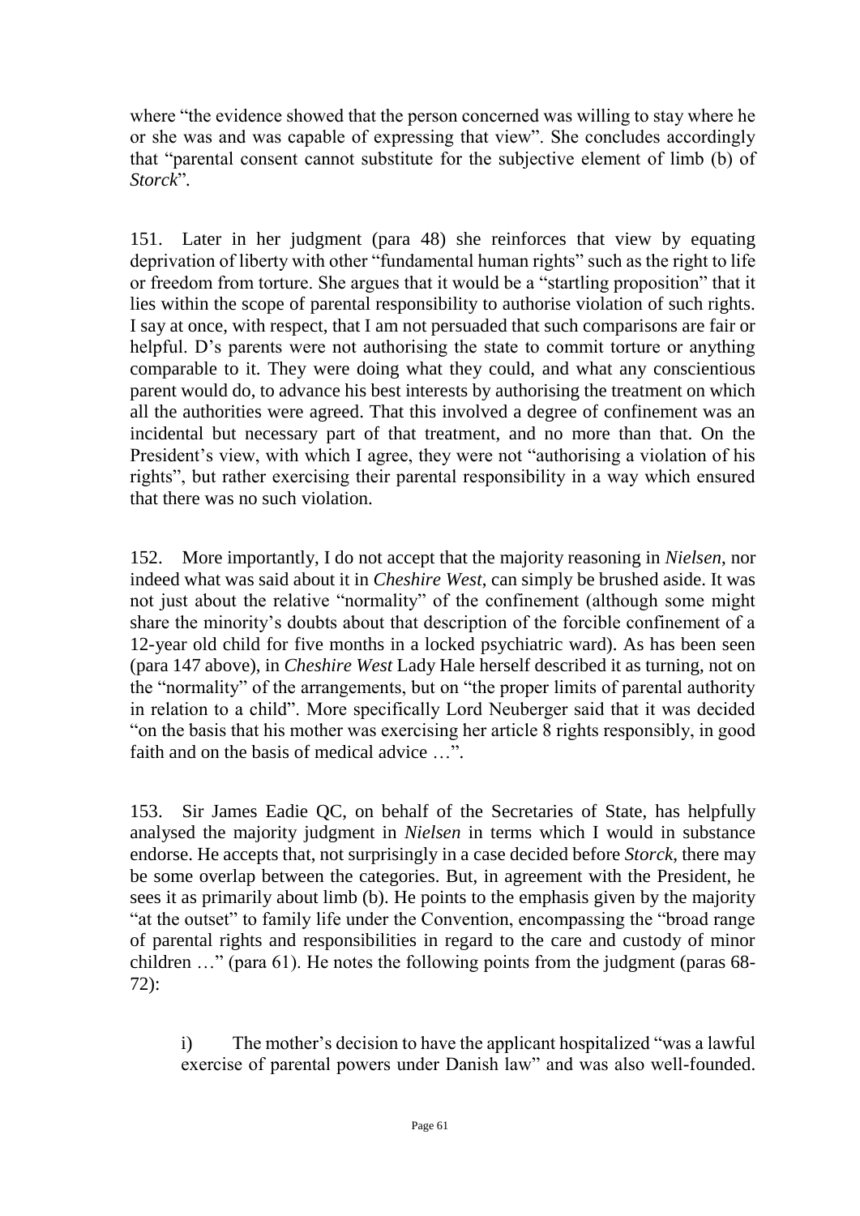where "the evidence showed that the person concerned was willing to stay where he or she was and was capable of expressing that view". She concludes accordingly that "parental consent cannot substitute for the subjective element of limb (b) of *Storck*".

151. Later in her judgment (para 48) she reinforces that view by equating deprivation of liberty with other "fundamental human rights" such as the right to life or freedom from torture. She argues that it would be a "startling proposition" that it lies within the scope of parental responsibility to authorise violation of such rights. I say at once, with respect, that I am not persuaded that such comparisons are fair or helpful. D's parents were not authorising the state to commit torture or anything comparable to it. They were doing what they could, and what any conscientious parent would do, to advance his best interests by authorising the treatment on which all the authorities were agreed. That this involved a degree of confinement was an incidental but necessary part of that treatment, and no more than that. On the President's view, with which I agree, they were not "authorising a violation of his rights", but rather exercising their parental responsibility in a way which ensured that there was no such violation.

152. More importantly, I do not accept that the majority reasoning in *Nielsen*, nor indeed what was said about it in *Cheshire West*, can simply be brushed aside. It was not just about the relative "normality" of the confinement (although some might share the minority's doubts about that description of the forcible confinement of a 12-year old child for five months in a locked psychiatric ward). As has been seen (para 147 above), in *Cheshire West* Lady Hale herself described it as turning, not on the "normality" of the arrangements, but on "the proper limits of parental authority in relation to a child". More specifically Lord Neuberger said that it was decided "on the basis that his mother was exercising her article 8 rights responsibly, in good faith and on the basis of medical advice …".

153. Sir James Eadie QC, on behalf of the Secretaries of State, has helpfully analysed the majority judgment in *Nielsen* in terms which I would in substance endorse. He accepts that, not surprisingly in a case decided before *Storck*, there may be some overlap between the categories. But, in agreement with the President, he sees it as primarily about limb (b). He points to the emphasis given by the majority "at the outset" to family life under the Convention, encompassing the "broad range of parental rights and responsibilities in regard to the care and custody of minor children …" (para 61). He notes the following points from the judgment (paras 68-72):

i) The mother's decision to have the applicant hospitalized "was a lawful exercise of parental powers under Danish law" and was also well-founded.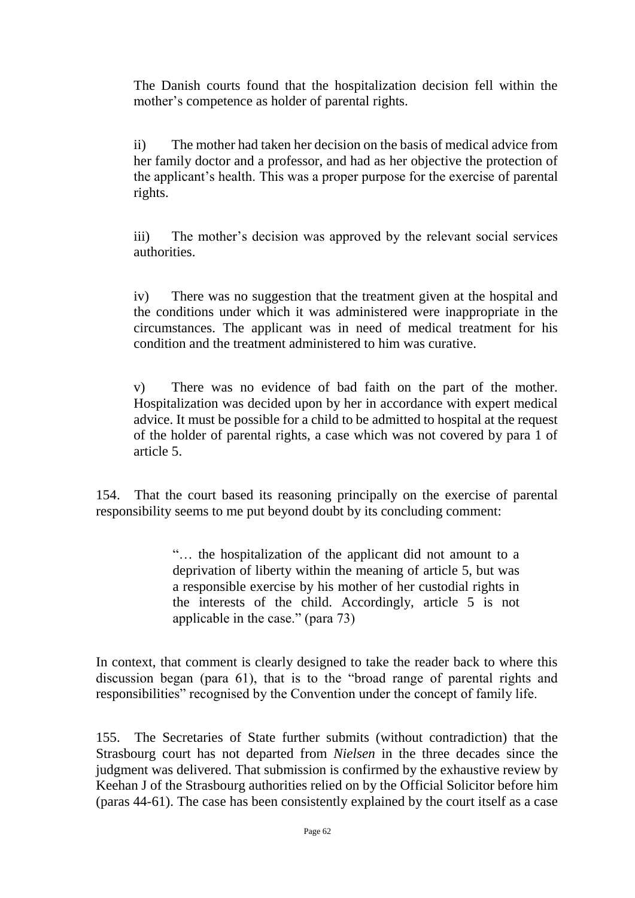The Danish courts found that the hospitalization decision fell within the mother's competence as holder of parental rights.

ii) The mother had taken her decision on the basis of medical advice from her family doctor and a professor, and had as her objective the protection of the applicant's health. This was a proper purpose for the exercise of parental rights.

iii) The mother's decision was approved by the relevant social services authorities.

iv) There was no suggestion that the treatment given at the hospital and the conditions under which it was administered were inappropriate in the circumstances. The applicant was in need of medical treatment for his condition and the treatment administered to him was curative.

v) There was no evidence of bad faith on the part of the mother. Hospitalization was decided upon by her in accordance with expert medical advice. It must be possible for a child to be admitted to hospital at the request of the holder of parental rights, a case which was not covered by para 1 of article 5.

154. That the court based its reasoning principally on the exercise of parental responsibility seems to me put beyond doubt by its concluding comment:

> "… the hospitalization of the applicant did not amount to a deprivation of liberty within the meaning of article 5, but was a responsible exercise by his mother of her custodial rights in the interests of the child. Accordingly, article 5 is not applicable in the case." (para 73)

In context, that comment is clearly designed to take the reader back to where this discussion began (para 61), that is to the "broad range of parental rights and responsibilities" recognised by the Convention under the concept of family life.

155. The Secretaries of State further submits (without contradiction) that the Strasbourg court has not departed from *Nielsen* in the three decades since the judgment was delivered. That submission is confirmed by the exhaustive review by Keehan J of the Strasbourg authorities relied on by the Official Solicitor before him (paras 44-61). The case has been consistently explained by the court itself as a case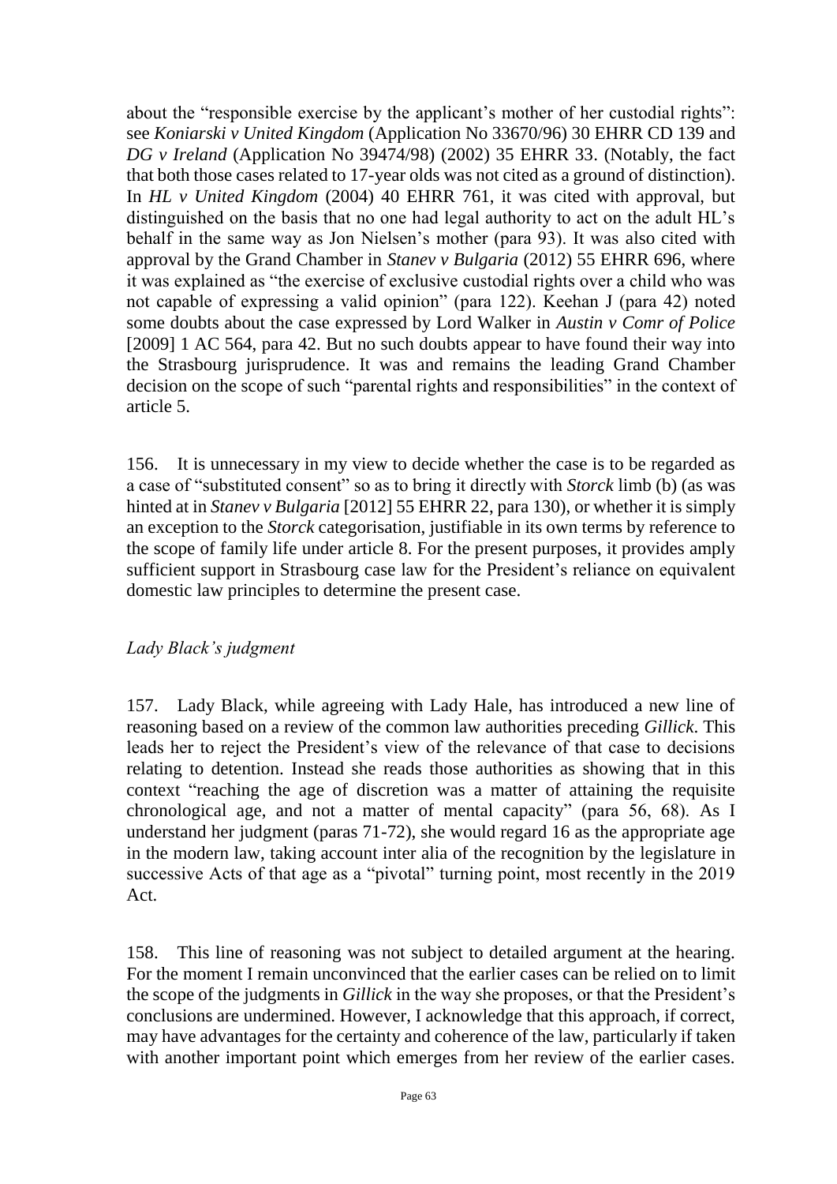about the "responsible exercise by the applicant's mother of her custodial rights": see *Koniarski v United Kingdom* (Application No 33670/96) 30 EHRR CD 139 and *DG v Ireland* (Application No 39474/98) (2002) 35 EHRR 33. (Notably, the fact that both those cases related to 17-year olds was not cited as a ground of distinction). In *HL v United Kingdom* (2004) 40 EHRR 761, it was cited with approval, but distinguished on the basis that no one had legal authority to act on the adult HL's behalf in the same way as Jon Nielsen's mother (para 93). It was also cited with approval by the Grand Chamber in *Stanev v Bulgaria* (2012) 55 EHRR 696, where it was explained as "the exercise of exclusive custodial rights over a child who was not capable of expressing a valid opinion" (para 122). Keehan J (para 42) noted some doubts about the case expressed by Lord Walker in *Austin v Comr of Police* [2009] 1 AC 564, para 42. But no such doubts appear to have found their way into the Strasbourg jurisprudence. It was and remains the leading Grand Chamber decision on the scope of such "parental rights and responsibilities" in the context of article 5.

156. It is unnecessary in my view to decide whether the case is to be regarded as a case of "substituted consent" so as to bring it directly with *Storck* limb (b) (as was hinted at in *Stanev v Bulgaria* [2012] 55 EHRR 22, para 130), or whether it is simply an exception to the *Storck* categorisation, justifiable in its own terms by reference to the scope of family life under article 8. For the present purposes, it provides amply sufficient support in Strasbourg case law for the President's reliance on equivalent domestic law principles to determine the present case.

*Lady Black's judgment*

157. Lady Black, while agreeing with Lady Hale, has introduced a new line of reasoning based on a review of the common law authorities preceding *Gillick*. This leads her to reject the President's view of the relevance of that case to decisions relating to detention. Instead she reads those authorities as showing that in this context "reaching the age of discretion was a matter of attaining the requisite chronological age, and not a matter of mental capacity" (para 56, 68). As I understand her judgment (paras 71-72), she would regard 16 as the appropriate age in the modern law, taking account inter alia of the recognition by the legislature in successive Acts of that age as a "pivotal" turning point, most recently in the 2019 Act.

158. This line of reasoning was not subject to detailed argument at the hearing. For the moment I remain unconvinced that the earlier cases can be relied on to limit the scope of the judgments in *Gillick* in the way she proposes, or that the President's conclusions are undermined. However, I acknowledge that this approach, if correct, may have advantages for the certainty and coherence of the law, particularly if taken with another important point which emerges from her review of the earlier cases.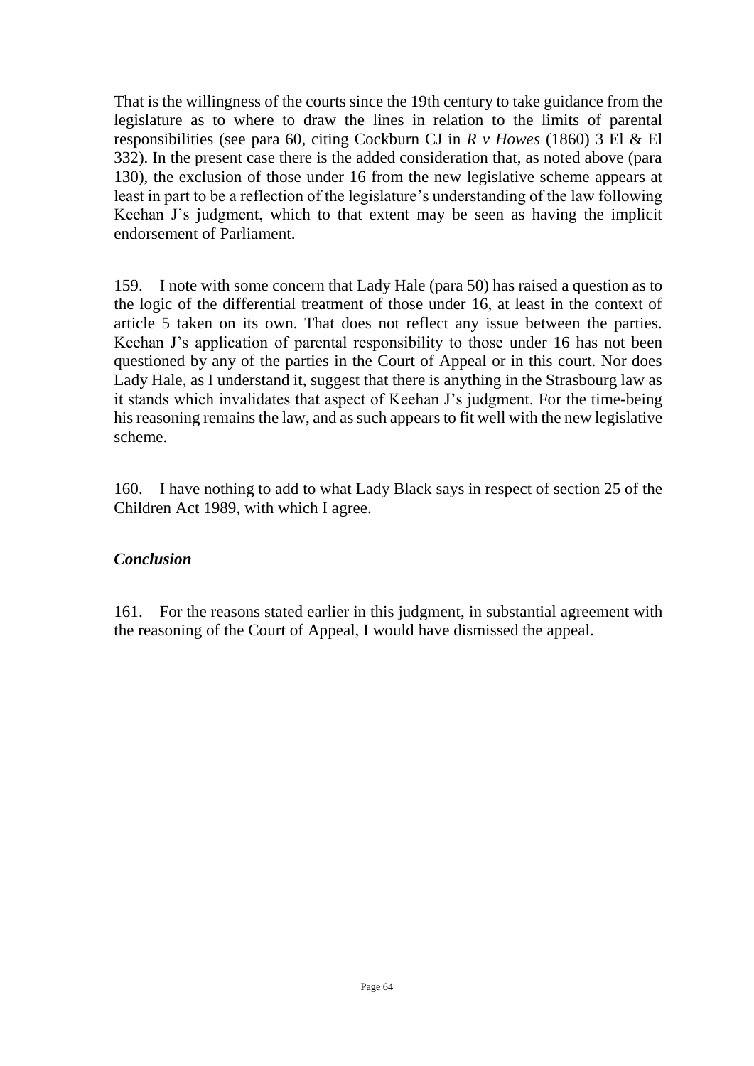That is the willingness of the courts since the 19th century to take guidance from the legislature as to where to draw the lines in relation to the limits of parental responsibilities (see para 60, citing Cockburn CJ in *R v Howes* (1860) 3 El & El 332). In the present case there is the added consideration that, as noted above (para 130), the exclusion of those under 16 from the new legislative scheme appears at least in part to be a reflection of the legislature's understanding of the law following Keehan J's judgment, which to that extent may be seen as having the implicit endorsement of Parliament.

159. I note with some concern that Lady Hale (para 50) has raised a question as to the logic of the differential treatment of those under 16, at least in the context of article 5 taken on its own. That does not reflect any issue between the parties. Keehan J's application of parental responsibility to those under 16 has not been questioned by any of the parties in the Court of Appeal or in this court. Nor does Lady Hale, as I understand it, suggest that there is anything in the Strasbourg law as it stands which invalidates that aspect of Keehan J's judgment. For the time-being his reasoning remains the law, and as such appears to fit well with the new legislative scheme.

160. I have nothing to add to what Lady Black says in respect of section 25 of the Children Act 1989, with which I agree.

### *Conclusion*

161. For the reasons stated earlier in this judgment, in substantial agreement with the reasoning of the Court of Appeal, I would have dismissed the appeal.